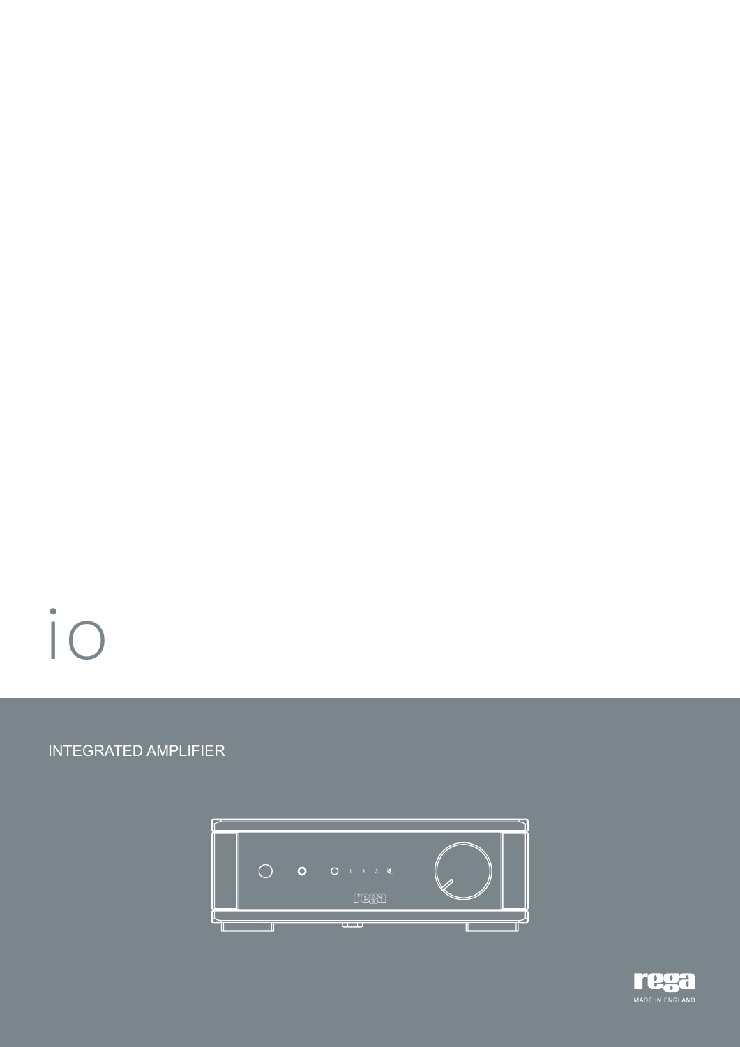# io

## INTEGRATED AMPLIFIER

MADE IN ENGLAND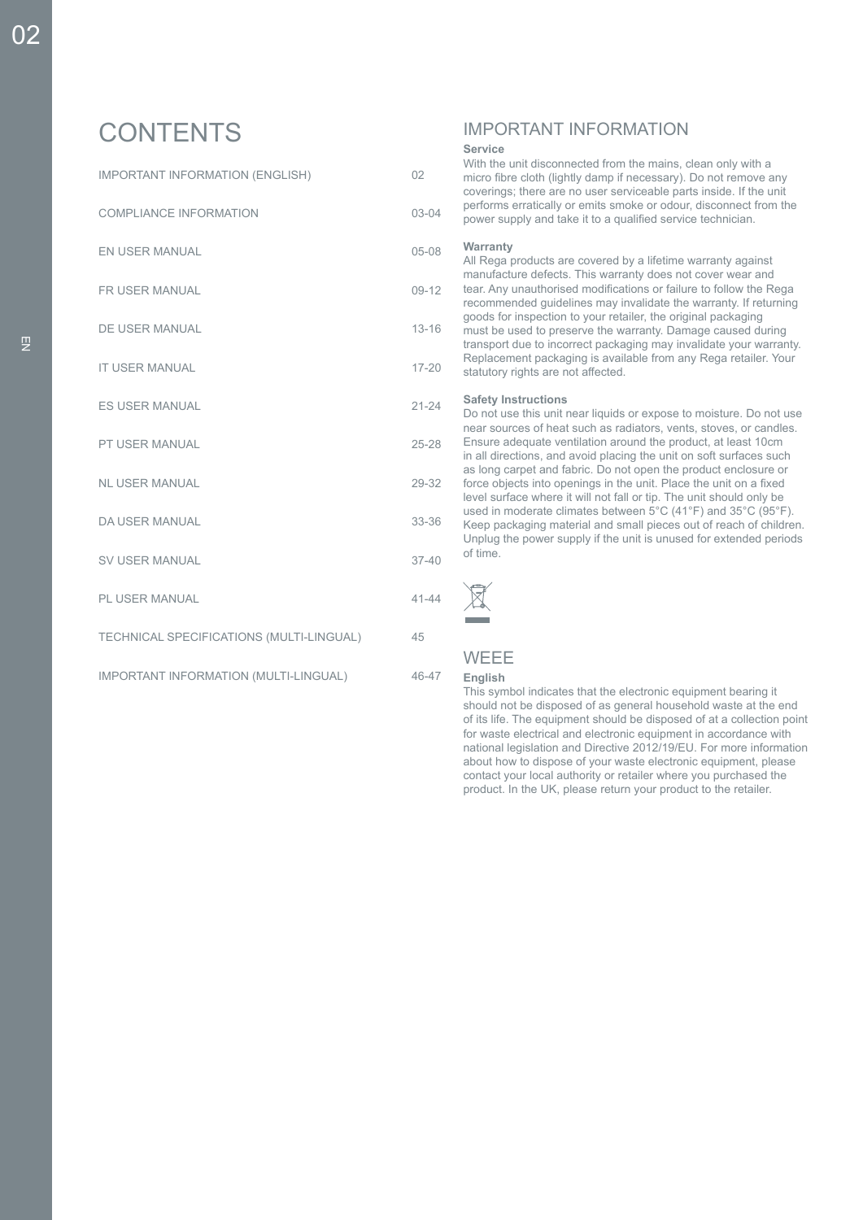# CONTENTS

| | |
|---|---|
| IMPORTANT INFORMATION (ENGLISH) | 02 |
| COMPLIANCE INFORMATION | 03-04 |
| EN USER MANUAL | 05-08 |
| FR USER MANUAL | 09-12 |
| DE USER MANUAL | 13-16 |
| IT USER MANUAL | 17-20 |
| ES USER MANUAL | 21-24 |
| PT USER MANUAL | 25-28 |
| NL USER MANUAL | 29-32 |
| DA USER MANUAL | 33-36 |
| SV USER MANUAL | 37-40 |
| PL USER MANUAL | 41-44 |
| TECHNICAL SPECIFICATIONS (MULTI-LINGUAL) | 45 |
| IMPORTANT INFORMATION (MULTI-LINGUAL) | 46-47 |

# IMPORTANT INFORMATION

**Service**

With the unit disconnected from the mains, clean only with a micro fibre cloth (lightly damp if necessary). Do not remove any coverings; there are no user serviceable parts inside. If the unit performs erratically or emits smoke or odour, disconnect from the power supply and take it to a qualified service technician.

**Warranty**

All Rega products are covered by a lifetime warranty against manufacture defects. This warranty does not cover wear and tear. Any unauthorised modifications or failure to follow the Rega recommended guidelines may invalidate the warranty. If returning goods for inspection to your retailer, the original packaging must be used to preserve the warranty. Damage caused during transport due to incorrect packaging may invalidate your warranty. Replacement packaging is available from any Rega retailer. Your statutory rights are not affected.

**Safety Instructions**

Do not use this unit near liquids or expose to moisture. Do not use near sources of heat such as radiators, vents, stoves, or candles. Ensure adequate ventilation around the product, at least 10cm in all directions, and avoid placing the unit on soft surfaces such as long carpet and fabric. Do not open the product enclosure or force objects into openings in the unit. Place the unit on a fixed level surface where it will not fall or tip. The unit should only be used in moderate climates between 5°C (41°F) and 35°C (95°F). Keep packaging material and small pieces out of reach of children. Unplug the power supply if the unit is unused for extended periods of time.

# WEEE

**English**

This symbol indicates that the electronic equipment bearing it should not be disposed of as general household waste at the end of its life. The equipment should be disposed of at a collection point for waste electrical and electronic equipment in accordance with national legislation and Directive 2012/19/EU. For more information about how to dispose of your waste electronic equipment, please contact your local authority or retailer where you purchased the product. In the UK, please return your product to the retailer.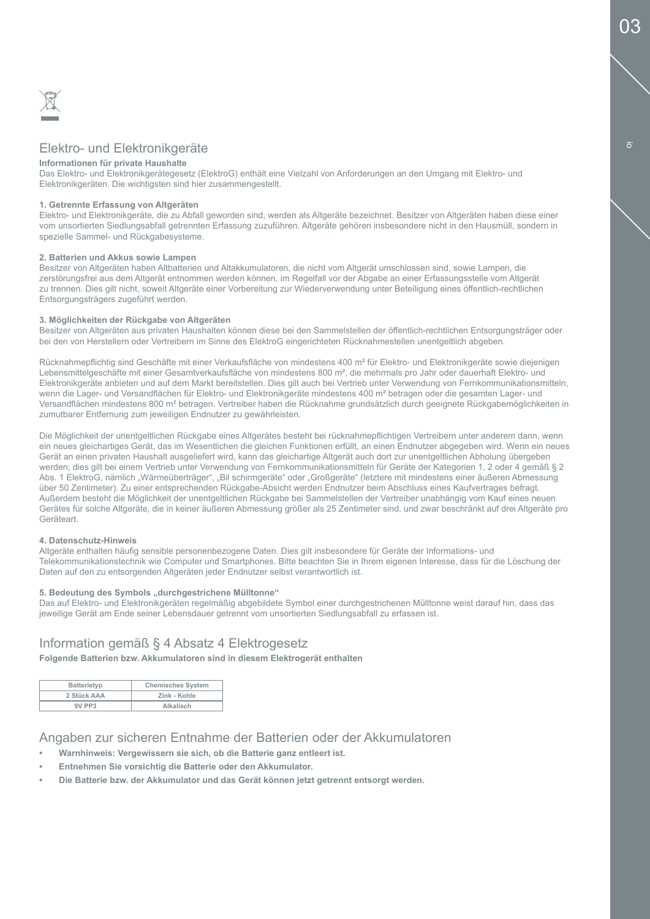## Elektro- und Elektronikgeräte

**Informationen für private Haushalte**
Das Elektro- und Elektronikgerätegesetz (ElektroG) enthält eine Vielzahl von Anforderungen an den Umgang mit Elektro- und Elektronikgeräten. Die wichtigsten sind hier zusammengestellt.

**1. Getrennte Erfassung von Altgeräten**
Elektro- und Elektronikgeräte, die zu Abfall geworden sind, werden als Altgeräte bezeichnet. Besitzer von Altgeräten haben diese einer vom unsortierten Siedlungsabfall getrennten Erfassung zuzuführen. Altgeräte gehören insbesondere nicht in den Hausmüll, sondern in spezielle Sammel- und Rückgabesysteme.

**2. Batterien und Akkus sowie Lampen**
Besitzer von Altgeräten haben Altbatterien und Altakkumulatoren, die nicht vom Altgerät umschlossen sind, sowie Lampen, die zerstörungsfrei aus dem Altgerät entnommen werden können, im Regelfall vor der Abgabe an einer Erfassungsstelle vom Altgerät zu trennen. Dies gilt nicht, soweit Altgeräte einer Vorbereitung zur Wiederverwendung unter Beteiligung eines öffentlich-rechtlichen Entsorgungsträgers zugeführt werden.

**3. Möglichkeiten der Rückgabe von Altgeräten**
Besitzer von Altgeräten aus privaten Haushalten können diese bei den Sammelstellen der öffentlich-rechtlichen Entsorgungsträger oder bei den von Herstellern oder Vertreibern im Sinne des ElektroG eingerichteten Rücknahmestellen unentgeltlich abgeben.

Rücknahmepflichtig sind Geschäfte mit einer Verkaufsfläche von mindestens 400 m² für Elektro- und Elektronikgeräte sowie diejenigen Lebensmittelgeschäfte mit einer Gesamtverkaufsfläche von mindestens 800 m², die mehrmals pro Jahr oder dauerhaft Elektro- und Elektronikgeräte anbieten und auf dem Markt bereitstellen. Dies gilt auch bei Vertrieb unter Verwendung von Fernkommunikationsmitteln, wenn die Lager- und Versandflächen für Elektro- und Elektronikgeräte mindestens 400 m² betragen oder die gesamten Lager- und Versandflächen mindestens 800 m² betragen. Vertreiber haben die Rücknahme grundsätzlich durch geeignete Rückgabemöglichkeiten in zumutbarer Entfernung zum jeweiligen Endnutzer zu gewährleisten.

Die Möglichkeit der unentgeltlichen Rückgabe eines Altgerätes besteht bei rücknahmepflichtigen Vertreibern unter anderem dann, wenn ein neues gleichartiges Gerät, das im Wesentlichen die gleichen Funktionen erfüllt, an einen Endnutzer abgegeben wird. Wenn ein neues Gerät an einen privaten Haushalt ausgeliefert wird, kann das gleichartige Altgerät auch dort zur unentgeltlichen Abholung übergeben werden; dies gilt bei einem Vertrieb unter Verwendung von Fernkommunikationsmitteln für Geräte der Kategorien 1, 2 oder 4 gemäß § 2 Abs. 1 ElektroG, nämlich „Wärmeüberträger", „Bil schirmgeräte" oder „Großgeräte" (letztere mit mindestens einer äußeren Abmessung über 50 Zentimeter). Zu einer entsprechenden Rückgabe-Absicht werden Endnutzer beim Abschluss eines Kaufvertrages befragt. Außerdem besteht die Möglichkeit der unentgeltlichen Rückgabe bei Sammelstellen der Vertreiber unabhängig vom Kauf eines neuen Gerätes für solche Altgeräte, die in keiner äußeren Abmessung größer als 25 Zentimeter sind, und zwar beschränkt auf drei Altgeräte pro Geräteart.

**4. Datenschutz-Hinweis**
Altgeräte enthalten häufig sensible personenbezogene Daten. Dies gilt insbesondere für Geräte der Informations- und Telekommunikationstechnik wie Computer und Smartphones. Bitte beachten Sie in Ihrem eigenen Interesse, dass für die Löschung der Daten auf den zu entsorgenden Altgeräten jeder Endnutzer selbst verantwortlich ist.

**5. Bedeutung des Symbols „durchgestrichene Mülltonne"**
Das auf Elektro- und Elektronikgeräten regelmäßig abgebildete Symbol einer durchgestrichenen Mülltonne weist darauf hin, dass das jeweilige Gerät am Ende seiner Lebensdauer getrennt vom unsortierten Siedlungsabfall zu erfassen ist.

## Information gemäß § 4 Absatz 4 Elektrogesetz

**Folgende Batterien bzw. Akkumulatoren sind in diesem Elektrogerät enthalten**

| Batterietyp | Chemisches System |
|---|---|
| 2 Stück AAA | Zink - Kohle |
| 9V PP3 | Alkalisch |

## Angaben zur sicheren Entnahme der Batterien oder der Akkumulatoren

- **Warnhinweis: Vergewissern sie sich, ob die Batterie ganz entleert ist.**
- **Entnehmen Sie vorsichtig die Batterie oder den Akkumulator.**
- **Die Batterie bzw. der Akkumulator und das Gerät können jetzt getrennt entsorgt werden.**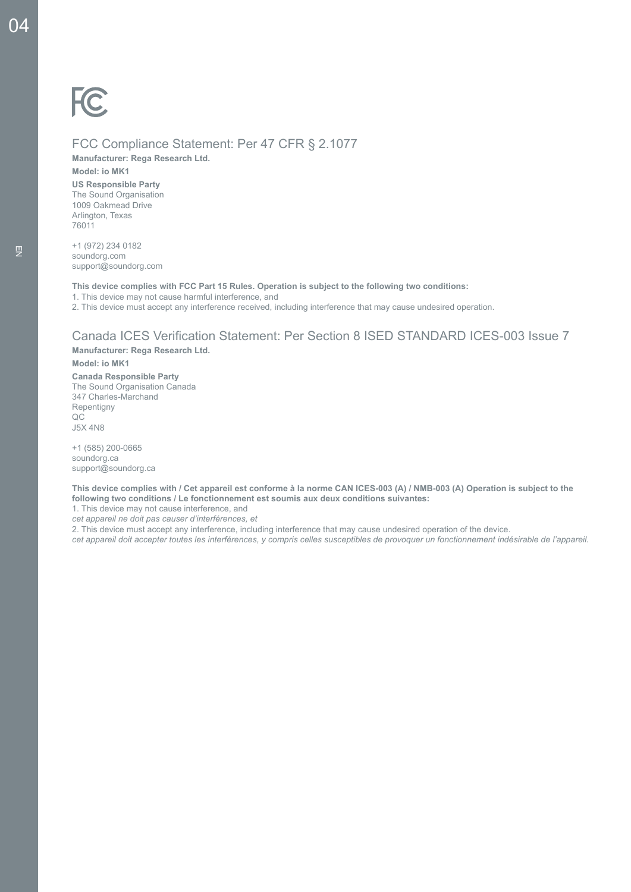## FCC Compliance Statement: Per 47 CFR § 2.1077

**Manufacturer: Rega Research Ltd.**

**Model: io MK1**

**US Responsible Party**
The Sound Organisation
1009 Oakmead Drive
Arlington, Texas
76011

+1 (972) 234 0182
soundorg.com
support@soundorg.com

**This device complies with FCC Part 15 Rules. Operation is subject to the following two conditions:**

1. This device may not cause harmful interference, and
2. This device must accept any interference received, including interference that may cause undesired operation.

## Canada ICES Verification Statement: Per Section 8 ISED STANDARD ICES-003 Issue 7

**Manufacturer: Rega Research Ltd.**

**Model: io MK1**

**Canada Responsible Party**
The Sound Organisation Canada
347 Charles-Marchand
Repentigny
QC
J5X 4N8

+1 (585) 200-0665
soundorg.ca
support@soundorg.ca

**This device complies with / Cet appareil est conforme à la norme CAN ICES-003 (A) / NMB-003 (A) Operation is subject to the following two conditions / Le fonctionnement est soumis aux deux conditions suivantes:**

1. This device may not cause interference, and
*cet appareil ne doit pas causer d'interférences, et*
2. This device must accept any interference, including interference that may cause undesired operation of the device.
*cet appareil doit accepter toutes les interférences, y compris celles susceptibles de provoquer un fonctionnement indésirable de l'appareil.*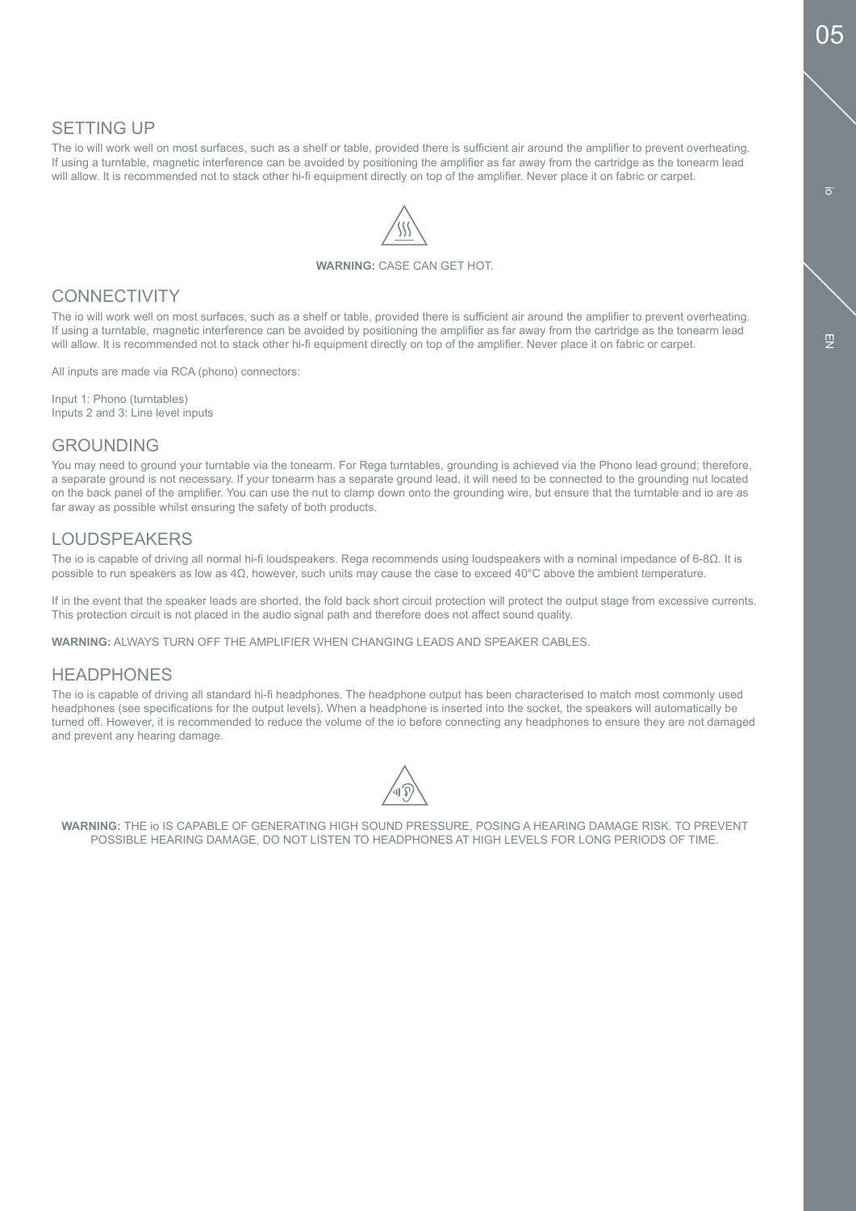## SETTING UP

The io will work well on most surfaces, such as a shelf or table, provided there is sufficient air around the amplifier to prevent overheating. If using a turntable, magnetic interference can be avoided by positioning the amplifier as far away from the cartridge as the tonearm lead will allow. It is recommended not to stack other hi-fi equipment directly on top of the amplifier. Never place it on fabric or carpet.

**WARNING:** CASE CAN GET HOT.

## CONNECTIVITY

The io will work well on most surfaces, such as a shelf or table, provided there is sufficient air around the amplifier to prevent overheating. If using a turntable, magnetic interference can be avoided by positioning the amplifier as far away from the cartridge as the tonearm lead will allow. It is recommended not to stack other hi-fi equipment directly on top of the amplifier. Never place it on fabric or carpet.

All inputs are made via RCA (phono) connectors:

Input 1: Phono (turntables)
Inputs 2 and 3: Line level inputs

## GROUNDING

You may need to ground your turntable via the tonearm. For Rega turntables, grounding is achieved via the Phono lead ground; therefore, a separate ground is not necessary. If your tonearm has a separate ground lead, it will need to be connected to the grounding nut located on the back panel of the amplifier. You can use the nut to clamp down onto the grounding wire, but ensure that the turntable and io are as far away as possible whilst ensuring the safety of both products.

## LOUDSPEAKERS

The io is capable of driving all normal hi-fi loudspeakers. Rega recommends using loudspeakers with a nominal impedance of 6-8Ω. It is possible to run speakers as low as 4Ω, however, such units may cause the case to exceed 40°C above the ambient temperature.

If in the event that the speaker leads are shorted, the fold back short circuit protection will protect the output stage from excessive currents. This protection circuit is not placed in the audio signal path and therefore does not affect sound quality.

**WARNING:** ALWAYS TURN OFF THE AMPLIFIER WHEN CHANGING LEADS AND SPEAKER CABLES.

## HEADPHONES

The io is capable of driving all standard hi-fi headphones. The headphone output has been characterised to match most commonly used headphones (see specifications for the output levels). When a headphone is inserted into the socket, the speakers will automatically be turned off. However, it is recommended to reduce the volume of the io before connecting any headphones to ensure they are not damaged and prevent any hearing damage.

**WARNING:** THE io IS CAPABLE OF GENERATING HIGH SOUND PRESSURE, POSING A HEARING DAMAGE RISK. TO PREVENT POSSIBLE HEARING DAMAGE, DO NOT LISTEN TO HEADPHONES AT HIGH LEVELS FOR LONG PERIODS OF TIME.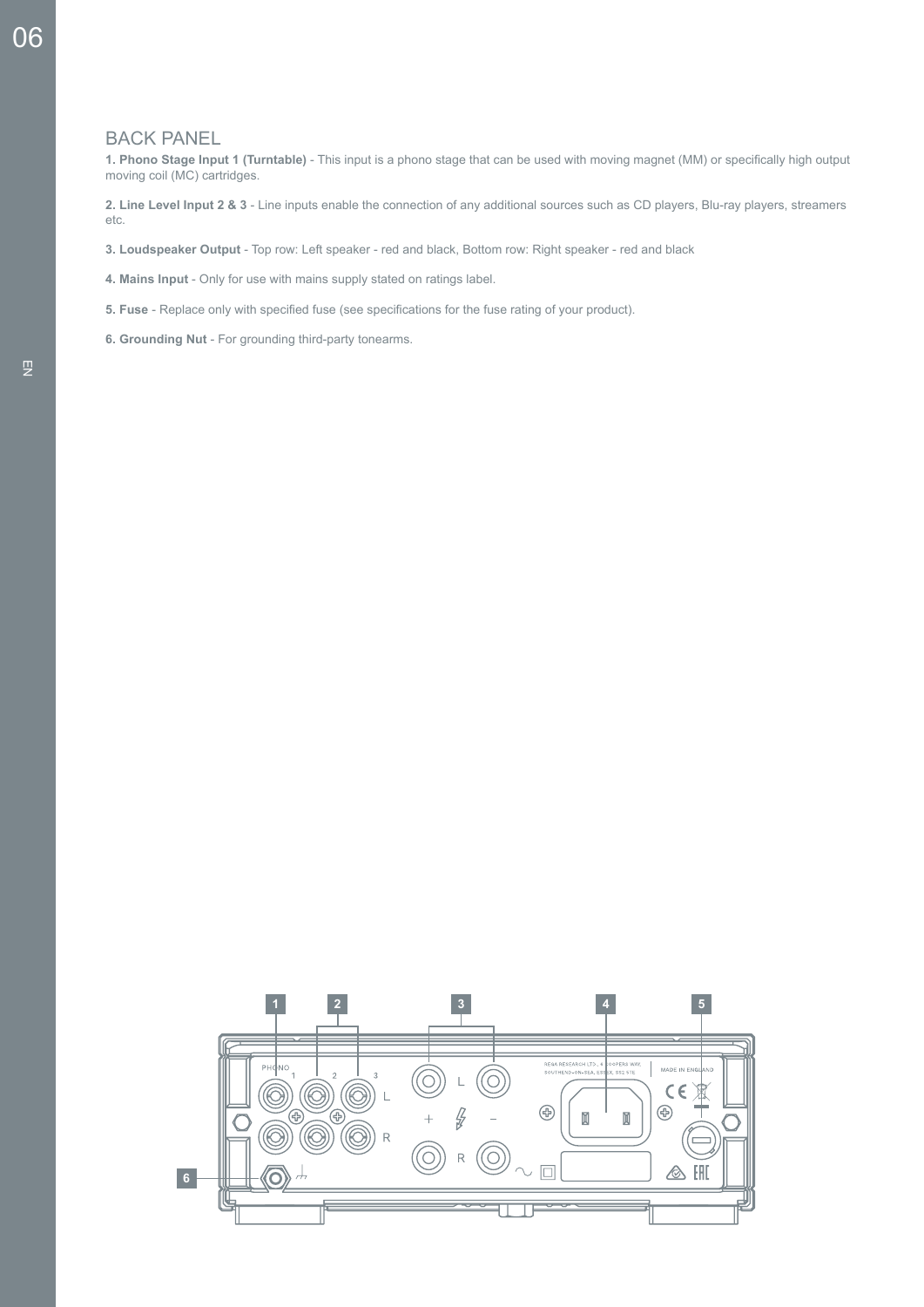## BACK PANEL

**1. Phono Stage Input 1 (Turntable)** - This input is a phono stage that can be used with moving magnet (MM) or specifically high output moving coil (MC) cartridges.

**2. Line Level Input 2 & 3** - Line inputs enable the connection of any additional sources such as CD players, Blu-ray players, streamers etc.

**3. Loudspeaker Output** - Top row: Left speaker - red and black, Bottom row: Right speaker - red and black

**4. Mains Input** - Only for use with mains supply stated on ratings label.

**5. Fuse** - Replace only with specified fuse (see specifications for the fuse rating of your product).

**6. Grounding Nut** - For grounding third-party tonearms.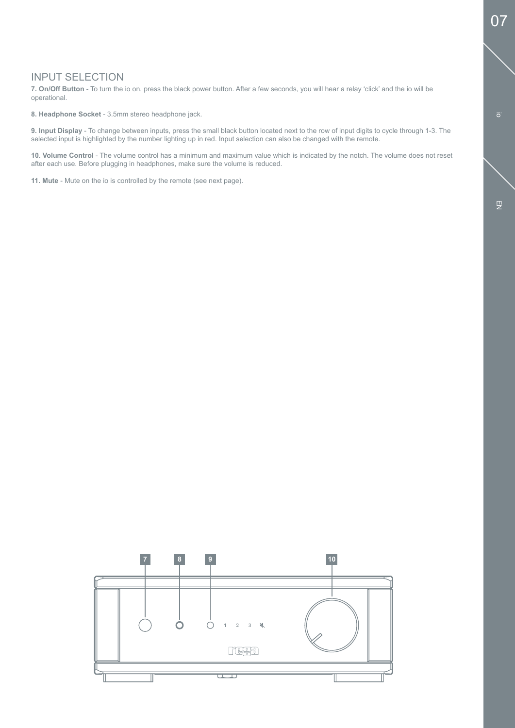## INPUT SELECTION

**7. On/Off Button** - To turn the io on, press the black power button. After a few seconds, you will hear a relay 'click' and the io will be operational.

**8. Headphone Socket** - 3.5mm stereo headphone jack.

**9. Input Display** - To change between inputs, press the small black button located next to the row of input digits to cycle through 1-3. The selected input is highlighted by the number lighting up in red. Input selection can also be changed with the remote.

**10. Volume Control** - The volume control has a minimum and maximum value which is indicated by the notch. The volume does not reset after each use. Before plugging in headphones, make sure the volume is reduced.

**11. Mute** - Mute on the io is controlled by the remote (see next page).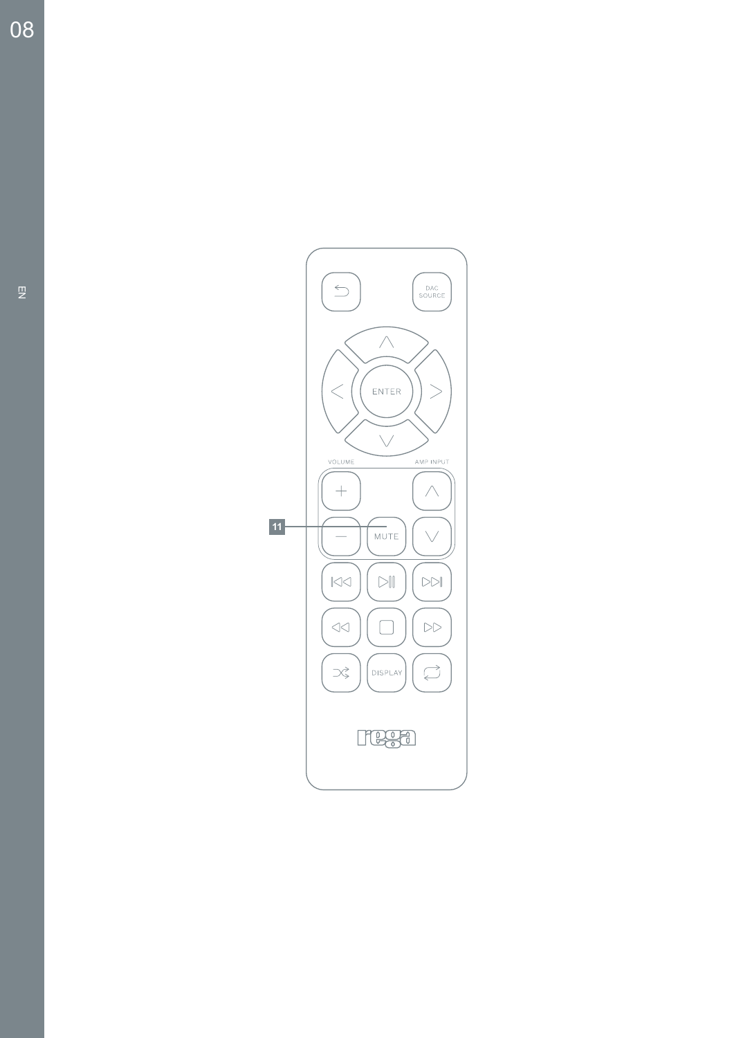DAC SOURCE

ENTER

VOLUME

AMP INPUT

11

MUTE

DISPLAY

rega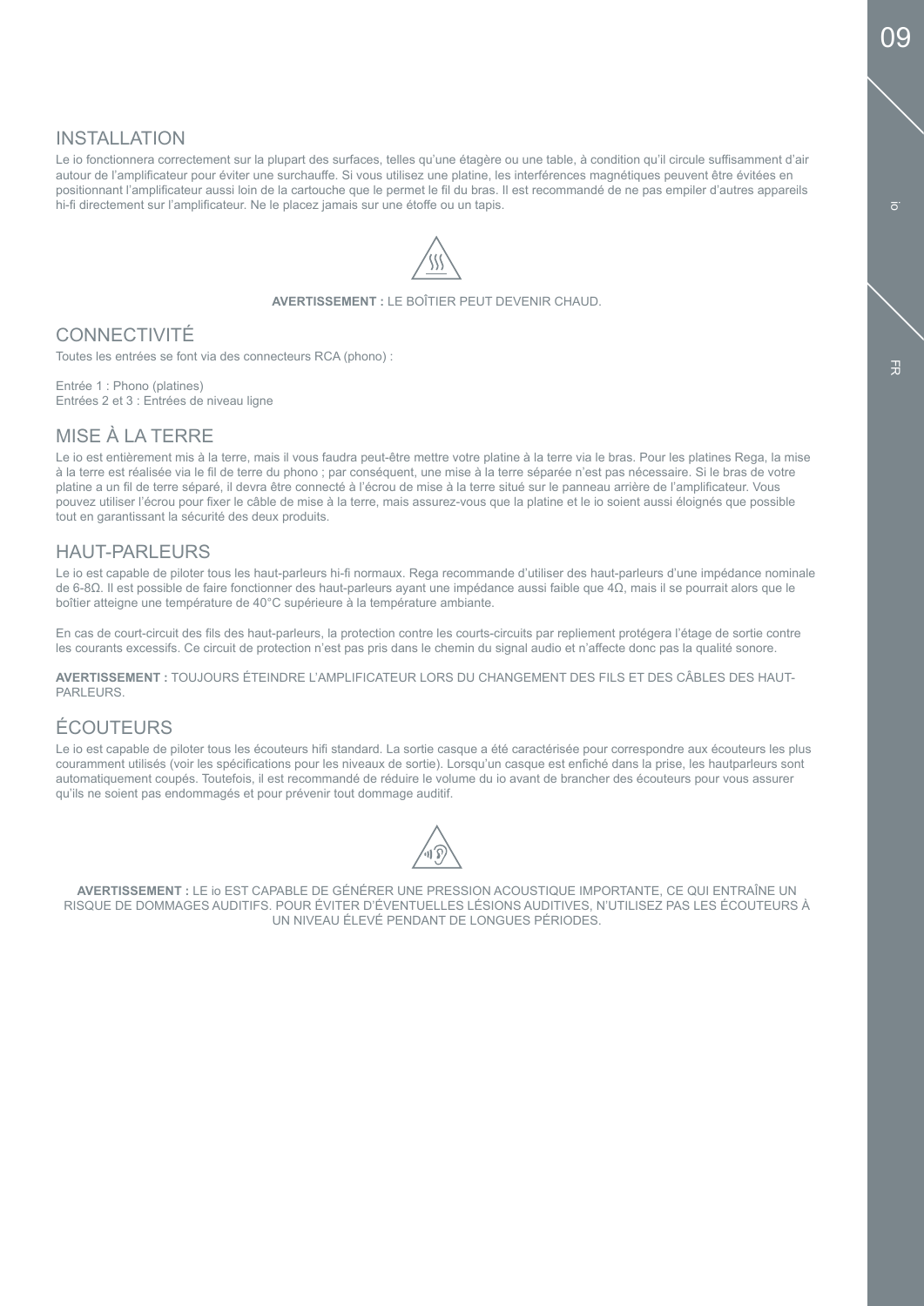## INSTALLATION

Le io fonctionnera correctement sur la plupart des surfaces, telles qu'une étagère ou une table, à condition qu'il circule suffisamment d'air autour de l'amplificateur pour éviter une surchauffe. Si vous utilisez une platine, les interférences magnétiques peuvent être évitées en positionnant l'amplificateur aussi loin de la cartouche que le permet le fil du bras. Il est recommandé de ne pas empiler d'autres appareils hi-fi directement sur l'amplificateur. Ne le placez jamais sur une étoffe ou un tapis.

**AVERTISSEMENT :** LE BOÎTIER PEUT DEVENIR CHAUD.

## CONNECTIVITÉ

Toutes les entrées se font via des connecteurs RCA (phono) :

Entrée 1 : Phono (platines)
Entrées 2 et 3 : Entrées de niveau ligne

## MISE À LA TERRE

Le io est entièrement mis à la terre, mais il vous faudra peut-être mettre votre platine à la terre via le bras. Pour les platines Rega, la mise à la terre est réalisée via le fil de terre du phono ; par conséquent, une mise à la terre séparée n'est pas nécessaire. Si le bras de votre platine a un fil de terre séparé, il devra être connecté à l'écrou de mise à la terre situé sur le panneau arrière de l'amplificateur. Vous pouvez utiliser l'écrou pour fixer le câble de mise à la terre, mais assurez-vous que la platine et le io soient aussi éloignés que possible tout en garantissant la sécurité des deux produits.

## HAUT-PARLEURS

Le io est capable de piloter tous les haut-parleurs hi-fi normaux. Rega recommande d'utiliser des haut-parleurs d'une impédance nominale de 6-8Ω. Il est possible de faire fonctionner des haut-parleurs ayant une impédance aussi faible que 4Ω, mais il se pourrait alors que le boîtier atteigne une température de 40°C supérieure à la température ambiante.

En cas de court-circuit des fils des haut-parleurs, la protection contre les courts-circuits par repliement protégera l'étage de sortie contre les courants excessifs. Ce circuit de protection n'est pas pris dans le chemin du signal audio et n'affecte donc pas la qualité sonore.

**AVERTISSEMENT :** TOUJOURS ÉTEINDRE L'AMPLIFICATEUR LORS DU CHANGEMENT DES FILS ET DES CÂBLES DES HAUT-PARLEURS.

## ÉCOUTEURS

Le io est capable de piloter tous les écouteurs hifi standard. La sortie casque a été caractérisée pour correspondre aux écouteurs les plus couramment utilisés (voir les spécifications pour les niveaux de sortie). Lorsqu'un casque est enfiché dans la prise, les hautparleurs sont automatiquement coupés. Toutefois, il est recommandé de réduire le volume du io avant de brancher des écouteurs pour vous assurer qu'ils ne soient pas endommagés et pour prévenir tout dommage auditif.

**AVERTISSEMENT :** LE io EST CAPABLE DE GÉNÉRER UNE PRESSION ACOUSTIQUE IMPORTANTE, CE QUI ENTRAÎNE UN RISQUE DE DOMMAGES AUDITIFS. POUR ÉVITER D'ÉVENTUELLES LÉSIONS AUDITIVES, N'UTILISEZ PAS LES ÉCOUTEURS À UN NIVEAU ÉLEVÉ PENDANT DE LONGUES PÉRIODES.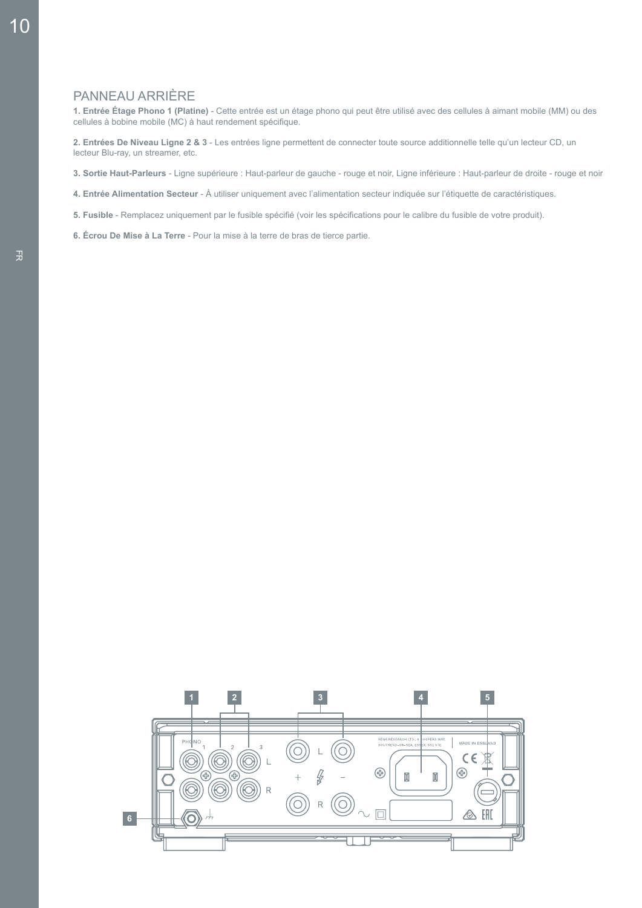## PANNEAU ARRIÈRE

**1. Entrée Étage Phono 1 (Platine)** - Cette entrée est un étage phono qui peut être utilisé avec des cellules à aimant mobile (MM) ou des cellules à bobine mobile (MC) à haut rendement spécifique.

**2. Entrées De Niveau Ligne 2 & 3** - Les entrées ligne permettent de connecter toute source additionnelle telle qu'un lecteur CD, un lecteur Blu-ray, un streamer, etc.

**3. Sortie Haut-Parleurs** - Ligne supérieure : Haut-parleur de gauche - rouge et noir, Ligne inférieure : Haut-parleur de droite - rouge et noir

**4. Entrée Alimentation Secteur** - À utiliser uniquement avec l'alimentation secteur indiquée sur l'étiquette de caractéristiques.

**5. Fusible** - Remplacez uniquement par le fusible spécifié (voir les spécifications pour le calibre du fusible de votre produit).

**6. Écrou De Mise à La Terre** - Pour la mise à la terre de bras de tierce partie.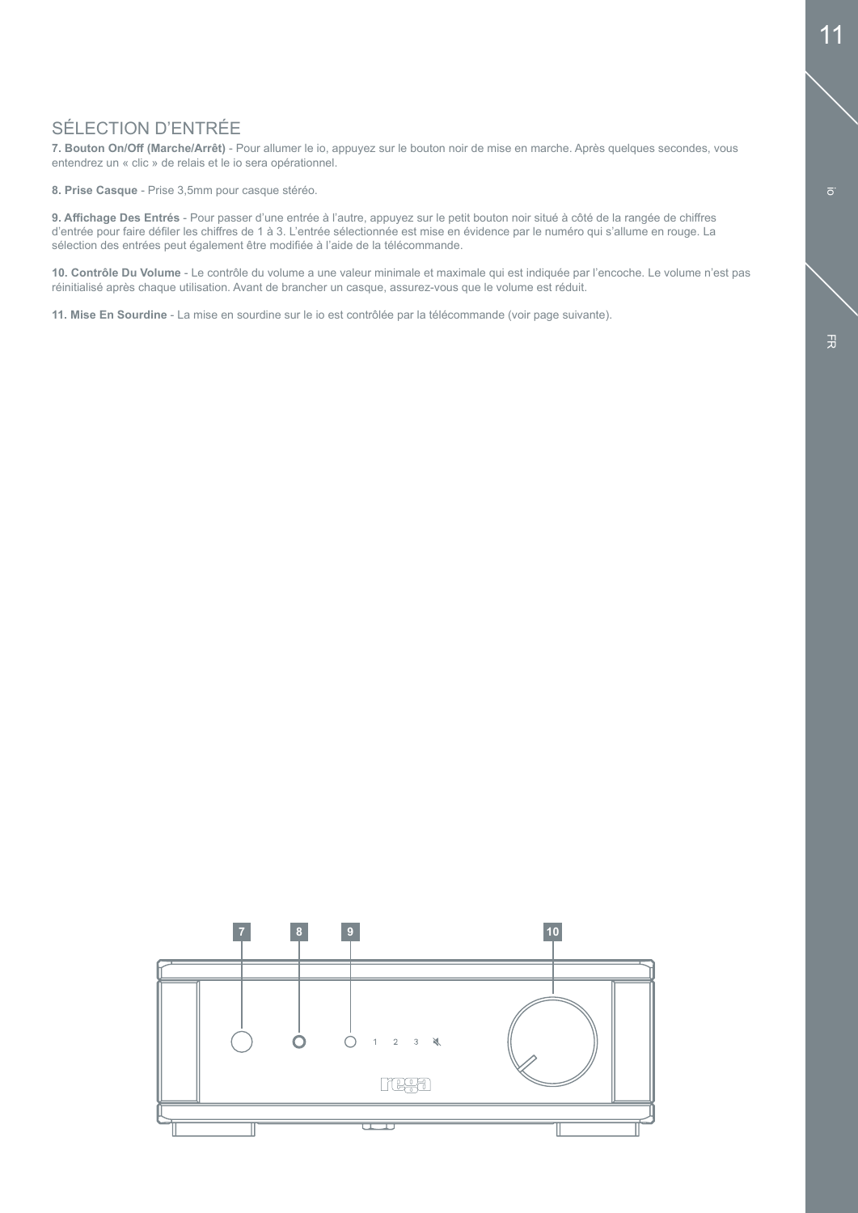## SÉLECTION D'ENTRÉE

**7. Bouton On/Off (Marche/Arrêt)** - Pour allumer le io, appuyez sur le bouton noir de mise en marche. Après quelques secondes, vous entendrez un « clic » de relais et le io sera opérationnel.

**8. Prise Casque** - Prise 3,5mm pour casque stéréo.

**9. Affichage Des Entrés** - Pour passer d'une entrée à l'autre, appuyez sur le petit bouton noir situé à côté de la rangée de chiffres d'entrée pour faire défiler les chiffres de 1 à 3. L'entrée sélectionnée est mise en évidence par le numéro qui s'allume en rouge. La sélection des entrées peut également être modifiée à l'aide de la télécommande.

**10. Contrôle Du Volume** - Le contrôle du volume a une valeur minimale et maximale qui est indiquée par l'encoche. Le volume n'est pas réinitialisé après chaque utilisation. Avant de brancher un casque, assurez-vous que le volume est réduit.

**11. Mise En Sourdine** - La mise en sourdine sur le io est contrôlée par la télécommande (voir page suivante).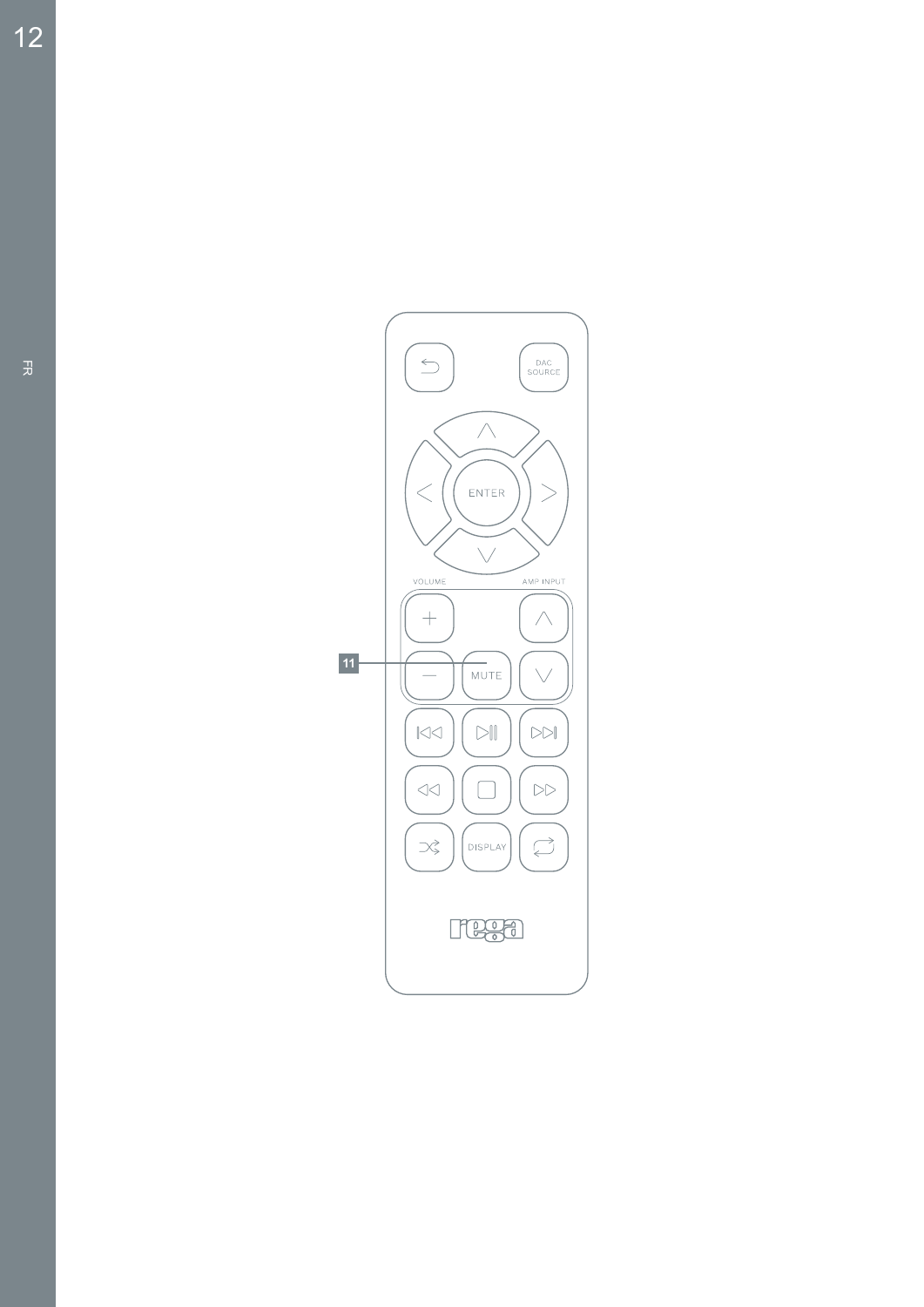DAC SOURCE

ENTER

VOLUME

AMP INPUT

11

MUTE

DISPLAY

rega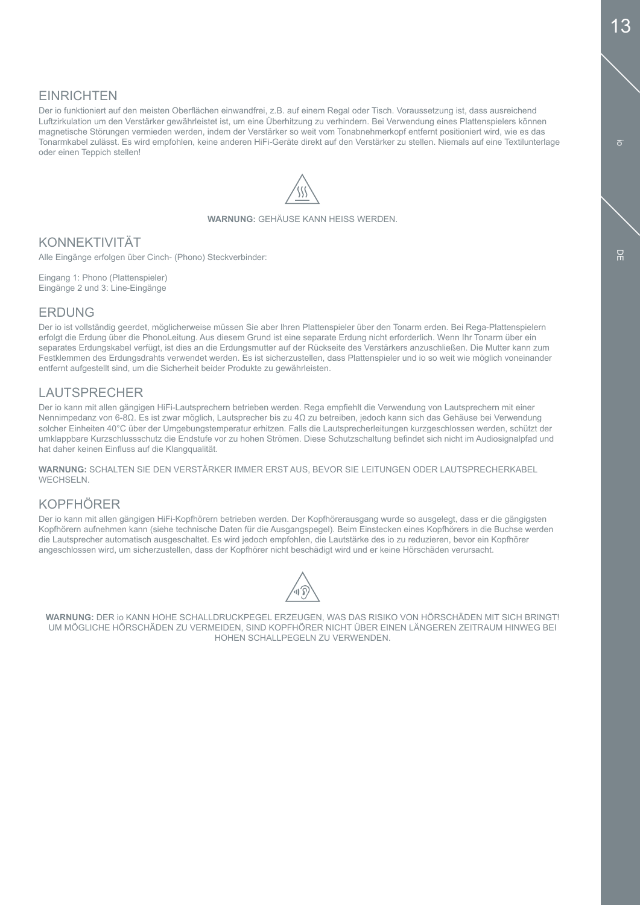## EINRICHTEN

Der io funktioniert auf den meisten Oberflächen einwandfrei, z.B. auf einem Regal oder Tisch. Voraussetzung ist, dass ausreichend Luftzirkulation um den Verstärker gewährleistet ist, um eine Überhitzung zu verhindern. Bei Verwendung eines Plattenspielers können magnetische Störungen vermieden werden, indem der Verstärker so weit vom Tonabnehmerkopf entfernt positioniert wird, wie es das Tonarmkabel zulässt. Es wird empfohlen, keine anderen HiFi-Geräte direkt auf den Verstärker zu stellen. Niemals auf eine Textilunterlage oder einen Teppich stellen!

**WARNUNG:** GEHÄUSE KANN HEISS WERDEN.

## KONNEKTIVITÄT

Alle Eingänge erfolgen über Cinch- (Phono) Steckverbinder:

Eingang 1: Phono (Plattenspieler)
Eingänge 2 und 3: Line-Eingänge

## ERDUNG

Der io ist vollständig geerdet, möglicherweise müssen Sie aber Ihren Plattenspieler über den Tonarm erden. Bei Rega-Plattenspielern erfolgt die Erdung über die PhonoLeitung. Aus diesem Grund ist eine separate Erdung nicht erforderlich. Wenn Ihr Tonarm über ein separates Erdungskabel verfügt, ist dies an die Erdungsmutter auf der Rückseite des Verstärkers anzuschließen. Die Mutter kann zum Festklemmen des Erdungsdrahts verwendet werden. Es ist sicherzustellen, dass Plattenspieler und io so weit wie möglich voneinander entfernt aufgestellt sind, um die Sicherheit beider Produkte zu gewährleisten.

## LAUTSPRECHER

Der io kann mit allen gängigen HiFi-Lautsprechern betrieben werden. Rega empfiehlt die Verwendung von Lautsprechern mit einer Nennimpedanz von 6-8Ω. Es ist zwar möglich, Lautsprecher bis zu 4Ω zu betreiben, jedoch kann sich das Gehäuse bei Verwendung solcher Einheiten 40°C über der Umgebungstemperatur erhitzen. Falls die Lautsprecherleitungen kurzgeschlossen werden, schützt der umklappbare Kurzschlussschutz die Endstufe vor zu hohen Strömen. Diese Schutzschaltung befindet sich nicht im Audiosignalpfad und hat daher keinen Einfluss auf die Klangqualität.

**WARNUNG:** SCHALTEN SIE DEN VERSTÄRKER IMMER ERST AUS, BEVOR SIE LEITUNGEN ODER LAUTSPRECHERKABEL WECHSELN.

## KOPFHÖRER

Der io kann mit allen gängigen HiFi-Kopfhörern betrieben werden. Der Kopfhörerausgang wurde so ausgelegt, dass er die gängigsten Kopfhörern aufnehmen kann (siehe technische Daten für die Ausgangspegel). Beim Einstecken eines Kopfhörers in die Buchse werden die Lautsprecher automatisch ausgeschaltet. Es wird jedoch empfohlen, die Lautstärke des io zu reduzieren, bevor ein Kopfhörer angeschlossen wird, um sicherzustellen, dass der Kopfhörer nicht beschädigt wird und er keine Hörschäden verursacht.

**WARNUNG:** DER io KANN HOHE SCHALLDRUCKPEGEL ERZEUGEN, WAS DAS RISIKO VON HÖRSCHÄDEN MIT SICH BRINGT! UM MÖGLICHE HÖRSCHÄDEN ZU VERMEIDEN, SIND KOPFHÖRER NICHT ÜBER EINEN LÄNGEREN ZEITRAUM HINWEG BEI HOHEN SCHALLPEGELN ZU VERWENDEN.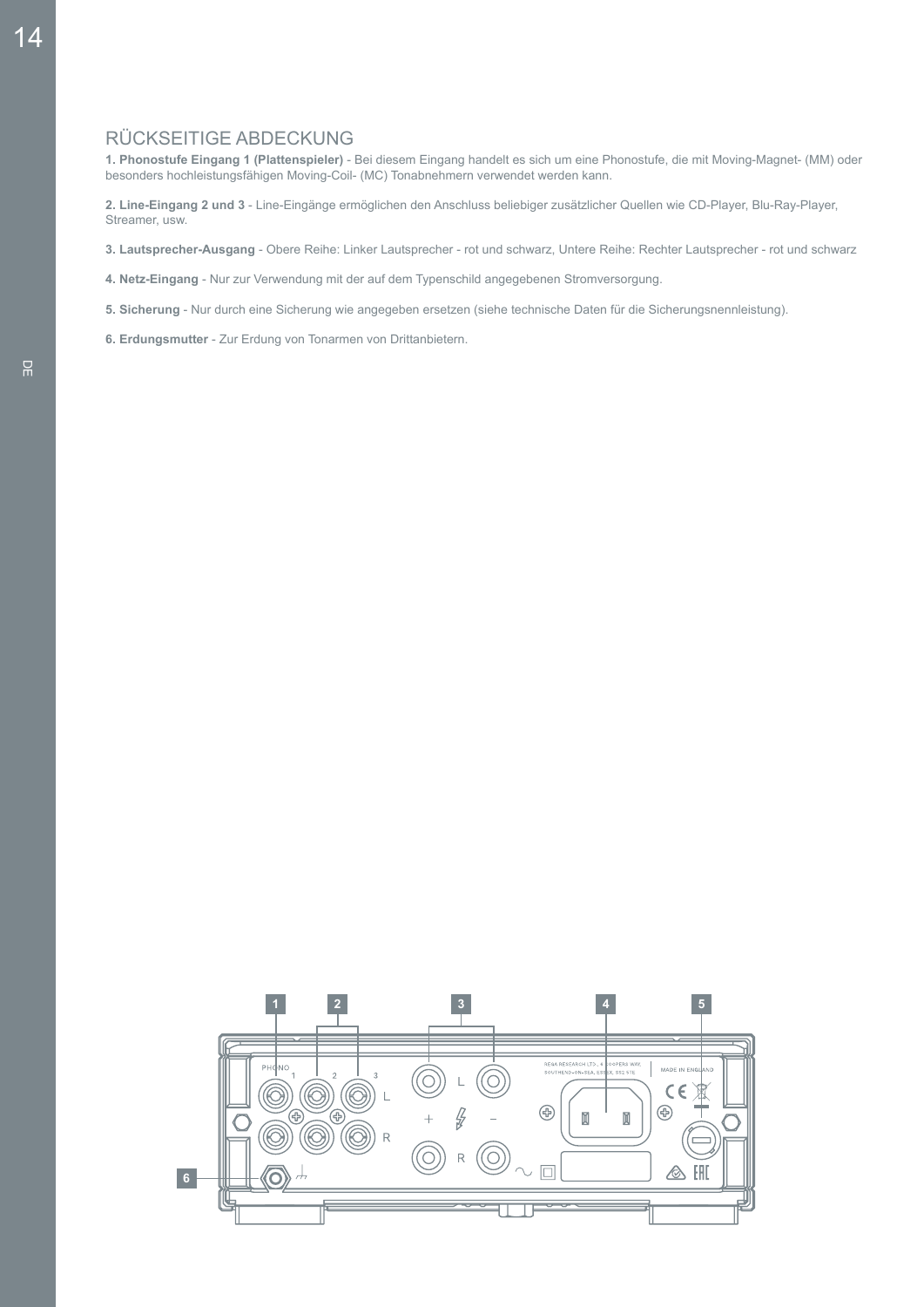## RÜCKSEITIGE ABDECKUNG

**1. Phonostufe Eingang 1 (Plattenspieler)** - Bei diesem Eingang handelt es sich um eine Phonostufe, die mit Moving-Magnet- (MM) oder besonders hochleistungsfähigen Moving-Coil- (MC) Tonabnehmern verwendet werden kann.

**2. Line-Eingang 2 und 3** - Line-Eingänge ermöglichen den Anschluss beliebiger zusätzlicher Quellen wie CD-Player, Blu-Ray-Player, Streamer, usw.

**3. Lautsprecher-Ausgang** - Obere Reihe: Linker Lautsprecher - rot und schwarz, Untere Reihe: Rechter Lautsprecher - rot und schwarz

**4. Netz-Eingang** - Nur zur Verwendung mit der auf dem Typenschild angegebenen Stromversorgung.

**5. Sicherung** - Nur durch eine Sicherung wie angegeben ersetzen (siehe technische Daten für die Sicherungsnennleistung).

**6. Erdungsmutter** - Zur Erdung von Tonarmen von Drittanbietern.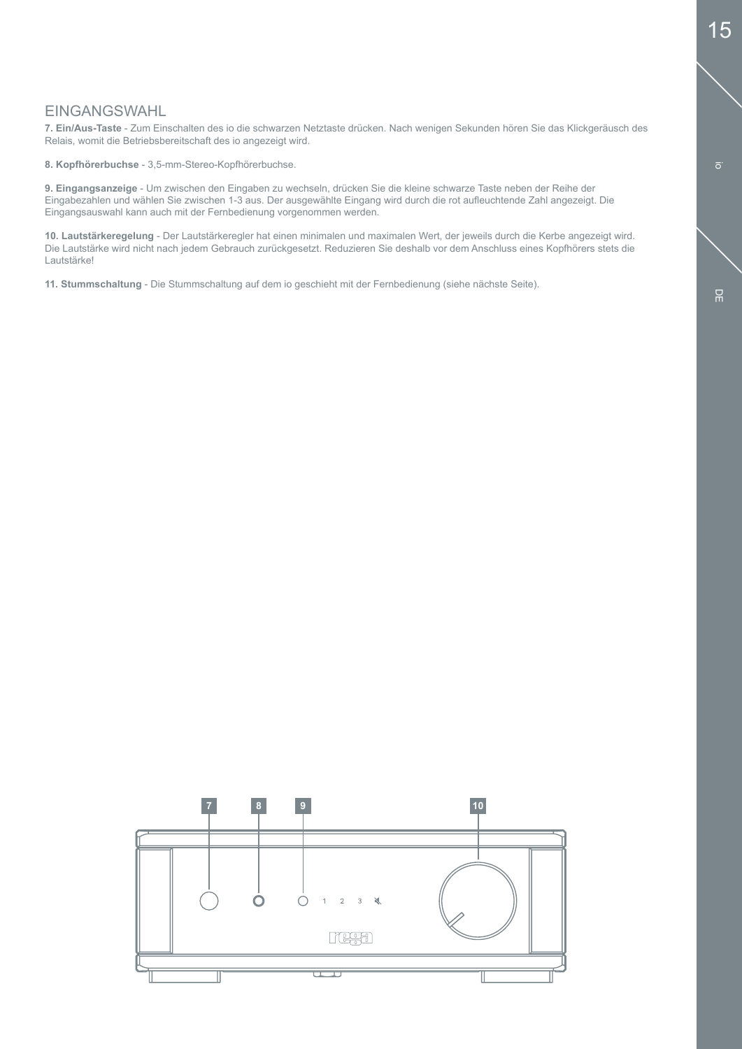## EINGANGSWAHL

**7. Ein/Aus-Taste** - Zum Einschalten des io die schwarzen Netztaste drücken. Nach wenigen Sekunden hören Sie das Klickgeräusch des Relais, womit die Betriebsbereitschaft des io angezeigt wird.

**8. Kopfhörerbuchse** - 3,5-mm-Stereo-Kopfhörerbuchse.

**9. Eingangsanzeige** - Um zwischen den Eingaben zu wechseln, drücken Sie die kleine schwarze Taste neben der Reihe der Eingabezahlen und wählen Sie zwischen 1-3 aus. Der ausgewählte Eingang wird durch die rot aufleuchtende Zahl angezeigt. Die Eingangsauswahl kann auch mit der Fernbedienung vorgenommen werden.

**10. Lautstärkeregelung** - Der Lautstärkeregler hat einen minimalen und maximalen Wert, der jeweils durch die Kerbe angezeigt wird. Die Lautstärke wird nicht nach jedem Gebrauch zurückgesetzt. Reduzieren Sie deshalb vor dem Anschluss eines Kopfhörers stets die Lautstärke!

**11. Stummschaltung** - Die Stummschaltung auf dem io geschieht mit der Fernbedienung (siehe nächste Seite).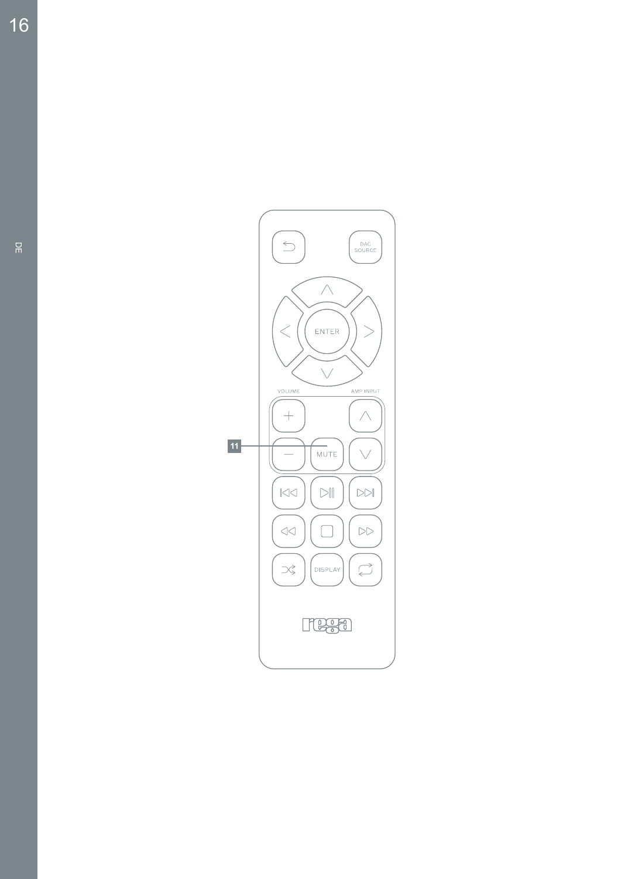DE

DAC SOURCE

ENTER

VOLUME

AMP INPUT

11

MUTE

DISPLAY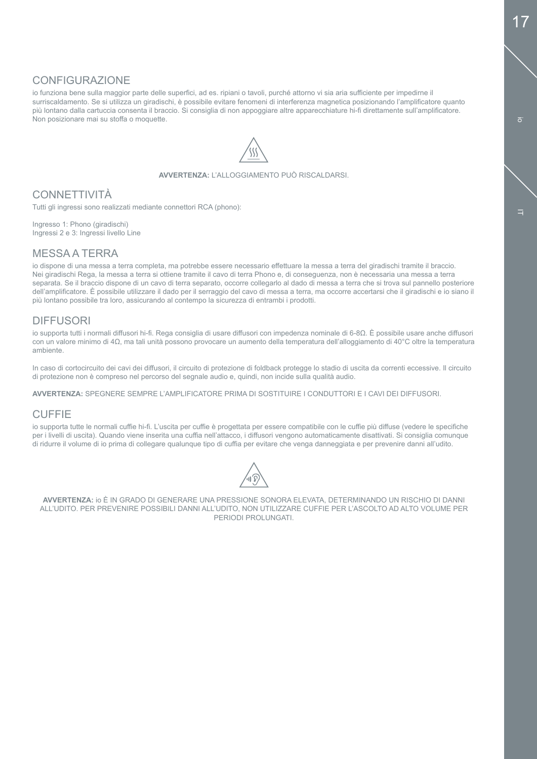## CONFIGURAZIONE

io funziona bene sulla maggior parte delle superfici, ad es. ripiani o tavoli, purché attorno vi sia aria sufficiente per impedirne il surriscaldamento. Se si utilizza un giradischi, è possibile evitare fenomeni di interferenza magnetica posizionando l'amplificatore quanto più lontano dalla cartuccia consenta il braccio. Si consiglia di non appoggiare altre apparecchiature hi-fi direttamente sull'amplificatore. Non posizionare mai su stoffa o moquette.

**AVVERTENZA:** L'ALLOGGIAMENTO PUÒ RISCALDARSI.

## CONNETTIVITÀ

Tutti gli ingressi sono realizzati mediante connettori RCA (phono):

Ingresso 1: Phono (giradischi)
Ingressi 2 e 3: Ingressi livello Line

## MESSA A TERRA

io dispone di una messa a terra completa, ma potrebbe essere necessario effettuare la messa a terra del giradischi tramite il braccio. Nei giradischi Rega, la messa a terra si ottiene tramite il cavo di terra Phono e, di conseguenza, non è necessaria una messa a terra separata. Se il braccio dispone di un cavo di terra separato, occorre collegarlo al dado di messa a terra che si trova sul pannello posteriore dell'amplificatore. È possibile utilizzare il dado per il serraggio del cavo di messa a terra, ma occorre accertarsi che il giradischi e io siano il più lontano possibile tra loro, assicurando al contempo la sicurezza di entrambi i prodotti.

## DIFFUSORI

io supporta tutti i normali diffusori hi-fi. Rega consiglia di usare diffusori con impedenza nominale di 6-8Ω. È possibile usare anche diffusori con un valore minimo di 4Ω, ma tali unità possono provocare un aumento della temperatura dell'alloggiamento di 40°C oltre la temperatura ambiente.

In caso di cortocircuito dei cavi dei diffusori, il circuito di protezione di foldback protegge lo stadio di uscita da correnti eccessive. Il circuito di protezione non è compreso nel percorso del segnale audio e, quindi, non incide sulla qualità audio.

**AVVERTENZA:** SPEGNERE SEMPRE L'AMPLIFICATORE PRIMA DI SOSTITUIRE I CONDUTTORI E I CAVI DEI DIFFUSORI.

## CUFFIE

io supporta tutte le normali cuffie hi-fi. L'uscita per cuffie è progettata per essere compatibile con le cuffie più diffuse (vedere le specifiche per i livelli di uscita). Quando viene inserita una cuffia nell'attacco, i diffusori vengono automaticamente disattivati. Si consiglia comunque di ridurre il volume di io prima di collegare qualunque tipo di cuffia per evitare che venga danneggiata e per prevenire danni all'udito.

**AVVERTENZA:** io È IN GRADO DI GENERARE UNA PRESSIONE SONORA ELEVATA, DETERMINANDO UN RISCHIO DI DANNI ALL'UDITO. PER PREVENIRE POSSIBILI DANNI ALL'UDITO, NON UTILIZZARE CUFFIE PER L'ASCOLTO AD ALTO VOLUME PER PERIODI PROLUNGATI.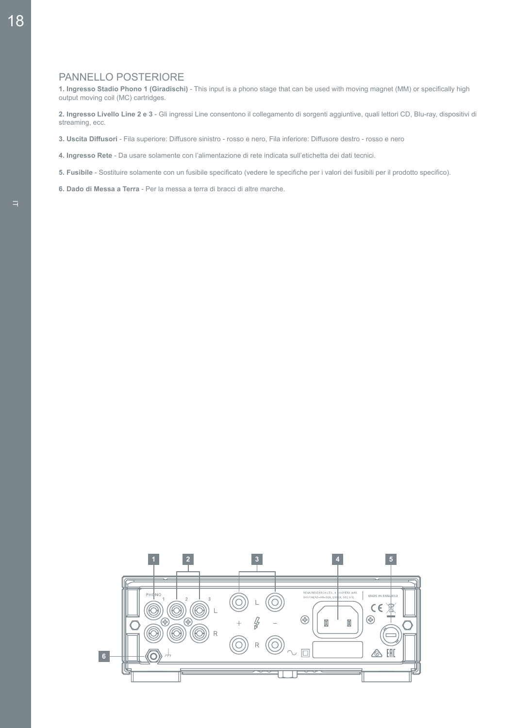## PANNELLO POSTERIORE

**1. Ingresso Stadio Phono 1 (Giradischi)** - This input is a phono stage that can be used with moving magnet (MM) or specifically high output moving coil (MC) cartridges.

**2. Ingresso Livello Line 2 e 3** - Gli ingressi Line consentono il collegamento di sorgenti aggiuntive, quali lettori CD, Blu-ray, dispositivi di streaming, ecc.

**3. Uscita Diffusori** - Fila superiore: Diffusore sinistro - rosso e nero, Fila inferiore: Diffusore destro - rosso e nero

**4. Ingresso Rete** - Da usare solamente con l'alimentazione di rete indicata sull'etichetta dei dati tecnici.

**5. Fusibile** - Sostituire solamente con un fusibile specificato (vedere le specifiche per i valori dei fusibili per il prodotto specifico).

**6. Dado di Messa a Terra** - Per la messa a terra di bracci di altre marche.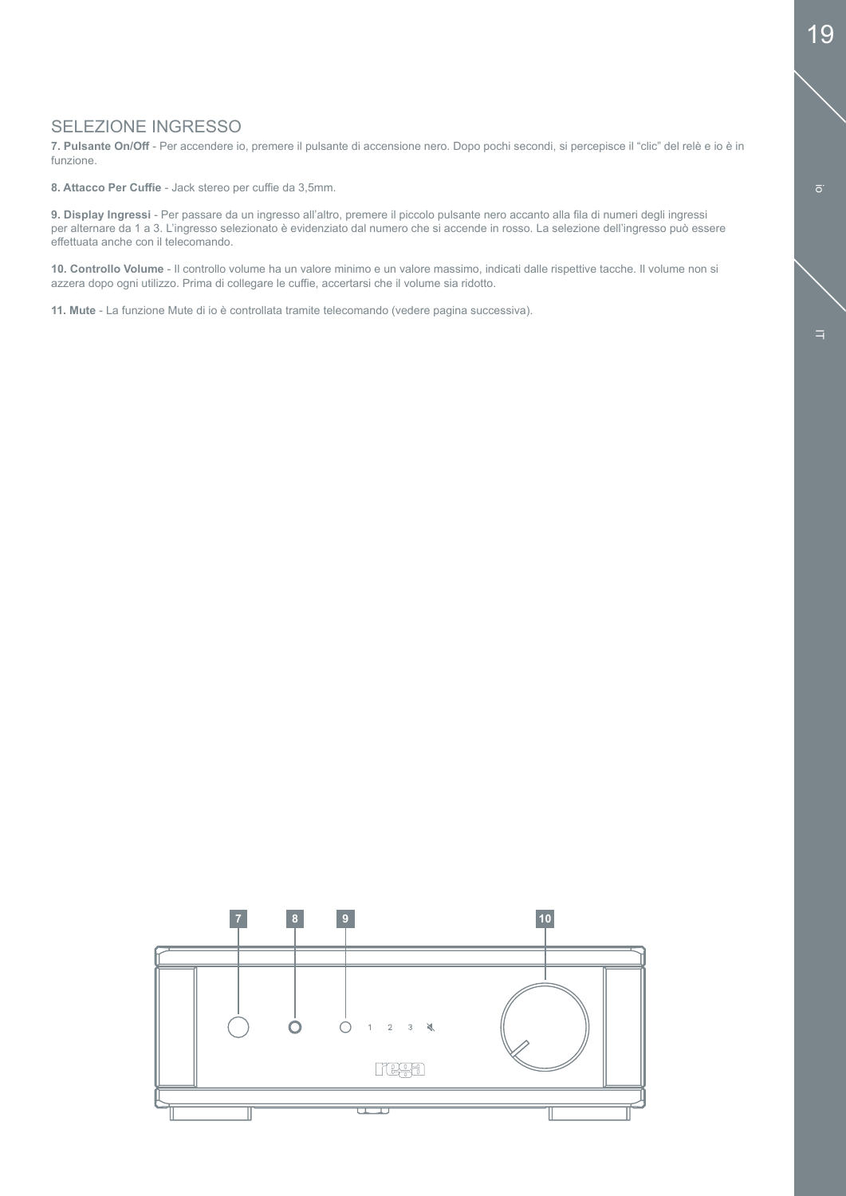## SELEZIONE INGRESSO

**7. Pulsante On/Off** - Per accendere io, premere il pulsante di accensione nero. Dopo pochi secondi, si percepisce il "clic" del relè e io è in funzione.

**8. Attacco Per Cuffie** - Jack stereo per cuffie da 3,5mm.

**9. Display Ingressi** - Per passare da un ingresso all'altro, premere il piccolo pulsante nero accanto alla fila di numeri degli ingressi per alternare da 1 a 3. L'ingresso selezionato è evidenziato dal numero che si accende in rosso. La selezione dell'ingresso può essere effettuata anche con il telecomando.

**10. Controllo Volume** - Il controllo volume ha un valore minimo e un valore massimo, indicati dalle rispettive tacche. Il volume non si azzera dopo ogni utilizzo. Prima di collegare le cuffie, accertarsi che il volume sia ridotto.

**11. Mute** - La funzione Mute di io è controllata tramite telecomando (vedere pagina successiva).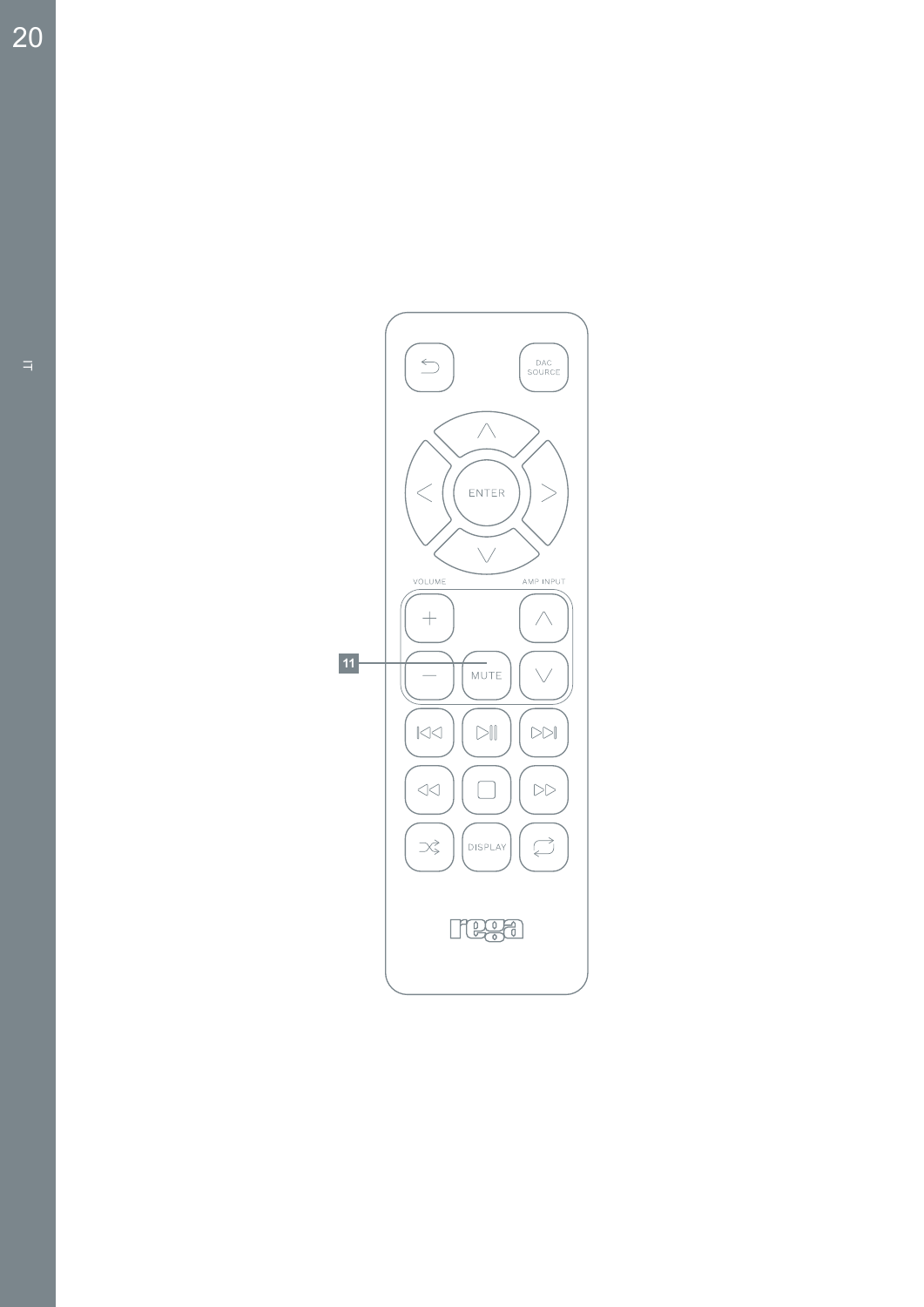DAC SOURCE

ENTER

VOLUME

AMP INPUT

11

MUTE

DISPLAY

rega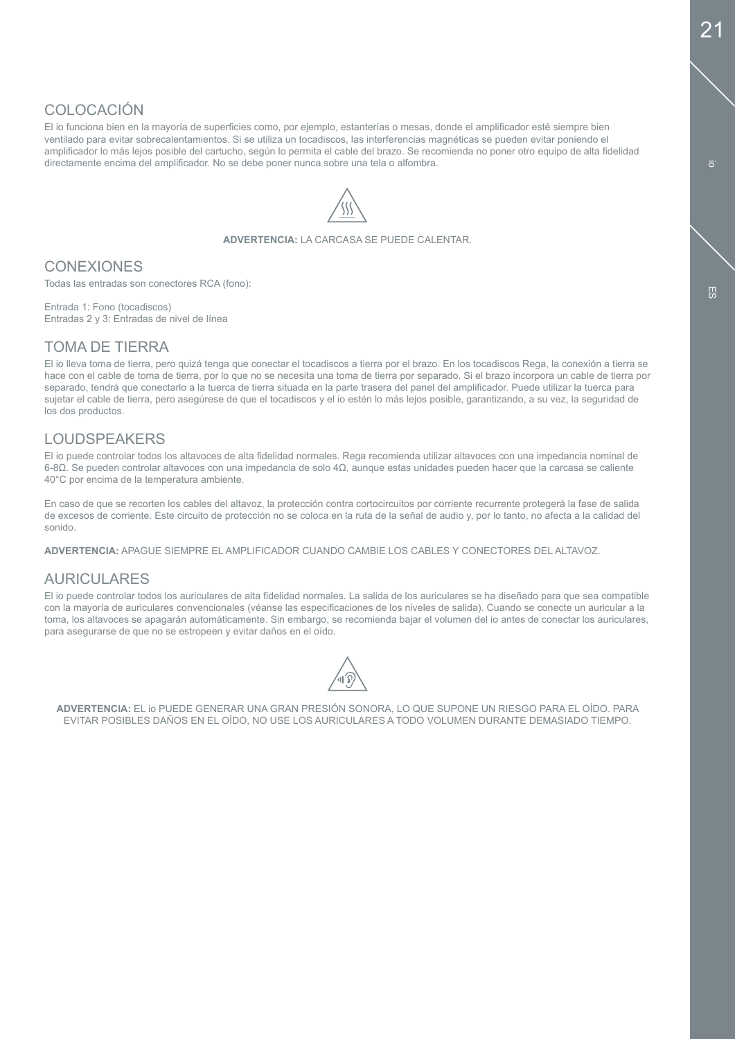## COLOCACIÓN

El io funciona bien en la mayoría de superficies como, por ejemplo, estanterías o mesas, donde el amplificador esté siempre bien ventilado para evitar sobrecalentamientos. Si se utiliza un tocadiscos, las interferencias magnéticas se pueden evitar poniendo el amplificador lo más lejos posible del cartucho, según lo permita el cable del brazo. Se recomienda no poner otro equipo de alta fidelidad directamente encima del amplificador. No se debe poner nunca sobre una tela o alfombra.

**ADVERTENCIA:** LA CARCASA SE PUEDE CALENTAR.

## CONEXIONES

Todas las entradas son conectores RCA (fono):

Entrada 1: Fono (tocadiscos)
Entradas 2 y 3: Entradas de nivel de línea

## TOMA DE TIERRA

El io lleva toma de tierra, pero quizá tenga que conectar el tocadiscos a tierra por el brazo. En los tocadiscos Rega, la conexión a tierra se hace con el cable de toma de tierra, por lo que no se necesita una toma de tierra por separado. Si el brazo incorpora un cable de tierra por separado, tendrá que conectarlo a la tuerca de tierra situada en la parte trasera del panel del amplificador. Puede utilizar la tuerca para sujetar el cable de tierra, pero asegúrese de que el tocadiscos y el io estén lo más lejos posible, garantizando, a su vez, la seguridad de los dos productos.

## LOUDSPEAKERS

El io puede controlar todos los altavoces de alta fidelidad normales. Rega recomienda utilizar altavoces con una impedancia nominal de 6-8Ω. Se pueden controlar altavoces con una impedancia de solo 4Ω, aunque estas unidades pueden hacer que la carcasa se caliente 40°C por encima de la temperatura ambiente.

En caso de que se recorten los cables del altavoz, la protección contra cortocircuitos por corriente recurrente protegerá la fase de salida de excesos de corriente. Este circuito de protección no se coloca en la ruta de la señal de audio y, por lo tanto, no afecta a la calidad del sonido.

**ADVERTENCIA:** APAGUE SIEMPRE EL AMPLIFICADOR CUANDO CAMBIE LOS CABLES Y CONECTORES DEL ALTAVOZ.

## AURICULARES

El io puede controlar todos los auriculares de alta fidelidad normales. La salida de los auriculares se ha diseñado para que sea compatible con la mayoría de auriculares convencionales (véanse las especificaciones de los niveles de salida). Cuando se conecte un auricular a la toma, los altavoces se apagarán automáticamente. Sin embargo, se recomienda bajar el volumen del io antes de conectar los auriculares, para asegurarse de que no se estropeen y evitar daños en el oído.

**ADVERTENCIA:** EL io PUEDE GENERAR UNA GRAN PRESIÓN SONORA, LO QUE SUPONE UN RIESGO PARA EL OÍDO. PARA EVITAR POSIBLES DAÑOS EN EL OÍDO, NO USE LOS AURICULARES A TODO VOLUMEN DURANTE DEMASIADO TIEMPO.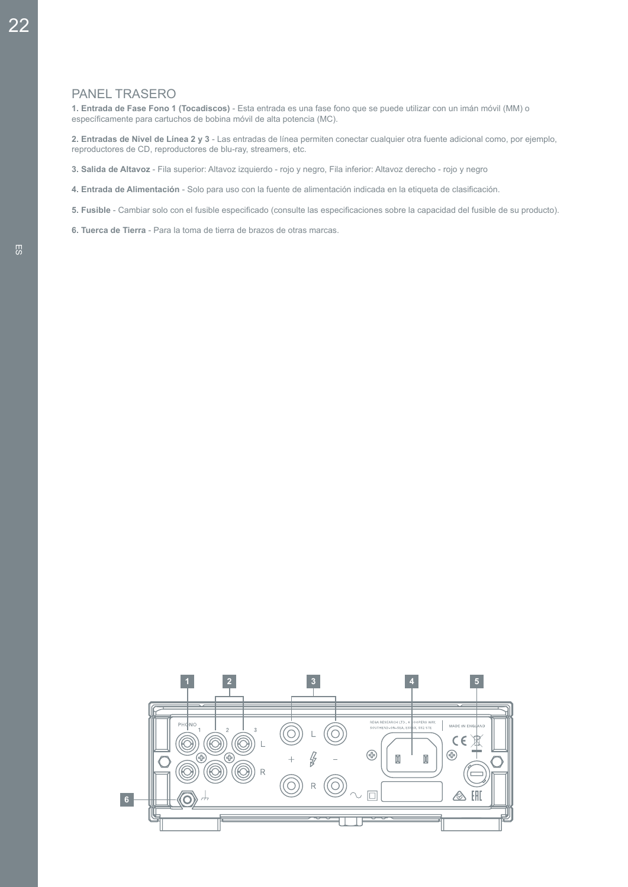## PANEL TRASERO

**1. Entrada de Fase Fono 1 (Tocadiscos)** - Esta entrada es una fase fono que se puede utilizar con un imán móvil (MM) o específicamente para cartuchos de bobina móvil de alta potencia (MC).

**2. Entradas de Nivel de Línea 2 y 3** - Las entradas de línea permiten conectar cualquier otra fuente adicional como, por ejemplo, reproductores de CD, reproductores de blu-ray, streamers, etc.

**3. Salida de Altavoz** - Fila superior: Altavoz izquierdo - rojo y negro, Fila inferior: Altavoz derecho - rojo y negro

**4. Entrada de Alimentación** - Solo para uso con la fuente de alimentación indicada en la etiqueta de clasificación.

**5. Fusible** - Cambiar solo con el fusible especificado (consulte las especificaciones sobre la capacidad del fusible de su producto).

**6. Tuerca de Tierra** - Para la toma de tierra de brazos de otras marcas.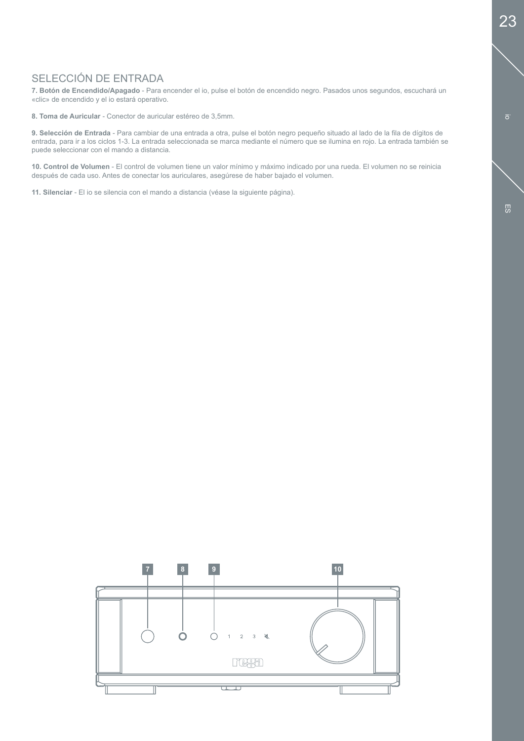## SELECCIÓN DE ENTRADA

**7. Botón de Encendido/Apagado** - Para encender el io, pulse el botón de encendido negro. Pasados unos segundos, escuchará un «clic» de encendido y el io estará operativo.

**8. Toma de Auricular** - Conector de auricular estéreo de 3,5mm.

**9. Selección de Entrada** - Para cambiar de una entrada a otra, pulse el botón negro pequeño situado al lado de la fila de dígitos de entrada, para ir a los ciclos 1-3. La entrada seleccionada se marca mediante el número que se ilumina en rojo. La entrada también se puede seleccionar con el mando a distancia.

**10. Control de Volumen** - El control de volumen tiene un valor mínimo y máximo indicado por una rueda. El volumen no se reinicia después de cada uso. Antes de conectar los auriculares, asegúrese de haber bajado el volumen.

**11. Silenciar** - El io se silencia con el mando a distancia (véase la siguiente página).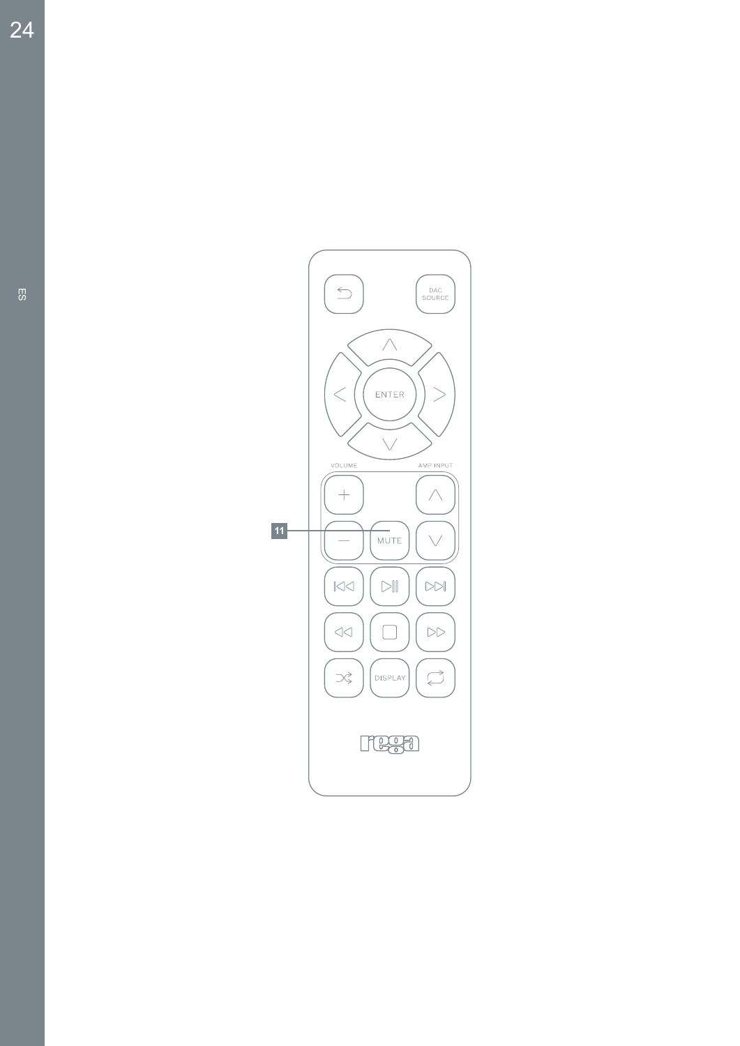ES

DAC SOURCE

ENTER

VOLUME

AMP INPUT

11

MUTE

DISPLAY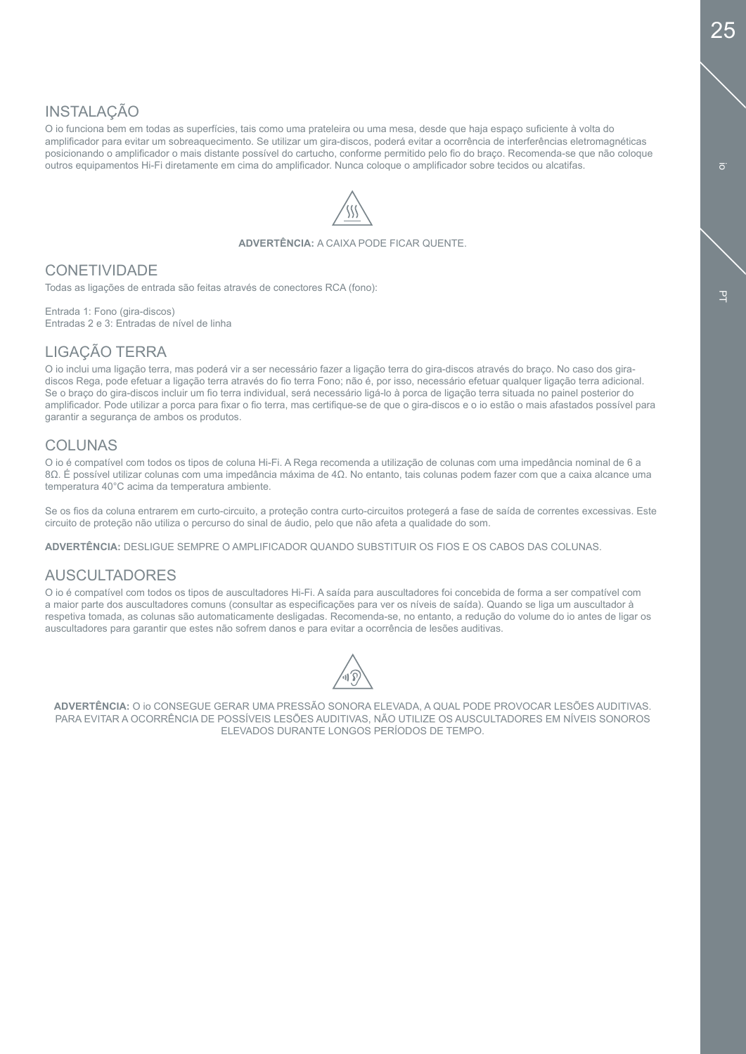## INSTALAÇÃO

O io funciona bem em todas as superfícies, tais como uma prateleira ou uma mesa, desde que haja espaço suficiente à volta do amplificador para evitar um sobreaquecimento. Se utilizar um gira-discos, poderá evitar a ocorrência de interferências eletromagnéticas posicionando o amplificador o mais distante possível do cartucho, conforme permitido pelo fio do braço. Recomenda-se que não coloque outros equipamentos Hi-Fi diretamente em cima do amplificador. Nunca coloque o amplificador sobre tecidos ou alcatifas.

**ADVERTÊNCIA:** A CAIXA PODE FICAR QUENTE.

## CONETIVIDADE

Todas as ligações de entrada são feitas através de conectores RCA (fono):

Entrada 1: Fono (gira-discos)
Entradas 2 e 3: Entradas de nível de linha

## LIGAÇÃO TERRA

O io inclui uma ligação terra, mas poderá vir a ser necessário fazer a ligação terra do gira-discos através do braço. No caso dos gira-discos Rega, pode efetuar a ligação terra através do fio terra Fono; não é, por isso, necessário efetuar qualquer ligação terra adicional. Se o braço do gira-discos incluir um fio terra individual, será necessário ligá-lo à porca de ligação terra situada no painel posterior do amplificador. Pode utilizar a porca para fixar o fio terra, mas certifique-se de que o gira-discos e o io estão o mais afastados possível para garantir a segurança de ambos os produtos.

## COLUNAS

O io é compatível com todos os tipos de coluna Hi-Fi. A Rega recomenda a utilização de colunas com uma impedância nominal de 6 a 8Ω. É possível utilizar colunas com uma impedância máxima de 4Ω. No entanto, tais colunas podem fazer com que a caixa alcance uma temperatura 40°C acima da temperatura ambiente.

Se os fios da coluna entrarem em curto-circuito, a proteção contra curto-circuitos protegerá a fase de saída de correntes excessivas. Este circuito de proteção não utiliza o percurso do sinal de áudio, pelo que não afeta a qualidade do som.

**ADVERTÊNCIA:** DESLIGUE SEMPRE O AMPLIFICADOR QUANDO SUBSTITUIR OS FIOS E OS CABOS DAS COLUNAS.

## AUSCULTADORES

O io é compatível com todos os tipos de auscultadores Hi-Fi. A saída para auscultadores foi concebida de forma a ser compatível com a maior parte dos auscultadores comuns (consultar as especificações para ver os níveis de saída). Quando se liga um auscultador à respetiva tomada, as colunas são automaticamente desligadas. Recomenda-se, no entanto, a redução do volume do io antes de ligar os auscultadores para garantir que estes não sofrem danos e para evitar a ocorrência de lesões auditivas.

**ADVERTÊNCIA:** O io CONSEGUE GERAR UMA PRESSÃO SONORA ELEVADA, A QUAL PODE PROVOCAR LESÕES AUDITIVAS. PARA EVITAR A OCORRÊNCIA DE POSSÍVEIS LESÕES AUDITIVAS, NÃO UTILIZE OS AUSCULTADORES EM NÍVEIS SONOROS ELEVADOS DURANTE LONGOS PERÍODOS DE TEMPO.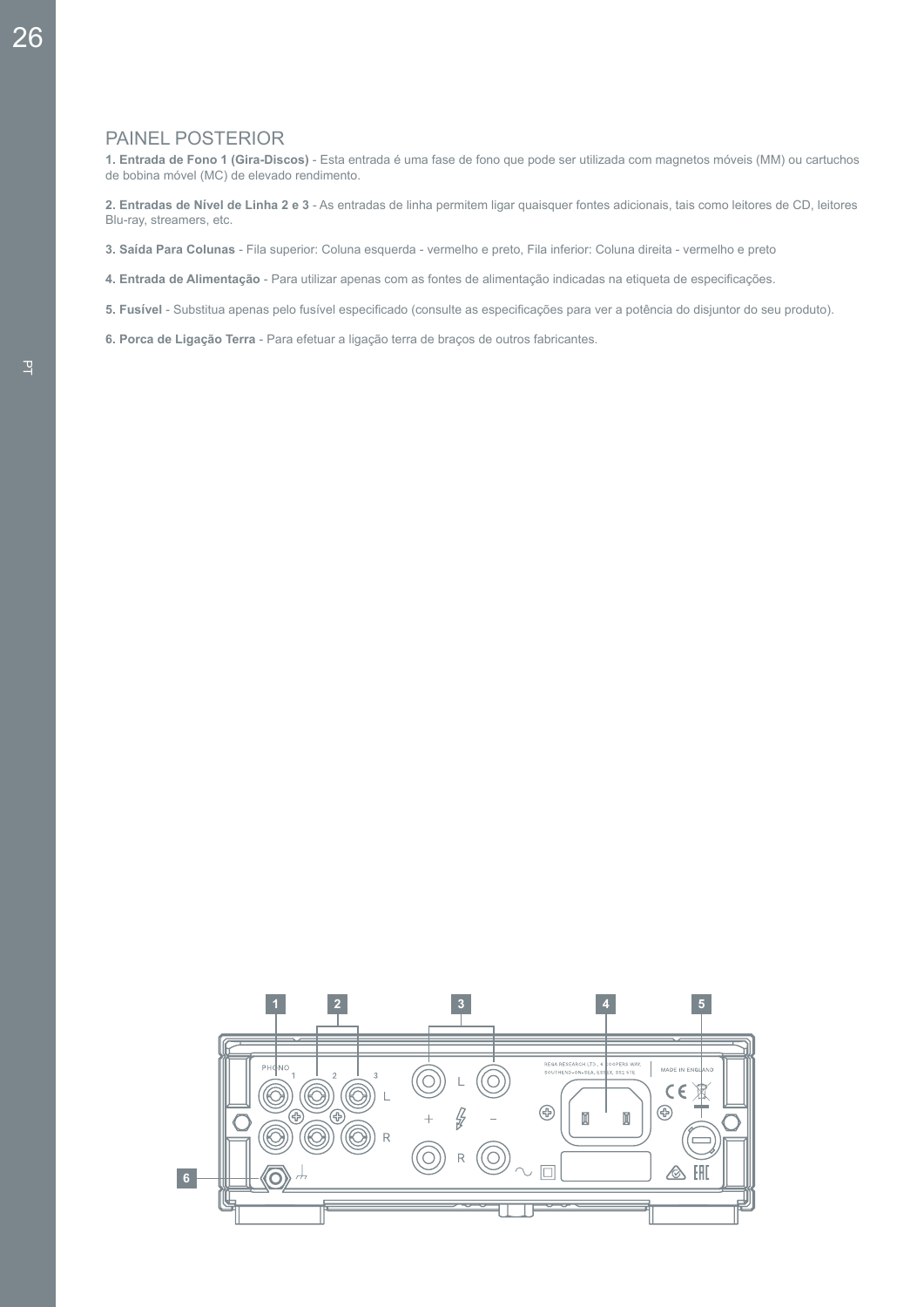# PAINEL POSTERIOR

**1. Entrada de Fono 1 (Gira-Discos)** - Esta entrada é uma fase de fono que pode ser utilizada com magnetos móveis (MM) ou cartuchos de bobina móvel (MC) de elevado rendimento.

**2. Entradas de Nível de Linha 2 e 3** - As entradas de linha permitem ligar quaisquer fontes adicionais, tais como leitores de CD, leitores Blu-ray, streamers, etc.

**3. Saída Para Colunas** - Fila superior: Coluna esquerda - vermelho e preto, Fila inferior: Coluna direita - vermelho e preto

**4. Entrada de Alimentação** - Para utilizar apenas com as fontes de alimentação indicadas na etiqueta de especificações.

**5. Fusível** - Substitua apenas pelo fusível especificado (consulte as especificações para ver a potência do disjuntor do seu produto).

**6. Porca de Ligação Terra** - Para efetuar a ligação terra de braços de outros fabricantes.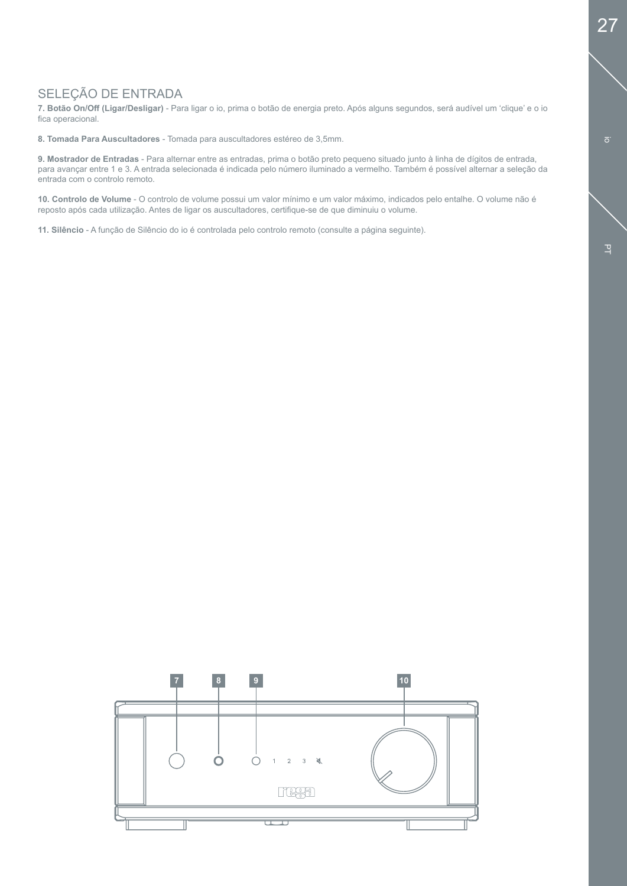## SELEÇÃO DE ENTRADA

**7. Botão On/Off (Ligar/Desligar)** - Para ligar o io, prima o botão de energia preto. Após alguns segundos, será audível um 'clique' e o io fica operacional.

**8. Tomada Para Auscultadores** - Tomada para auscultadores estéreo de 3,5mm.

**9. Mostrador de Entradas** - Para alternar entre as entradas, prima o botão preto pequeno situado junto à linha de dígitos de entrada, para avançar entre 1 e 3. A entrada selecionada é indicada pelo número iluminado a vermelho. Também é possível alternar a seleção da entrada com o controlo remoto.

**10. Controlo de Volume** - O controlo de volume possui um valor mínimo e um valor máximo, indicados pelo entalhe. O volume não é reposto após cada utilização. Antes de ligar os auscultadores, certifique-se de que diminuiu o volume.

**11. Silêncio** - A função de Silêncio do io é controlada pelo controlo remoto (consulte a página seguinte).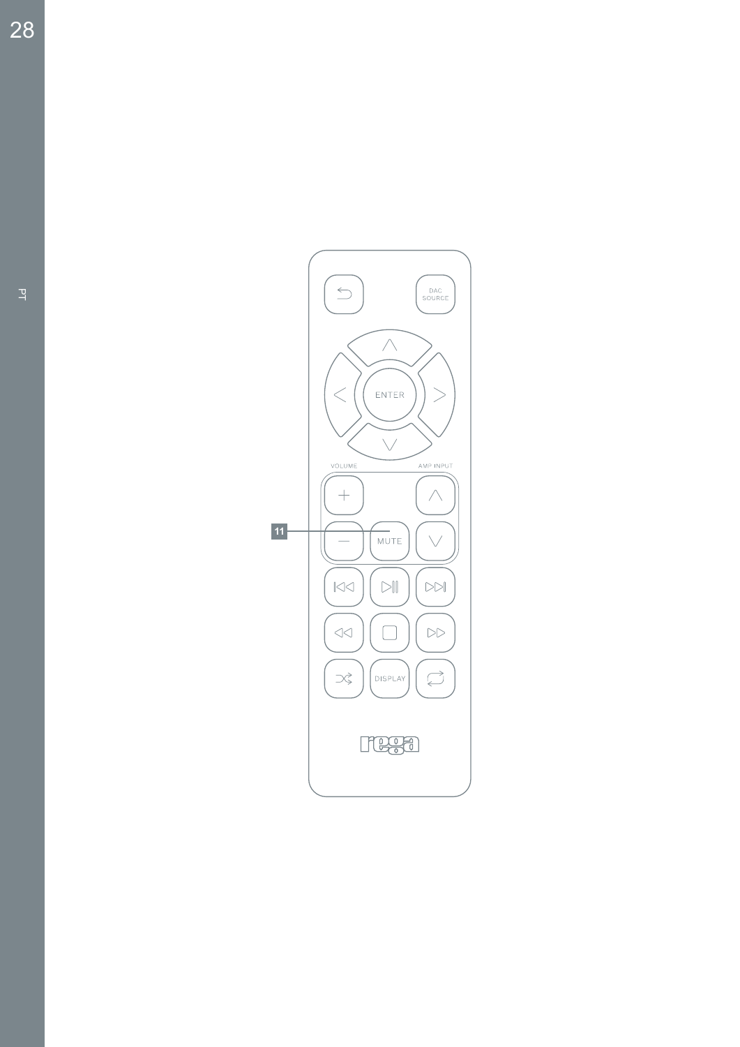DAC SOURCE

ENTER

VOLUME

AMP INPUT

11

MUTE

DISPLAY

rega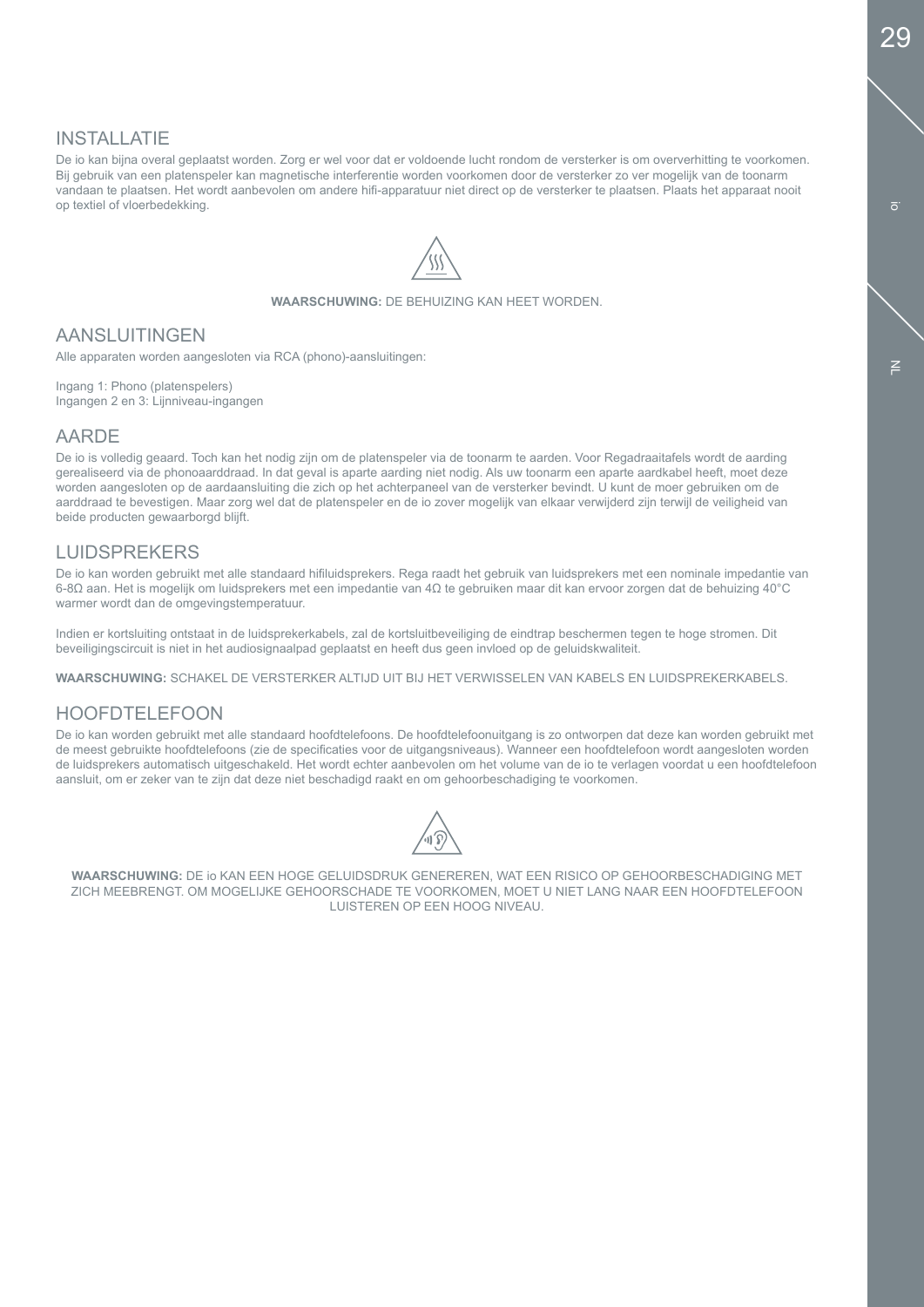## INSTALLATIE

De io kan bijna overal geplaatst worden. Zorg er wel voor dat er voldoende lucht rondom de versterker is om oververhitting te voorkomen. Bij gebruik van een platenspeler kan magnetische interferentie worden voorkomen door de versterker zo ver mogelijk van de toonarm vandaan te plaatsen. Het wordt aanbevolen om andere hifi-apparatuur niet direct op de versterker te plaatsen. Plaats het apparaat nooit op textiel of vloerbedekking.

**WAARSCHUWING:** DE BEHUIZING KAN HEET WORDEN.

## AANSLUITINGEN

Alle apparaten worden aangesloten via RCA (phono)-aansluitingen:

Ingang 1: Phono (platenspelers)
Ingangen 2 en 3: Lijnniveau-ingangen

## AARDE

De io is volledig geaard. Toch kan het nodig zijn om de platenspeler via de toonarm te aarden. Voor Regadraaitafels wordt de aarding gerealiseerd via de phonoaarddraad. In dat geval is aparte aarding niet nodig. Als uw toonarm een aparte aardkabel heeft, moet deze worden aangesloten op de aardaansluiting die zich op het achterpaneel van de versterker bevindt. U kunt de moer gebruiken om de aarddraad te bevestigen. Maar zorg wel dat de platenspeler en de io zover mogelijk van elkaar verwijderd zijn terwijl de veiligheid van beide producten gewaarborgd blijft.

## LUIDSPREKERS

De io kan worden gebruikt met alle standaard hifiluidsprekers. Rega raadt het gebruik van luidsprekers met een nominale impedantie van 6-8Ω aan. Het is mogelijk om luidsprekers met een impedantie van 4Ω te gebruiken maar dit kan ervoor zorgen dat de behuizing 40°C warmer wordt dan de omgevingstemperatuur.

Indien er kortsluiting ontstaat in de luidsprekerkabels, zal de kortsluitbeveiliging de eindtrap beschermen tegen te hoge stromen. Dit beveiligingscircuit is niet in het audiosignaalpad geplaatst en heeft dus geen invloed op de geluidskwaliteit.

**WAARSCHUWING:** SCHAKEL DE VERSTERKER ALTIJD UIT BIJ HET VERWISSELEN VAN KABELS EN LUIDSPREKERKABELS.

## HOOFDTELEFOON

De io kan worden gebruikt met alle standaard hoofdtelefoons. De hoofdtelefoonuitgang is zo ontworpen dat deze kan worden gebruikt met de meest gebruikte hoofdtelefoons (zie de specificaties voor de uitgangsniveaus). Wanneer een hoofdtelefoon wordt aangesloten worden de luidsprekers automatisch uitgeschakeld. Het wordt echter aanbevolen om het volume van de io te verlagen voordat u een hoofdtelefoon aansluit, om er zeker van te zijn dat deze niet beschadigd raakt en om gehoorbeschadiging te voorkomen.

**WAARSCHUWING:** DE io KAN EEN HOGE GELUIDSDRUK GENEREREN, WAT EEN RISICO OP GEHOORBESCHADIGING MET ZICH MEEBRENGT. OM MOGELIJKE GEHOORSCHADE TE VOORKOMEN, MOET U NIET LANG NAAR EEN HOOFDTELEFOON LUISTEREN OP EEN HOOG NIVEAU.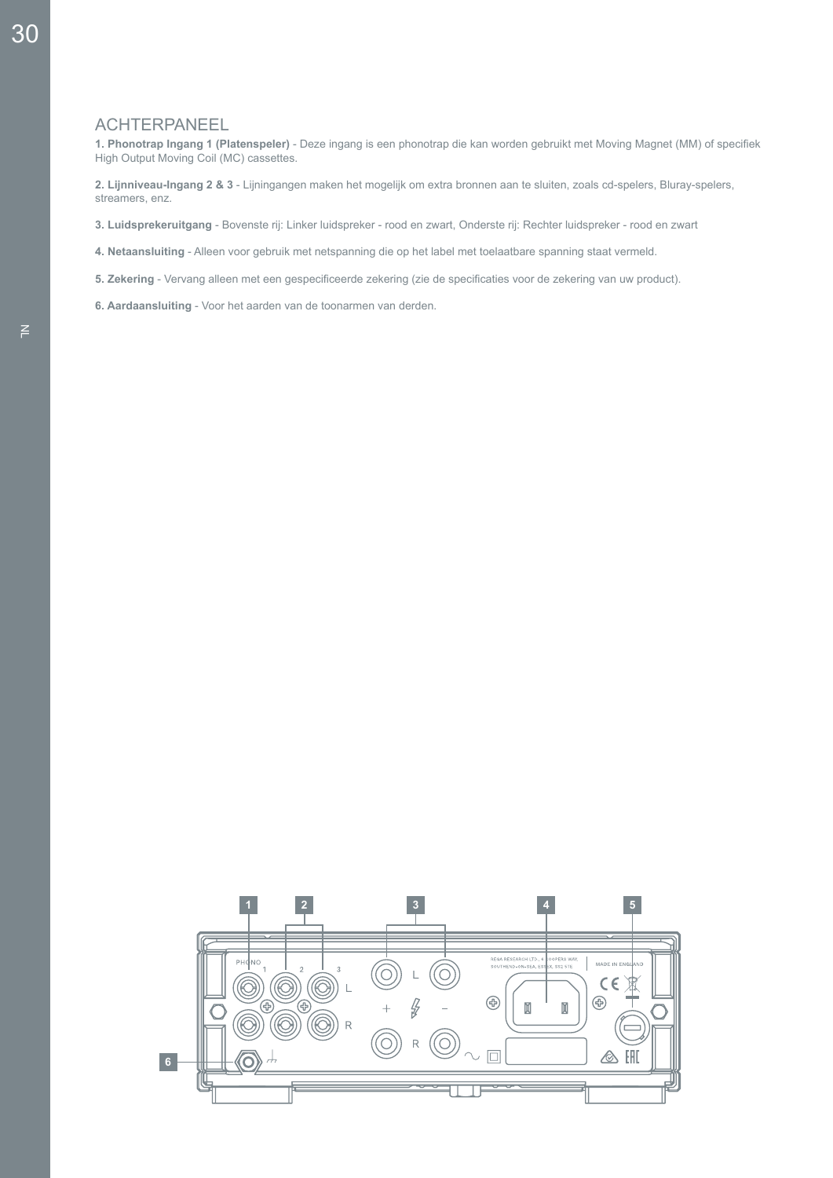## ACHTERPANEEL

**1. Phonotrap Ingang 1 (Platenspeler)** - Deze ingang is een phonotrap die kan worden gebruikt met Moving Magnet (MM) of specifiek High Output Moving Coil (MC) cassettes.

**2. Lijnniveau-Ingang 2 & 3** - Lijningangen maken het mogelijk om extra bronnen aan te sluiten, zoals cd-spelers, Bluray-spelers, streamers, enz.

**3. Luidsprekeruitgang** - Bovenste rij: Linker luidspreker - rood en zwart, Onderste rij: Rechter luidspreker - rood en zwart

**4. Netaansluiting** - Alleen voor gebruik met netspanning die op het label met toelaatbare spanning staat vermeld.

**5. Zekering** - Vervang alleen met een gespecificeerde zekering (zie de specificaties voor de zekering van uw product).

**6. Aardaansluiting** - Voor het aarden van de toonarmen van derden.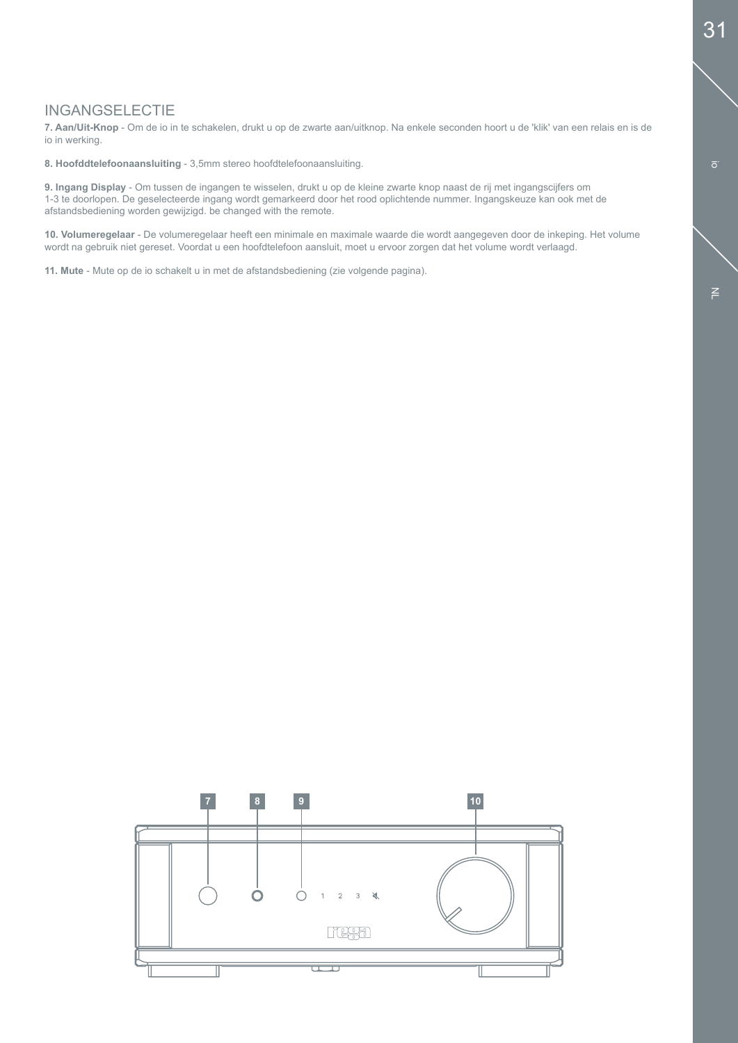## INGANGSELECTIE

**7. Aan/Uit-Knop** - Om de io in te schakelen, drukt u op de zwarte aan/uitknop. Na enkele seconden hoort u de 'klik' van een relais en is de io in werking.

**8. Hoofddtelefoonaansluiting** - 3,5mm stereo hoofdtelefoonaansluiting.

**9. Ingang Display** - Om tussen de ingangen te wisselen, drukt u op de kleine zwarte knop naast de rij met ingangscijfers om 1-3 te doorlopen. De geselecteerde ingang wordt gemarkeerd door het rood oplichtende nummer. Ingangskeuze kan ook met de afstandsbediening worden gewijzigd. be changed with the remote.

**10. Volumeregelaar** - De volumeregelaar heeft een minimale en maximale waarde die wordt aangegeven door de inkeping. Het volume wordt na gebruik niet gereset. Voordat u een hoofdtelefoon aansluit, moet u ervoor zorgen dat het volume wordt verlaagd.

**11. Mute** - Mute op de io schakelt u in met de afstandsbediening (zie volgende pagina).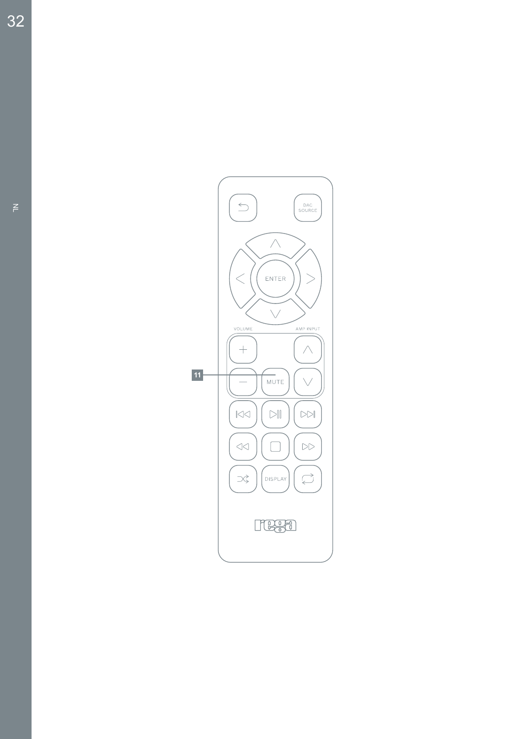11

DAC SOURCE

ENTER

VOLUME

AMP INPUT

MUTE

DISPLAY

rega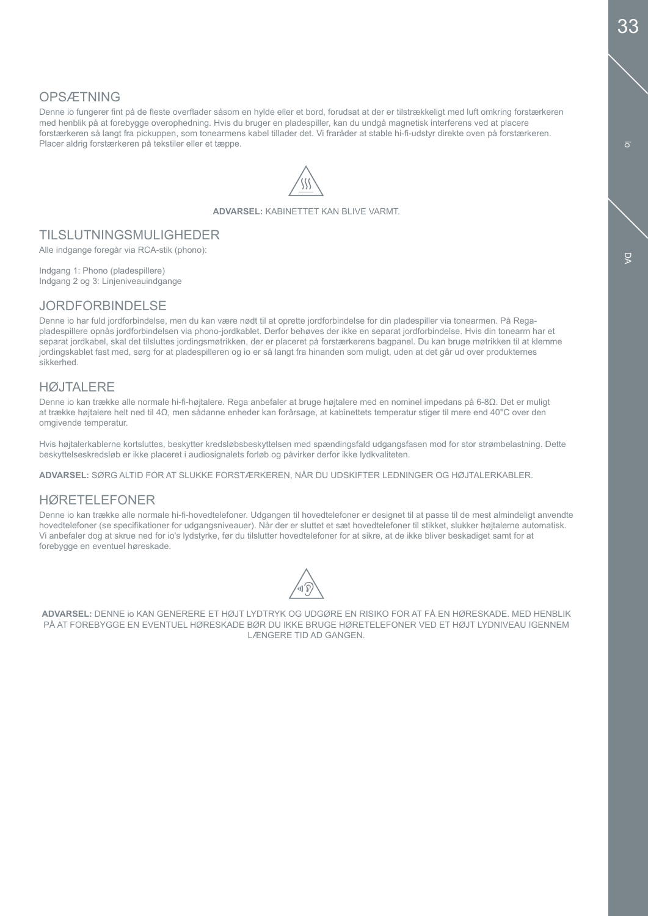## OPSÆTNING

Denne io fungerer fint på de fleste overflader såsom en hylde eller et bord, forudsat at der er tilstrækkeligt med luft omkring forstærkeren med henblik på at forebygge overophedning. Hvis du bruger en pladespiller, kan du undgå magnetisk interferens ved at placere forstærkeren så langt fra pickuppen, som tonearmens kabel tillader det. Vi fraråder at stable hi-fi-udstyr direkte oven på forstærkeren. Placer aldrig forstærkeren på tekstiler eller et tæppe.

**ADVARSEL:** KABINETTET KAN BLIVE VARMT.

## TILSLUTNINGSMULIGHEDER

Alle indgange foregår via RCA-stik (phono):

Indgang 1: Phono (pladespillere)
Indgang 2 og 3: Linjeniveauindgange

## JORDFORBINDELSE

Denne io har fuld jordforbindelse, men du kan være nødt til at oprette jordforbindelse for din pladespiller via tonearmen. På Rega-pladespillere opnås jordforbindelsen via phono-jordkablet. Derfor behøves der ikke en separat jordforbindelse. Hvis din tonearm har et separat jordkabel, skal det tilsluttes jordingsmøtrikken, der er placeret på forstærkerens bagpanel. Du kan bruge møtrikken til at klemme jordingskablet fast med, sørg for at pladespilleren og io er så langt fra hinanden som muligt, uden at det går ud over produkternes sikkerhed.

## HØJTALERE

Denne io kan trække alle normale hi-fi-højtalere. Rega anbefaler at bruge højtalere med en nominel impedans på 6-8Ω. Det er muligt at trække højtalere helt ned til 4Ω, men sådanne enheder kan forårsage, at kabinettets temperatur stiger til mere end 40°C over den omgivende temperatur.

Hvis højtalerkablerne kortsluttes, beskytter kredsløbsbeskyttelsen med spændingsfald udgangsfasen mod for stor strømbelastning. Dette beskyttelseskredsløb er ikke placeret i audiosignalets forløb og påvirker derfor ikke lydkvaliteten.

**ADVARSEL:** SØRG ALTID FOR AT SLUKKE FORSTÆRKEREN, NÅR DU UDSKIFTER LEDNINGER OG HØJTALERKABLER.

## HØRETELEFONER

Denne io kan trække alle normale hi-fi-hovedtelefoner. Udgangen til hovedtelefoner er designet til at passe til de mest almindeligt anvendte hovedtelefoner (se specifikationer for udgangsniveauer). Når der er sluttet et sæt hovedtelefoner til stikket, slukker højtalerne automatisk. Vi anbefaler dog at skrue ned for io's lydstyrke, før du tilslutter hovedtelefoner for at sikre, at de ikke bliver beskadiget samt for at forebygge en eventuel høreskade.

**ADVARSEL:** DENNE io KAN GENERERE ET HØJT LYDTRYK OG UDGØRE EN RISIKO FOR AT FÅ EN HØRESKADE. MED HENBLIK PÅ AT FOREBYGGE EN EVENTUEL HØRESKADE BØR DU IKKE BRUGE HØRETELEFONER VED ET HØJT LYDNIVEAU IGENNEM LÆNGERE TID AD GANGEN.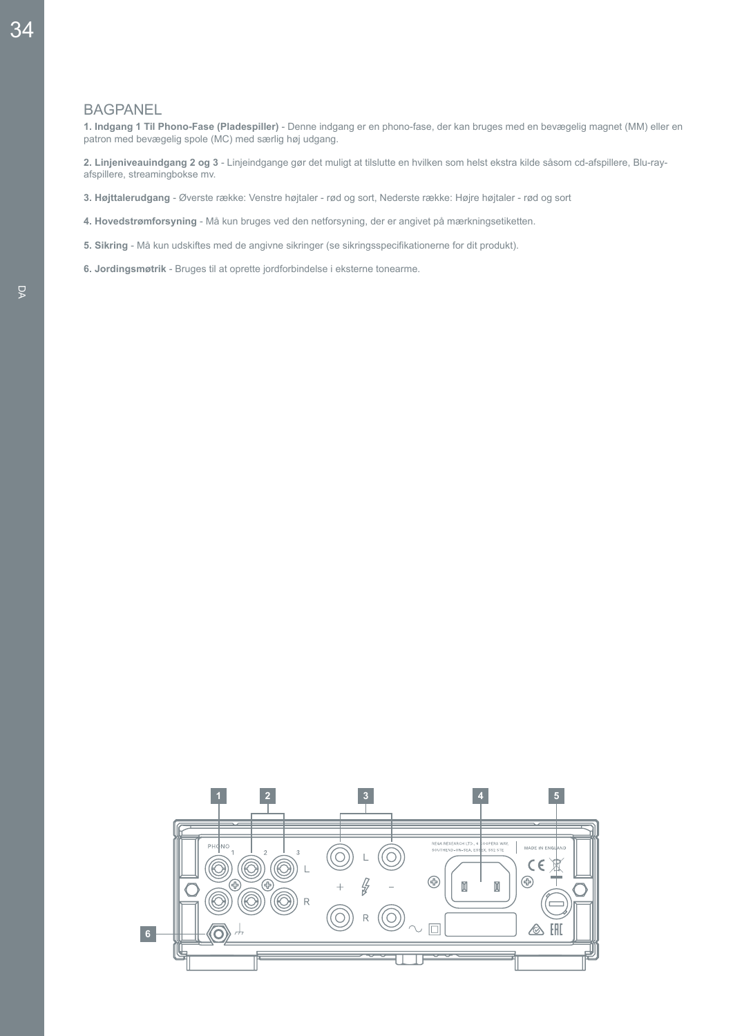## BAGPANEL

**1. Indgang 1 Til Phono-Fase (Pladespiller)** - Denne indgang er en phono-fase, der kan bruges med en bevægelig magnet (MM) eller en patron med bevægelig spole (MC) med særlig høj udgang.

**2. Linjeniveauindgang 2 og 3** - Linjeindgange gør det muligt at tilslutte en hvilken som helst ekstra kilde såsom cd-afspillere, Blu-ray-afspillere, streamingbokse mv.

**3. Højttalerudgang** - Øverste række: Venstre højtaler - rød og sort, Nederste række: Højre højtaler - rød og sort

**4. Hovedstrømforsyning** - Må kun bruges ved den netforsyning, der er angivet på mærkningsetiketten.

**5. Sikring** - Må kun udskiftes med de angivne sikringer (se sikringsspecifikationerne for dit produkt).

**6. Jordingsmøtrik** - Bruges til at oprette jordforbindelse i eksterne tonearme.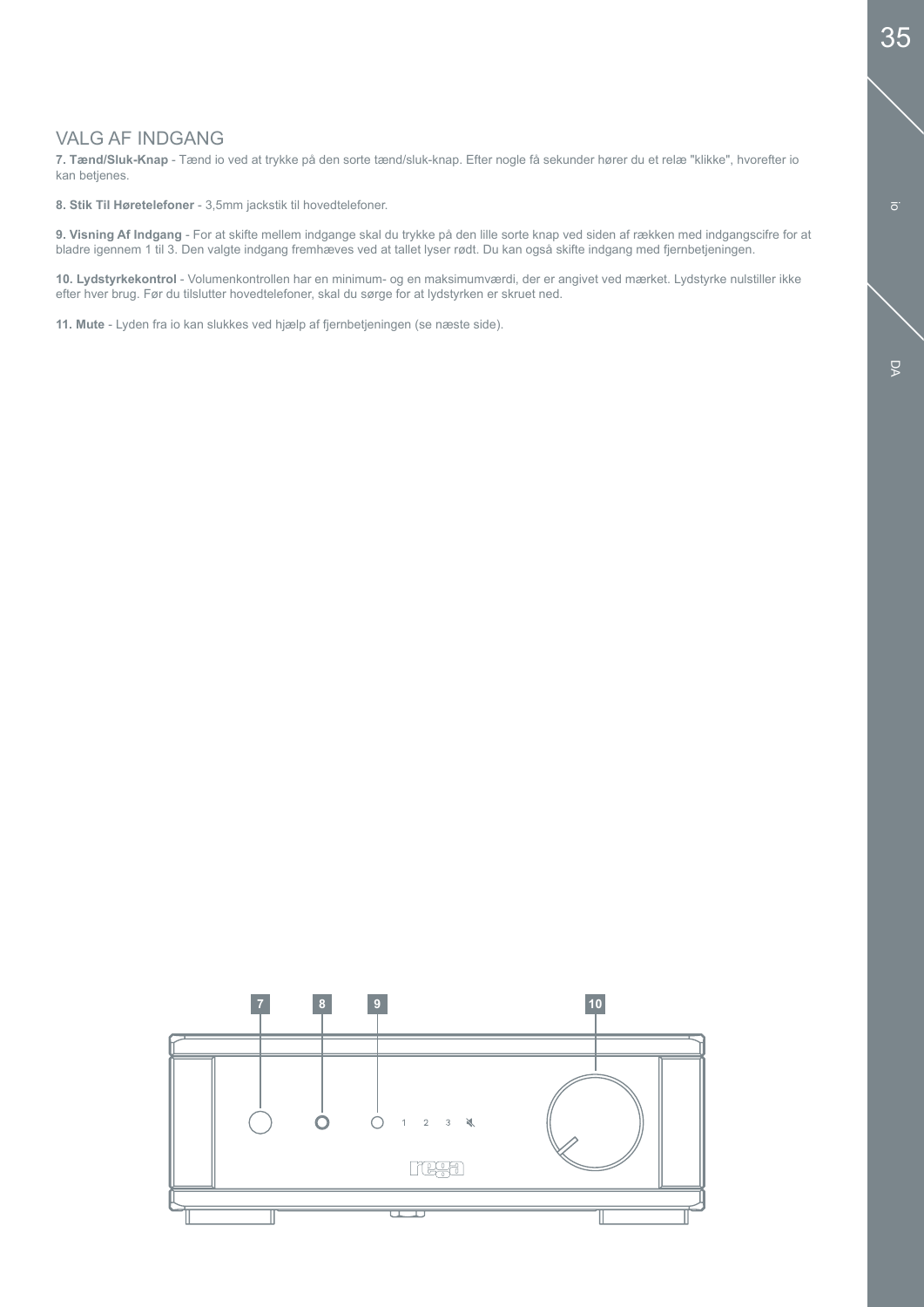## VALG AF INDGANG

**7. Tænd/Sluk-Knap** - Tænd io ved at trykke på den sorte tænd/sluk-knap. Efter nogle få sekunder hører du et relæ "klikke", hvorefter io kan betjenes.

**8. Stik Til Høretelefoner** - 3,5mm jackstik til hovedtelefoner.

**9. Visning Af Indgang** - For at skifte mellem indgange skal du trykke på den lille sorte knap ved siden af rækken med indgangscifre for at bladre igennem 1 til 3. Den valgte indgang fremhæves ved at tallet lyser rødt. Du kan også skifte indgang med fjernbetjeningen.

**10. Lydstyrkekontrol** - Volumenkontrollen har en minimum- og en maksimumværdi, der er angivet ved mærket. Lydstyrke nulstiller ikke efter hver brug. Før du tilslutter hovedtelefoner, skal du sørge for at lydstyrken er skruet ned.

**11. Mute** - Lyden fra io kan slukkes ved hjælp af fjernbetjeningen (se næste side).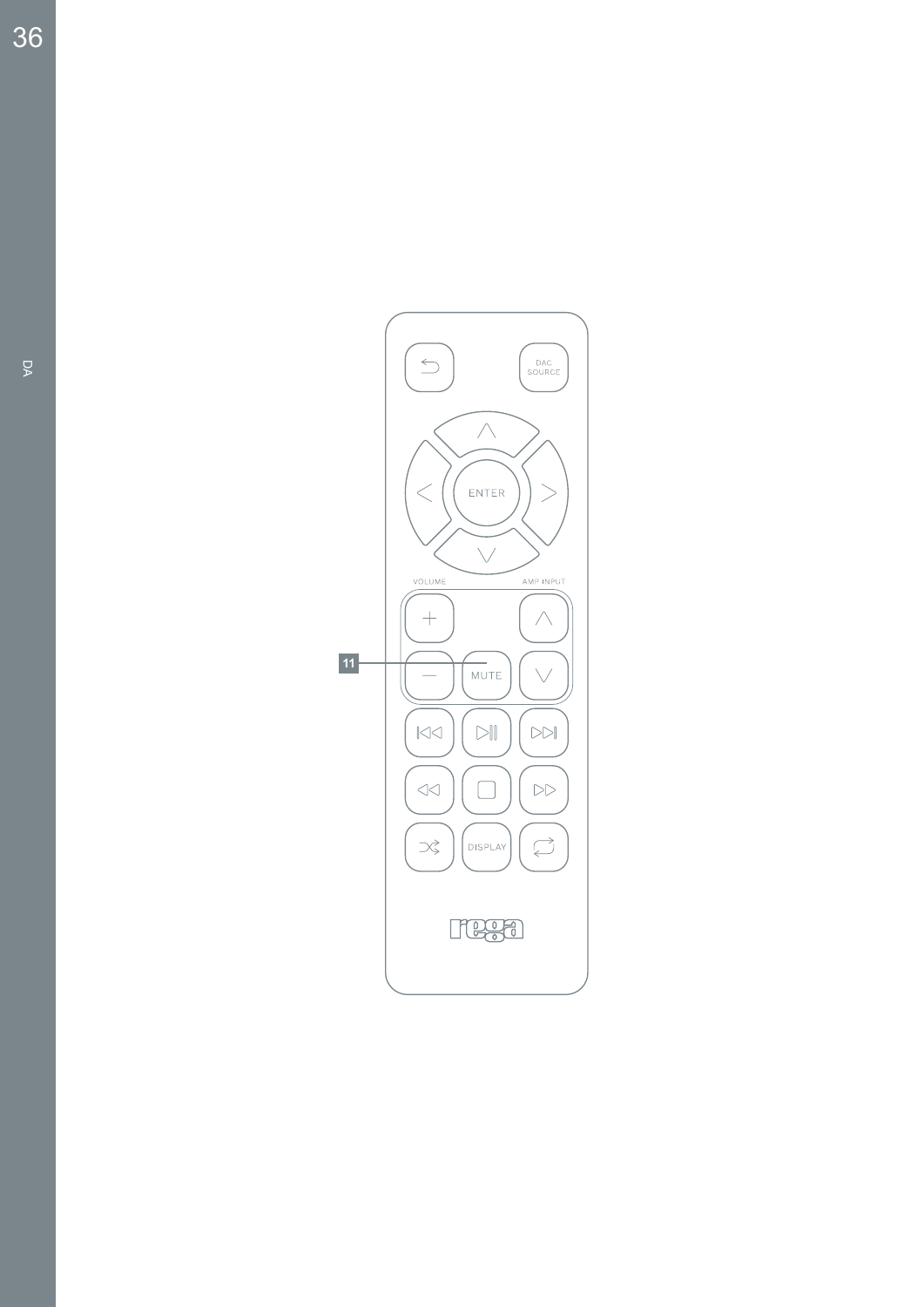DAC SOURCE

ENTER

VOLUME

AMP INPUT

11 MUTE

DISPLAY

rega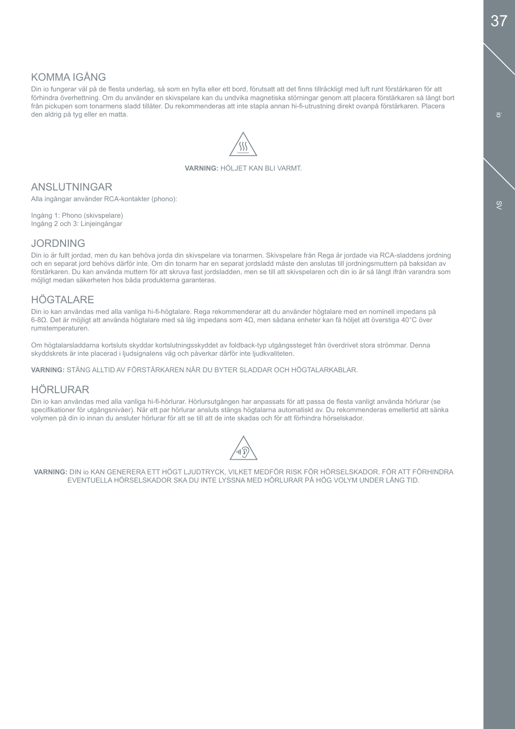## KOMMA IGÅNG

Din io fungerar väl på de flesta underlag, så som en hylla eller ett bord, förutsatt att det finns tillräckligt med luft runt förstärkaren för att förhindra överhettning. Om du använder en skivspelare kan du undvika magnetiska störningar genom att placera förstärkaren så långt bort från pickupen som tonarmens sladd tillåter. Du rekommenderas att inte stapla annan hi-fi-utrustning direkt ovanpå förstärkaren. Placera den aldrig på tyg eller en matta.

**VARNING:** HÖLJET KAN BLI VARMT.

## ANSLUTNINGAR

Alla ingångar använder RCA-kontakter (phono):

Ingång 1: Phono (skivspelare)
Ingång 2 och 3: Linjeingångar

## JORDNING

Din io är fullt jordad, men du kan behöva jorda din skivspelare via tonarmen. Skivspelare från Rega är jordade via RCA-sladdens jordning och en separat jord behövs därför inte. Om din tonarm har en separat jordsladd måste den anslutas till jordningsmuttern på baksidan av förstärkaren. Du kan använda muttern för att skruva fast jordsladden, men se till att skivspelaren och din io är så långt ifrån varandra som möjligt medan säkerheten hos båda produkterna garanteras.

## HÖGTALARE

Din io kan användas med alla vanliga hi-fi-högtalare. Rega rekommenderar att du använder högtalare med en nominell impedans på 6-8Ω. Det är möjligt att använda högtalare med så låg impedans som 4Ω, men sådana enheter kan få höljet att överstiga 40°C över rumstemperaturen.

Om högtalarsladdarna kortsluts skyddar kortslutningsskyddet av foldback-typ utgångssteget från överdrivet stora strömmar. Denna skyddskrets är inte placerad i ljudsignalens väg och påverkar därför inte ljudkvaliteten.

**VARNING:** STÄNG ALLTID AV FÖRSTÄRKAREN NÄR DU BYTER SLADDAR OCH HÖGTALARKABLAR.

## HÖRLURAR

Din io kan användas med alla vanliga hi-fi-hörlurar. Hörlursutgången har anpassats för att passa de flesta vanligt använda hörlurar (se specifikationer för utgångsnivåer). När ett par hörlurar ansluts stängs högtalarna automatiskt av. Du rekommenderas emellertid att sänka volymen på din io innan du ansluter hörlurar för att se till att de inte skadas och för att förhindra hörselskador.

**VARNING:** DIN io KAN GENERERA ETT HÖGT LJUDTRYCK, VILKET MEDFÖR RISK FÖR HÖRSELSKADOR. FÖR ATT FÖRHINDRA EVENTUELLA HÖRSELSKADOR SKA DU INTE LYSSNA MED HÖRLURAR PÅ HÖG VOLYM UNDER LÅNG TID.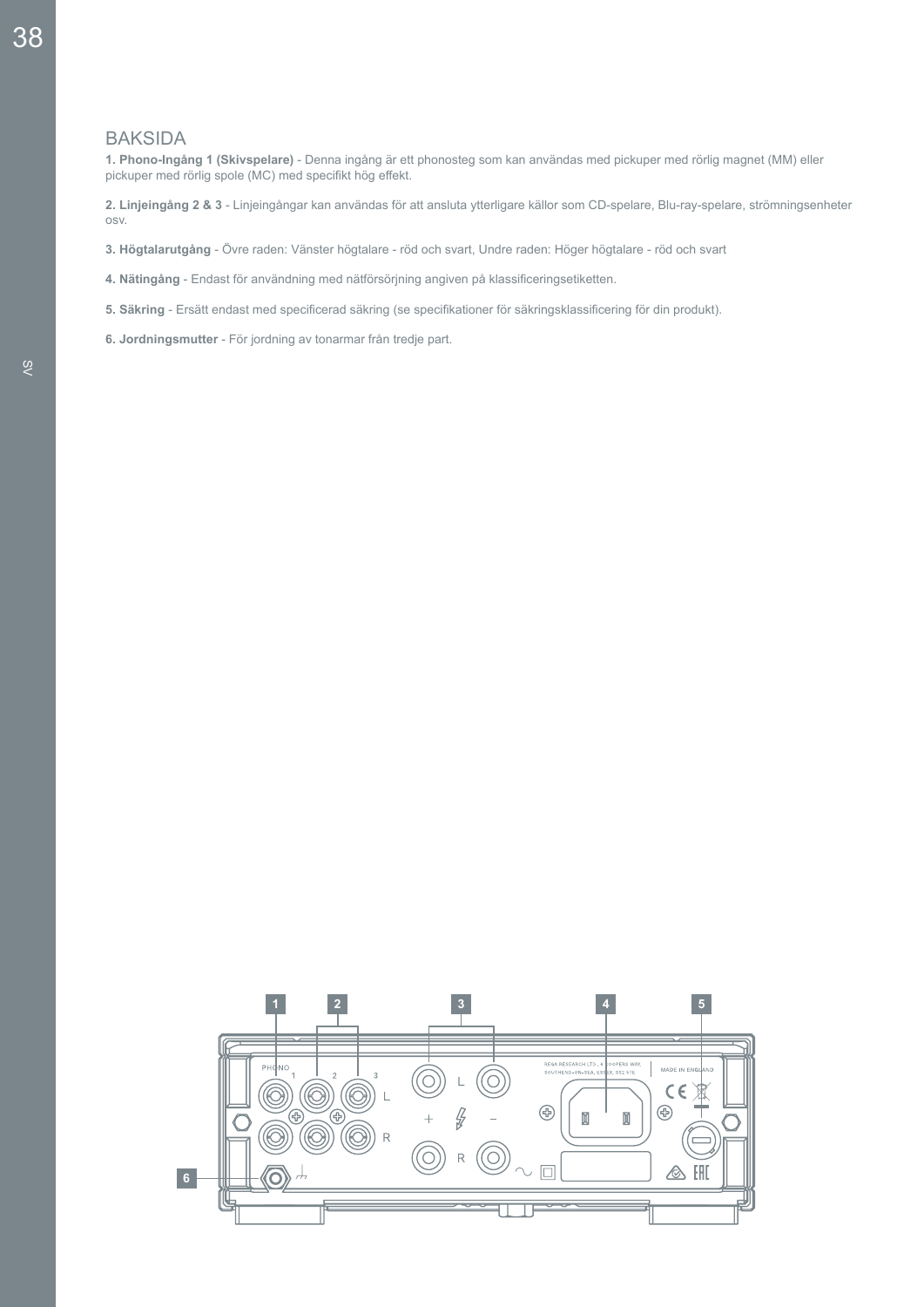# BAKSIDA

**1. Phono-Ingång 1 (Skivspelare)** - Denna ingång är ett phonosteg som kan användas med pickuper med rörlig magnet (MM) eller pickuper med rörlig spole (MC) med specifikt hög effekt.

**2. Linjeingång 2 & 3** - Linjeingångar kan användas för att ansluta ytterligare källor som CD-spelare, Blu-ray-spelare, strömningsenheter osv.

**3. Högtalarutgång** - Övre raden: Vänster högtalare - röd och svart, Undre raden: Höger högtalare - röd och svart

**4. Nätingång** - Endast för användning med nätförsörjning angiven på klassificeringsetiketten.

**5. Säkring** - Ersätt endast med specificerad säkring (se specifikationer för säkringsklassificering för din produkt).

**6. Jordningsmutter** - För jordning av tonarmar från tredje part.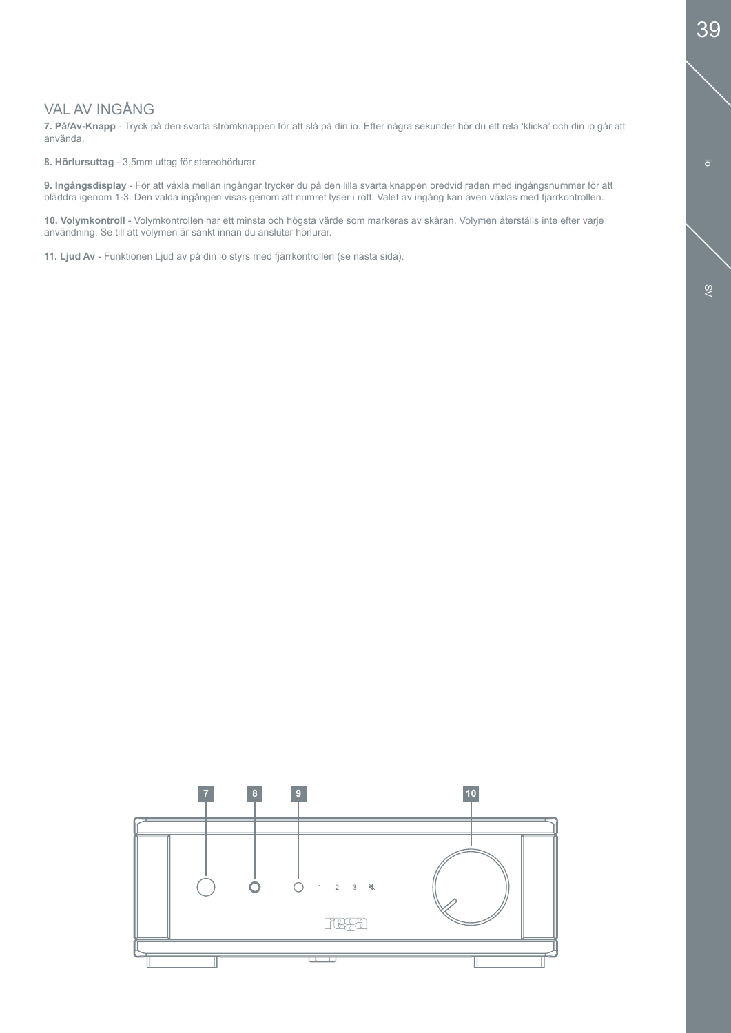## VAL AV INGÅNG

**7. På/Av-Knapp** - Tryck på den svarta strömknappen för att slå på din io. Efter några sekunder hör du ett relä ‘klicka’ och din io går att använda.

**8. Hörlursuttag** - 3,5mm uttag för stereohörlurar.

**9. Ingångsdisplay** - För att växla mellan ingångar trycker du på den lilla svarta knappen bredvid raden med ingångsnummer för att bläddra igenom 1-3. Den valda ingången visas genom att numret lyser i rött. Valet av ingång kan även växlas med fjärrkontrollen.

**10. Volymkontroll** - Volymkontrollen har ett minsta och högsta värde som markeras av skåran. Volymen återställs inte efter varje användning. Se till att volymen är sänkt innan du ansluter hörlurar.

**11. Ljud Av** - Funktionen Ljud av på din io styrs med fjärrkontrollen (se nästa sida).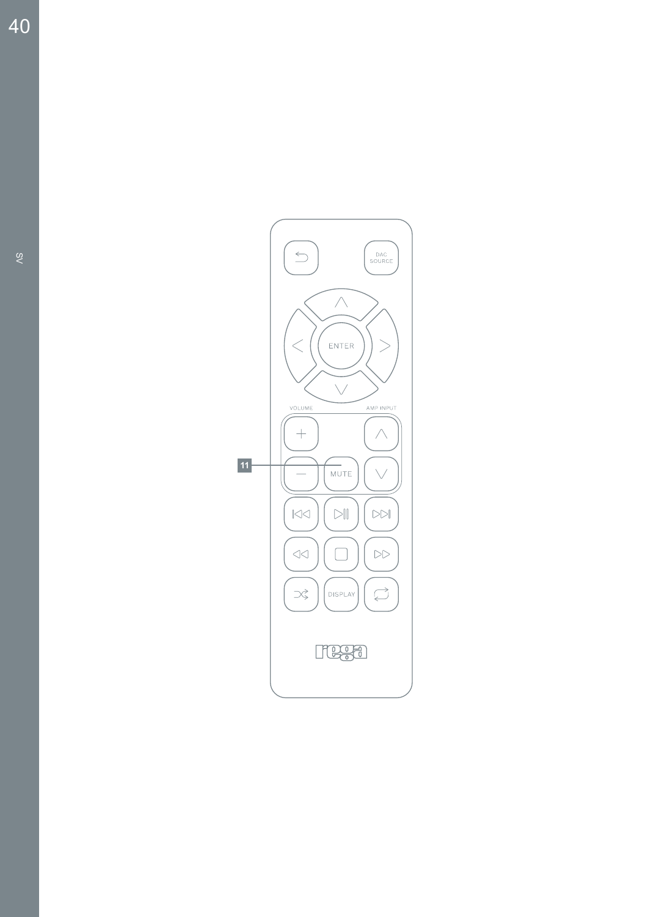DAC SOURCE

ENTER

VOLUME

AMP INPUT

11

MUTE

DISPLAY

rega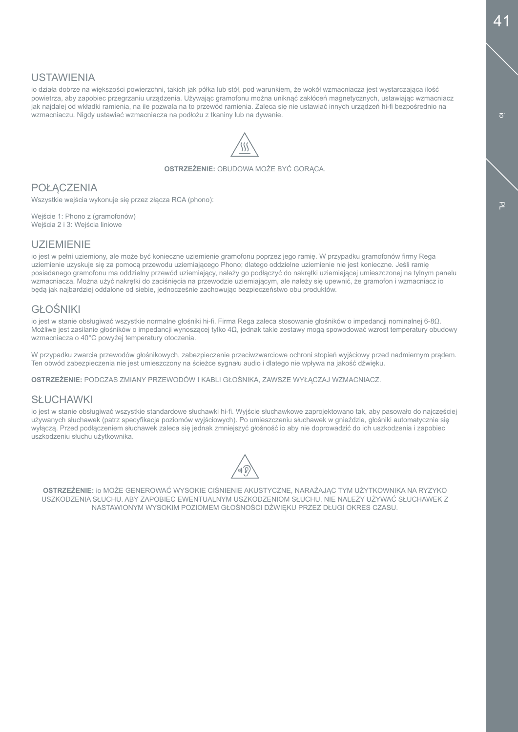## USTAWIENIA

io działa dobrze na większości powierzchni, takich jak półka lub stół, pod warunkiem, że wokół wzmacniacza jest wystarczająca ilość powietrza, aby zapobiec przegrzaniu urządzenia. Używając gramofonu można uniknąć zakłóceń magnetycznych, ustawiając wzmacniacz jak najdalej od wkładki ramienia, na ile pozwala na to przewód ramienia. Zaleca się nie ustawiać innych urządzeń hi-fi bezpośrednio na wzmacniaczu. Nigdy ustawiać wzmacniacza na podłożu z tkaniny lub na dywanie.

**OSTRZEŻENIE:** OBUDOWA MOŻE BYĆ GORĄCA.

## POŁĄCZENIA

Wszystkie wejścia wykonuje się przez złącza RCA (phono):

Wejście 1: Phono z (gramofonów)
Wejścia 2 i 3: Wejścia liniowe

## UZIEMIENIE

io jest w pełni uziemiony, ale może być konieczne uziemienie gramofonu poprzez jego ramię. W przypadku gramofonów firmy Rega uziemienie uzyskuje się za pomocą przewodu uziemiającego Phono; dlatego oddzielne uziemienie nie jest konieczne. Jeśli ramię posiadanego gramofonu ma oddzielny przewód uziemiający, należy go podłączyć do nakrętki uziemiającej umieszczonej na tylnym panelu wzmacniacza. Można użyć nakrętki do zaciśnięcia na przewodzie uziemiającym, ale należy się upewnić, że gramofon i wzmacniacz io będą jak najbardziej oddalone od siebie, jednocześnie zachowując bezpieczeństwo obu produktów.

## GŁOŚNIKI

io jest w stanie obsługiwać wszystkie normalne głośniki hi-fi. Firma Rega zaleca stosowanie głośników o impedancji nominalnej 6-8Ω. Możliwe jest zasilanie głośników o impedancji wynoszącej tylko 4Ω, jednak takie zestawy mogą spowodować wzrost temperatury obudowy wzmacniacza o 40°C powyżej temperatury otoczenia.

W przypadku zwarcia przewodów głośnikowych, zabezpieczenie przeciwzwarciowe ochroni stopień wyjściowy przed nadmiernym prądem. Ten obwód zabezpieczenia nie jest umieszczony na ścieżce sygnału audio i dlatego nie wpływa na jakość dźwięku.

**OSTRZEŻENIE:** PODCZAS ZMIANY PRZEWODÓW I KABLI GŁOŚNIKA, ZAWSZE WYŁĄCZAJ WZMACNIACZ.

## SŁUCHAWKI

io jest w stanie obsługiwać wszystkie standardowe słuchawki hi-fi. Wyjście słuchawkowe zaprojektowano tak, aby pasowało do najczęściej używanych słuchawek (patrz specyfikacja poziomów wyjściowych). Po umieszczeniu słuchawek w gnieździe, głośniki automatycznie się wyłączą. Przed podłączeniem słuchawek zaleca się jednak zmniejszyć głośność io aby nie doprowadzić do ich uszkodzenia i zapobiec uszkodzeniu słuchu użytkownika.

**OSTRZEŻENIE:** io MOŻE GENEROWAĆ WYSOKIE CIŚNIENIE AKUSTYCZNE, NARAŻAJĄC TYM UŻYTKOWNIKA NA RYZYKO USZKODZENIA SŁUCHU. ABY ZAPOBIEC EWENTUALNYM USZKODZENIOM SŁUCHU, NIE NALEŻY UŻYWAĆ SŁUCHAWEK Z NASTAWIONYM WYSOKIM POZIOMEM GŁOŚNOŚCI DŹWIĘKU PRZEZ DŁUGI OKRES CZASU.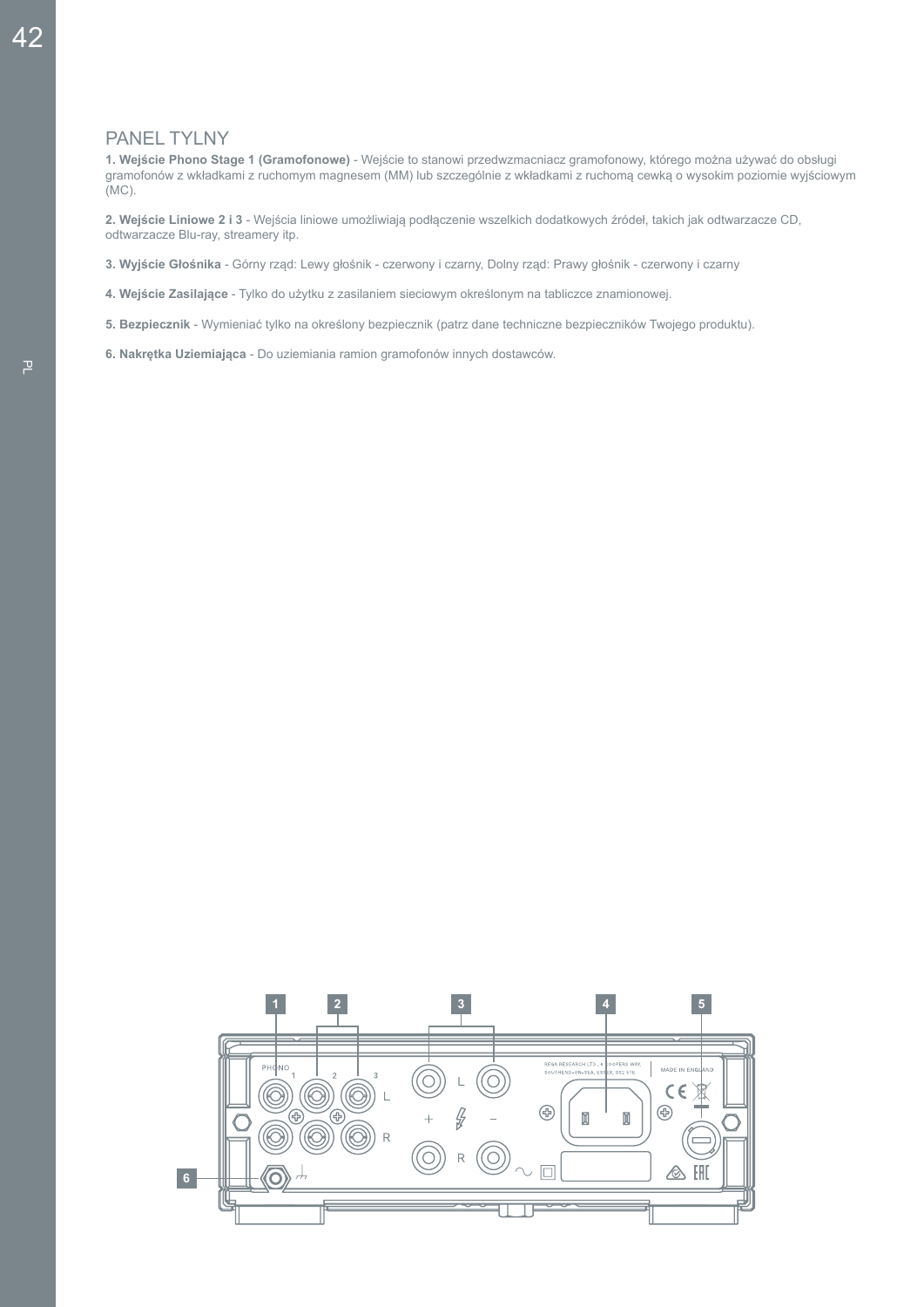# PANEL TYLNY

**1. Wejście Phono Stage 1 (Gramofonowe)** - Wejście to stanowi przedwzmacniacz gramofonowy, którego można używać do obsługi gramofonów z wkładkami z ruchomym magnesem (MM) lub szczególnie z wkładkami z ruchomą cewką o wysokim poziomie wyjściowym (MC).

**2. Wejście Liniowe 2 i 3** - Wejścia liniowe umożliwiają podłączenie wszelkich dodatkowych źródeł, takich jak odtwarzacze CD, odtwarzacze Blu-ray, streamery itp.

**3. Wyjście Głośnika** - Górny rząd: Lewy głośnik - czerwony i czarny, Dolny rząd: Prawy głośnik - czerwony i czarny

**4. Wejście Zasilające** - Tylko do użytku z zasilaniem sieciowym określonym na tabliczce znamionowej.

**5. Bezpiecznik** - Wymieniać tylko na określony bezpiecznik (patrz dane techniczne bezpieczników Twojego produktu).

**6. Nakrętka Uziemiająca** - Do uziemiania ramion gramofonów innych dostawców.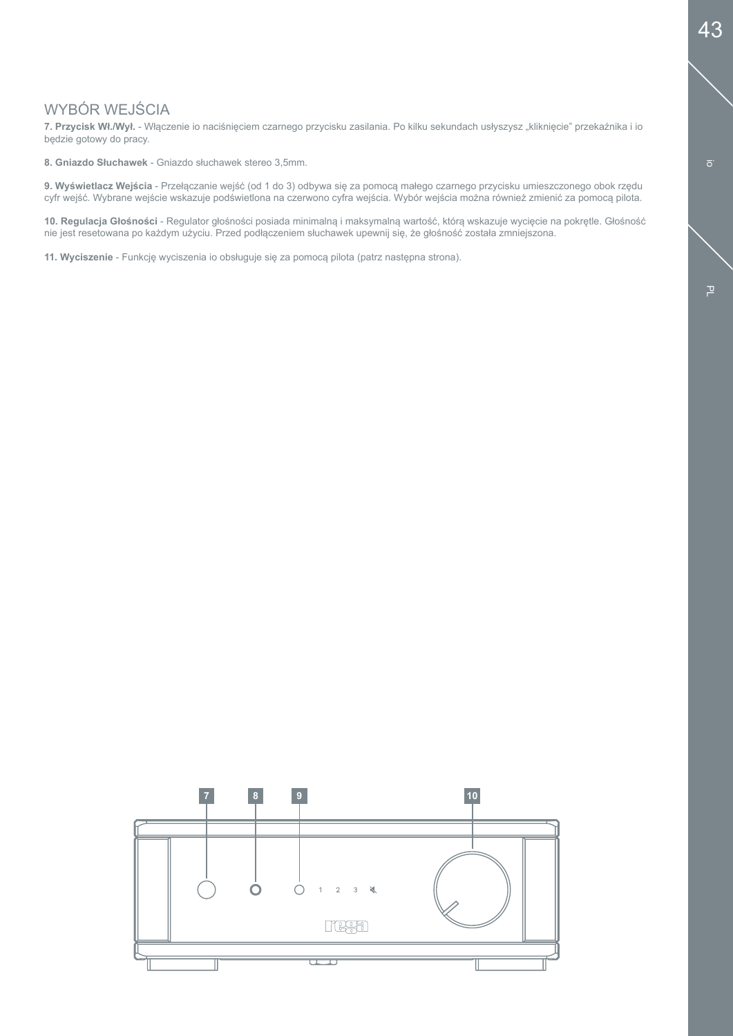## WYBÓR WEJŚCIA

**7. Przycisk Wł./Wył.** - Włączenie io naciśnięciem czarnego przycisku zasilania. Po kilku sekundach usłyszysz „kliknięcie" przekaźnika i io będzie gotowy do pracy.

**8. Gniazdo Słuchawek** - Gniazdo słuchawek stereo 3,5mm.

**9. Wyświetlacz Wejścia** - Przełączanie wejść (od 1 do 3) odbywa się za pomocą małego czarnego przycisku umieszczonego obok rzędu cyfr wejść. Wybrane wejście wskazuje podświetlona na czerwono cyfra wejścia. Wybór wejścia można również zmienić za pomocą pilota.

**10. Regulacja Głośności** - Regulator głośności posiada minimalną i maksymalną wartość, którą wskazuje wycięcie na pokrętle. Głośność nie jest resetowana po każdym użyciu. Przed podłączeniem słuchawek upewnij się, że głośność została zmniejszona.

**11. Wyciszenie** - Funkcję wyciszenia io obsługuje się za pomocą pilota (patrz następna strona).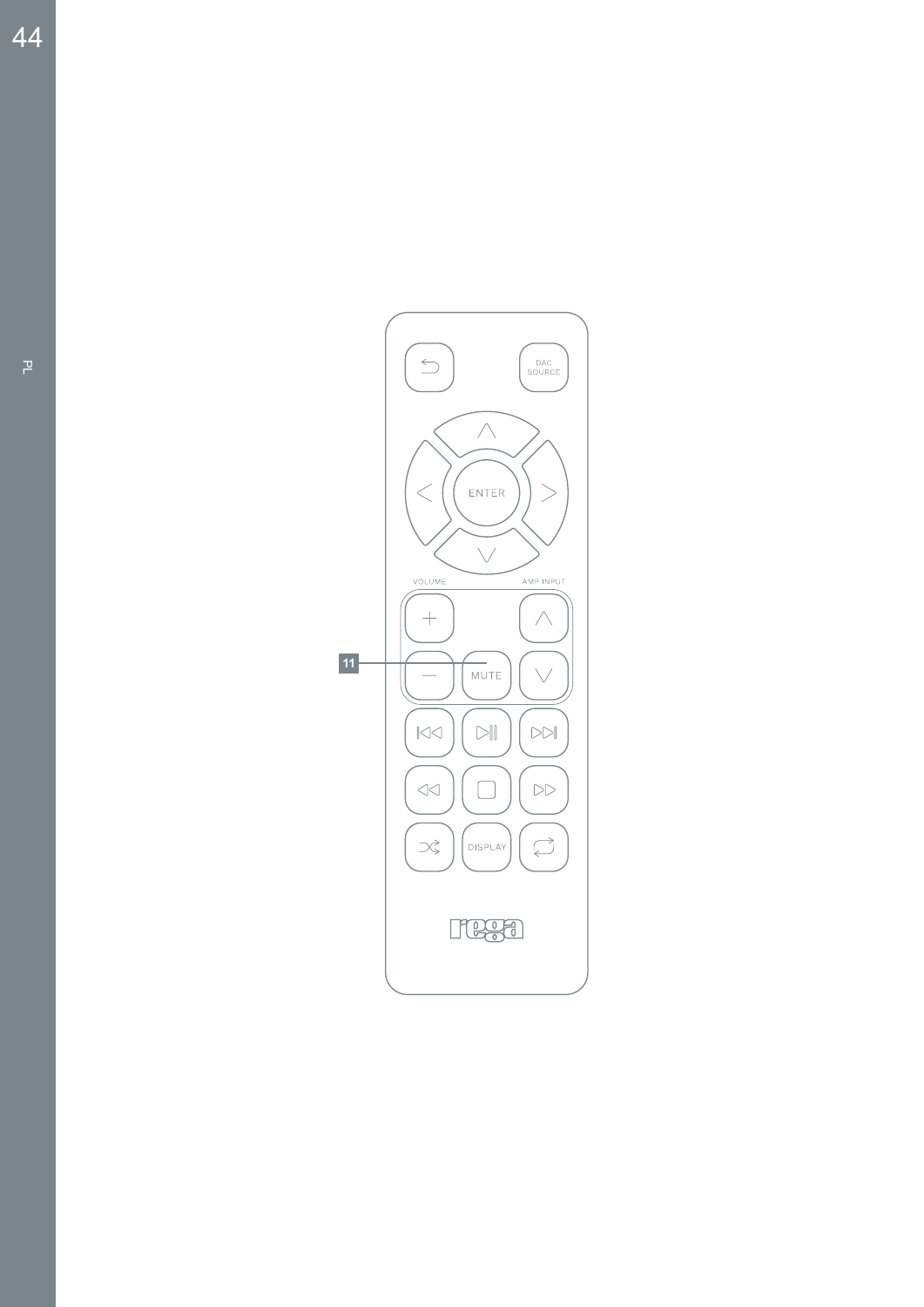DAC SOURCE

ENTER

VOLUME

AMP INPUT

11

MUTE

DISPLAY

rega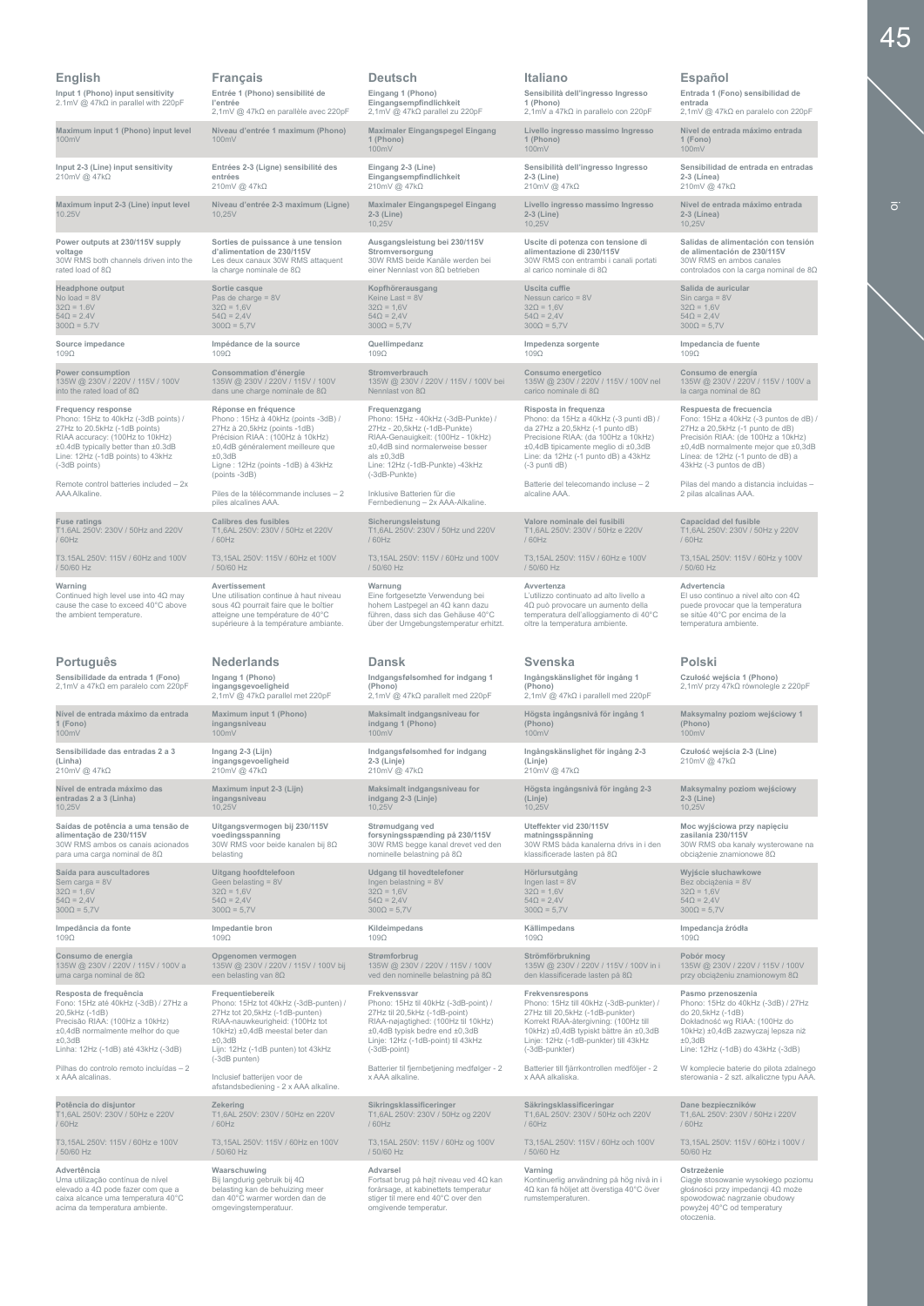## English

**Input 1 (Phono) input sensitivity**
2,1mV @ 47kΩ in parallel with 220pF

**Maximum input 1 (Phono) input level**
100mV

**Input 2-3 (Line) input sensitivity**
210mV @ 47kΩ

**Maximum input 2-3 (Line) input level**
10,25V

**Power outputs at 230/115V supply voltage**
30W RMS both channels driven into the rated load of 8Ω

**Headphone output**
No load = 8V
32Ω = 1,6V
54Ω = 2,4V
300Ω = 5,7V

**Source impedance**
109Ω

**Power consumption**
135W @ 230V / 220V / 115V / 100V into the rated load of 8Ω

**Frequency response**
Phono: 15Hz to 40kHz (-3dB points) / 27Hz to 20,5kHz (-1dB points)
RIAA accuracy: (100Hz to 10kHz) ±0,4dB typically better than ±0.3dB
Line: 12Hz (-1dB points) to 43kHz (-3dB points)

Remote control batteries included – 2x AAA Alkaline.

**Fuse ratings**
T1,6AL 250V: 230V / 50Hz and 220V / 60Hz

T3,15AL 250V: 115V / 60Hz and 100V / 50/60 Hz

**Warning**
Continued high level use into 4Ω may cause the case to exceed 40°C above the ambient temperature.

## Français

**Entrée 1 (Phono) sensibilité de l'entrée**
2,1mV @ 47kΩ en parallèle avec 220pF

**Niveau d'entrée 1 maximum (Phono)**
100mV

**Entrées 2-3 (Ligne) sensibilité des entrées**
210mV @ 47kΩ

**Niveau d'entrée 2-3 maximum (Ligne)**
10,25V

**Sorties de puissance à une tension d'alimentation de 230/115V**
Les deux canaux 30W RMS attaquent la charge nominale de 8Ω

**Sortie casque**
Pas de charge = 8V
32Ω = 1,6V
54Ω = 2,4V
300Ω = 5,7V

**Impédance de la source**
109Ω

**Consommation d'énergie**
135W @ 230V / 220V / 115V / 100V dans une charge nominale de 8Ω

**Réponse en fréquence**
Phono : 15Hz à 40kHz (points -3dB) / 27Hz à 20,5kHz (points -1dB)
Précision RIAA : (100Hz à 10kHz) ±0,4dB généralement meilleure que ±0,3dB
Ligne : 12Hz (points -1dB) à 43kHz (points -3dB)

Piles de la télécommande incluses – 2 piles alcalines AAA.

**Calibres des fusibles**
T1,6AL 250V: 230V / 50Hz et 220V / 60Hz

T3,15AL 250V: 115V / 60Hz et 100V / 50/60 Hz

**Avertissement**
Une utilisation continue à haut niveau sous 4Ω pourrait faire que le boîtier atteigne une température de 40°C supérieure à la température ambiante.

## Deutsch

**Eingang 1 (Phono) Eingangsempfindlichkeit**
2,1mV @ 47kΩ parallel zu 220pF

**Maximaler Eingangspegel Eingang 1 (Phono)**
100mV

**Eingang 2-3 (Line) Eingangsempfindlichkeit**
210mV @ 47kΩ

**Maximaler Eingangspegel Eingang 2-3 (Line)**
10,25V

**Ausgangsleistung bei 230/115V Stromversorgung**
30W RMS beide Kanäle werden bei einer Nennlast von 8Ω betrieben

**Kopfhörerausgang**
Keine Last = 8V
32Ω = 1,6V
54Ω = 2,4V
300Ω = 5,7V

**Quellimpedanz**
109Ω

**Stromverbrauch**
135W @ 230V / 220V / 115V / 100V bei Nennlast von 8Ω

**Frequenzgang**
Phono: 15Hz - 40kHz (-3dB-Punkte) / 27Hz - 20,5kHz (-1dB-Punkte)
RIAA-Genauigkeit: (100Hz - 10kHz) ±0,4dB sind normalerweise besser als ±0,3dB
Line: 12Hz (-1dB-Punkte) -43kHz (-3dB-Punkte)

Inklusive Batterien für die Fernbedienung – 2x AAA-Alkaline.

**Sicherungsleistung**
T1,6AL 250V: 230V / 50Hz und 220V / 60Hz

T3,15AL 250V: 115V / 60Hz und 100V / 50/60 Hz

**Warnung**
Eine fortgesetzte Verwendung bei hohem Lastpegel an 4Ω kann dazu führen, dass sich das Gehäuse 40°C über der Umgebungstemperatur erhitzt.

## Italiano

**Sensibilità dell'ingresso Ingresso 1 (Phono)**
2,1mV a 47kΩ in parallelo con 220pF

**Livello ingresso massimo Ingresso 1 (Phono)**
100mV

**Sensibilità dell'ingresso Ingresso 2-3 (Line)**
210mV @ 47kΩ

**Livello ingresso massimo Ingresso 2-3 (Line)**
10,25V

**Uscite di potenza con tensione di alimentazione di 230/115V**
30W RMS con entrambi i canali portati al carico nominale di 8Ω

**Uscita cuffie**
Nessun carico = 8V
32Ω = 1,6V
54Ω = 2,4V
300Ω = 5,7V

**Impedenza sorgente**
109Ω

**Consumo energetico**
135W @ 230V / 220V / 115V / 100V nel carico nominale di 8Ω

**Risposta in frequenza**
Phono: da 15Hz a 40kHz (-3 punti dB) / da 27Hz a 20,5kHz (-1 punto dB)
Precisione RIAA: (da 100Hz a 10kHz) ±0,4dB tipicamente meglio di ±0,3dB
Line: da 12Hz (-1 punto dB) a 43kHz (-3 punti dB)

Batterie del telecomando incluse – 2 alcaline AAA.

**Valore nominale dei fusibili**
T1,6AL 250V: 230V / 50Hz e 220V / 60Hz

T3,15AL 250V: 115V / 60Hz e 100V / 50/60 Hz

**Avvertenza**
L'utilizzo continuato ad alto livello a 4Ω può provocare un aumento della temperatura dell'alloggiamento di 40°C oltre la temperatura ambiente.

## Español

**Entrada 1 (Fono) sensibilidad de entrada**
2,1mV @ 47kΩ en paralelo con 220pF

**Nivel de entrada máximo entrada 1 (Fono)**
100mV

**Sensibilidad de entrada en entradas 2-3 (Línea)**
210mV @ 47kΩ

**Nivel de entrada máximo entrada 2-3 (Línea)**
10,25V

**Salidas de alimentación con tensión de alimentación de 230/115V**
30W RMS en ambos canales controlados con la carga nominal de 8Ω

**Salida de auricular**
Sin carga = 8V
32Ω = 1,6V
54Ω = 2,4V
300Ω = 5,7V

**Impedancia de fuente**
109Ω

**Consumo de energía**
135W @ 230V / 220V / 115V / 100V a la carga nominal de 8Ω

**Respuesta de frecuencia**
Fono: 15Hz a 40kHz (-3 puntos de dB) / 27Hz a 20,5kHz (-1 punto de dB)
Precisión RIAA: (de 100Hz a 10kHz) ±0,4dB normalmente mejor que ±0,3dB
Línea: de 12Hz (-1 punto de dB) a 43kHz (-3 puntos de dB)

Pilas del mando a distancia incluidas – 2 pilas alcalinas AAA.

**Capacidad del fusible**
T1,6AL 250V: 230V / 50Hz y 220V / 60Hz

T3,15AL 250V: 115V / 60Hz y 100V / 50/60 Hz

**Advertencia**
El uso continuo a nivel alto con 4Ω puede provocar que la temperatura se sitúe 40°C por encima de la temperatura ambiente.

## Português

**Sensibilidade da entrada 1 (Fono)**
2,1mV a 47kΩ em paralelo com 220pF

**Nível de entrada máximo da entrada 1 (Fono)**
100mV

**Sensibilidade das entradas 2 a 3 (Linha)**
210mV @ 47kΩ

**Nível de entrada máximo das entradas 2 a 3 (Linha)**
10,25V

**Saídas de potência a uma tensão de alimentação de 230/115V**
30W RMS ambos os canais acionados para uma carga nominal de 8Ω

**Saída para auscultadores**
Sem carga = 8V
32Ω = 1,6V
54Ω = 2,4V
300Ω = 5,7V

**Impedância da fonte**
109Ω

**Consumo de energia**
135W @ 230V / 220V / 115V / 100V a uma carga nominal de 8Ω

**Resposta de frequência**
Fono: 15Hz até 40kHz (-3dB) / 27Hz a 20,5kHz (-1dB)
Precisão RIAA: (100Hz a 10kHz) ±0,4dB normalmente melhor do que ±0,3dB
Linha: 12Hz (-1dB) até 43kHz (-3dB)

Pilhas do controlo remoto incluídas – 2 x AAA alcalinas.

**Potência do disjuntor**
T1,6AL 250V: 230V / 50Hz e 220V / 60Hz

T3,15AL 250V: 115V / 60Hz e 100V / 50/60 Hz

**Advertência**
Uma utilização contínua de nível elevado a 4Ω pode fazer com que a caixa alcance uma temperatura 40°C acima da temperatura ambiente.

## Nederlands

**Ingang 1 (Phono) ingangsgevoeligheid**
2,1mV @ 47kΩ parallel met 220pF

**Maximum input 1 (Phono) ingangsniveau**
100mV

**Ingang 2-3 (Lijn) ingangsgevoeligheid**
210mV @ 47kΩ

**Maximum input 2-3 (Lijn) ingangsniveau**
10,25V

**Uitgangsvermogen bij 230/115V voedingsspanning**
30W RMS voor beide kanalen bij 8Ω belasting

**Uitgang hoofdtelefoon**
Geen belasting = 8V
32Ω = 1,6V
54Ω = 2,4V
300Ω = 5,7V

**Impedantie bron**
109Ω

**Opgenomen vermogen**
135W @ 230V / 220V / 115V / 100V bij een belasting van 8Ω

**Frequentiebereik**
Phono: 15Hz tot 40kHz (-3dB-punten) / 27Hz tot 20,5kHz (-1dB-punten)
RIAA-nauwkeurigheid: (100Hz tot 10kHz) ±0,4dB meestal beter dan ±0,3dB
Lijn: 12Hz (-1dB punten) tot 43kHz (-3dB punten)

Inclusief batterijen voor de afstandsbediening - 2 x AAA alkaline.

**Zekering**
T1,6AL 250V: 230V / 50Hz en 220V / 60Hz

T3,15AL 250V: 115V / 60Hz en 100V / 50/60 Hz

**Waarschuwing**
Bij langdurig gebruik bij 4Ω belasting kan de behuizing meer dan 40°C warmer worden dan de omgevingstemperatuur.

## Dansk

**Indgangsfølsomhed for indgang 1 (Phono)**
2,1mV @ 47kΩ parallelt med 220pF

**Maksimalt indgangsniveau for indgang 1 (Phono)**
100mV

**Indgangsfølsomhed for indgang 2-3 (Linje)**
210mV @ 47kΩ

**Maksimalt indgangsniveau for indgang 2-3 (Linje)**
10,25V

**Strømudgang ved forsyningsspænding på 230/115V**
30W RMS begge kanal drevet ved den nominelle belastning på 8Ω

**Udgang til hovedtelefoner**
Ingen belastning = 8V
32Ω = 1,6V
54Ω = 2,4V
300Ω = 5,7V

**Kildeimpedans**
109Ω

**Strømforbrug**
135W @ 230V / 220V / 115V / 100V ved den nominelle belastning på 8Ω

**Frekvenssvar**
Phono: 15Hz til 40kHz (-3dB-point) / 27Hz til 20,5kHz (-1dB-point)
RIAA-nøjagtighed: (100Hz til 10kHz) ±0,4dB typisk bedre end ±0,3dB
Linje: 12Hz (-1dB-point) til 43kHz (-3dB-point)

Batterier til fjernbetjening medfølger - 2 x AAA alkaline.

**Sikringsklassificeringer**
T1,6AL 250V: 230V / 50Hz og 220V / 60Hz

T3,15AL 250V: 115V / 60Hz og 100V / 50/60 Hz

**Advarsel**
Fortsat brug på højt niveau ved 4Ω kan forårsage, at kabinettets temperatur stiger til mere end 40°C over den omgivende temperatur.

## Svenska

**Ingångskänslighet för ingång 1 (Phono)**
2,1mV @ 47kΩ i parallell med 220pF

**Högsta ingångsnivå för ingång 1 (Phono)**
100mV

**Ingångskänslighet för ingång 2-3 (Linje)**
210mV @ 47kΩ

**Högsta ingångsnivå för ingång 2-3 (Linje)**
10,25V

**Uteffekter vid 230/115V matningsspänning**
30W RMS båda kanalerna drivs in i den klassificerade lasten på 8Ω

**Hörlursutgång**
Ingen last = 8V
32Ω = 1,6V
54Ω = 2,4V
300Ω = 5,7V

**Källimpedans**
109Ω

**Strömförbrukning**
135W @ 230V / 220V / 115V / 100V in i den klassificerade lasten på 8Ω

**Frekvensrespons**
Phono: 15Hz till 40kHz (-3dB-punkter) / 27Hz till 20,5kHz (-1dB-punkter)
Korrekt RIAA-återgivning: (100Hz till 10kHz) ±0,4dB typiskt bättre än ±0,3dB
Linje: 12Hz (-1dB-punkter) till 43kHz (-3dB-punkter)

Batterier till fjärrkontrollen medföljer - 2 x AAA alkaliska.

**Säkringsklassificeringar**
T1,6AL 250V: 230V / 50Hz och 220V / 60Hz

T3,15AL 250V: 115V / 60Hz och 100V / 50/60 Hz

**Varning**
Kontinuerlig användning på hög nivå in i 4Ω kan få höljet att överstiga 40°C över rumstemperaturen.

## Polski

**Czułość wejścia 1 (Phono)**
2,1mV przy 47kΩ równolegle z 220pF

**Maksymalny poziom wejściowy 1 (Phono)**
100mV

**Czułość wejścia 2-3 (Line)**
210mV @ 47kΩ

**Maksymalny poziom wejściowy 2-3 (Line)**
10,25V

**Moc wyjściowa przy napięciu zasilania 230/115V**
30W RMS oba kanały wysterowane na obciążenie znamionowe 8Ω

**Wyjście słuchawkowe**
Bez obciążenia = 8V
32Ω = 1,6V
54Ω = 2,4V
300Ω = 5,7V

**Impedancja źródła**
109Ω

**Pobór mocy**
135W @ 230V / 220V / 115V / 100V przy obciążeniu znamionowym 8Ω

**Pasmo przenoszenia**
Phono: 15Hz do 40kHz (-3dB) / 27Hz do 20,5kHz (-1dB)
Dokładność wg RIAA: (100Hz do 10kHz) ±0,4dB zazwyczaj lepsza niż ±0,3dB
Line: 12Hz (-1dB) do 43kHz (-3dB)

W komplecie baterie do pilota zdalnego sterowania - 2 szt. alkaiczne typu AAA.

**Dane bezpieczników**
T1,6AL 250V: 230V / 50Hz i 220V / 60Hz

T3,15AL 250V: 115V / 60Hz i 100V / 50/60 Hz

**Ostrzeżenie**
Ciągłe stosowanie wysokiego poziomu głośności przy impedancji 4Ω może spowodować nagrzanie obudowy powyżej 40°C od temperatury otoczenia.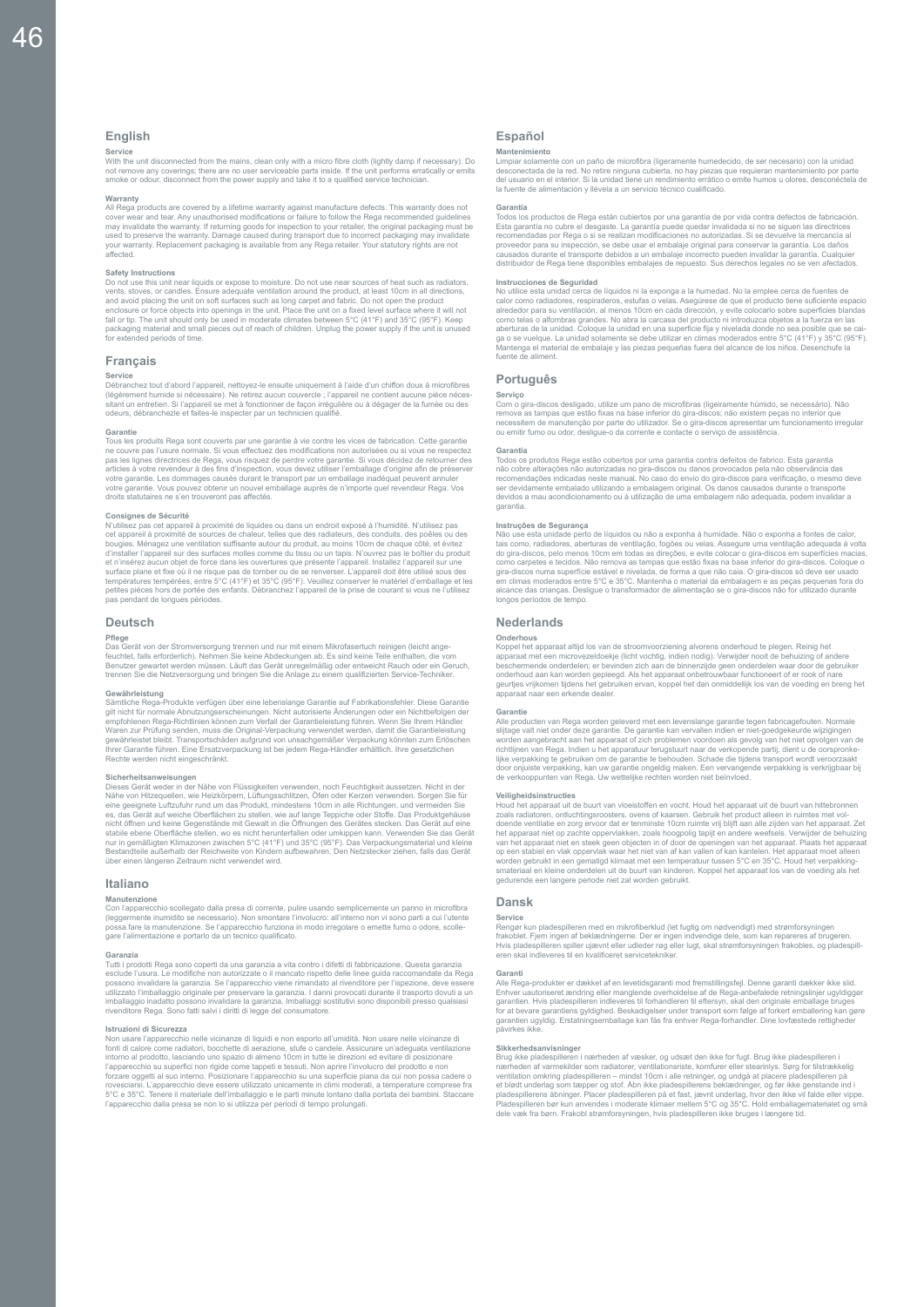## English

### Service

With the unit disconnected from the mains, clean only with a micro fibre cloth (lightly damp if necessary). Do not remove any coverings; there are no user serviceable parts inside. If the unit performs erratically or emits smoke or odour, disconnect from the power supply and take it to a qualified service technician.

### Warranty

All Rega products are covered by a lifetime warranty against manufacture defects. This warranty does not cover wear and tear. Any unauthorised modifications or failure to follow the Rega recommended guidelines may invalidate the warranty. If returning goods for inspection to your retailer, the original packaging must be used to preserve the warranty. Damage caused during transport due to incorrect packaging may invalidate your warranty. Replacement packaging is available from any Rega retailer. Your statutory rights are not affected.

### Safety Instructions

Do not use this unit near liquids or expose to moisture. Do not use near sources of heat such as radiators, vents, stoves, or candles. Ensure adequate ventilation around the product, at least 10cm in all directions, and avoid placing the unit on soft surfaces such as long carpet and fabric. Do not open the product enclosure or force objects into openings in the unit. Place the unit on a fixed level surface where it will not fall or tip. The unit should only be used in moderate climates between 5°C (41°F) and 35°C (95°F). Keep packaging material and small pieces out of reach of children. Unplug the power supply if the unit is unused for extended periods of time.

## Français

### Service

Débranchez tout d'abord l'appareil, nettoyez-le ensuite uniquement à l'aide d'un chiffon doux à microfibres (légèrement humide si nécessaire). Ne retirez aucun couvercle ; l'appareil ne contient aucune pièce nécessitant un entretien. Si l'appareil se met à fonctionner de façon irrégulière ou à dégager de la fumée ou des odeurs, débranchez-le et faites-le inspecter par un technicien qualifié.

### Garantie

Tous les produits Rega sont couverts par une garantie à vie contre les vices de fabrication. Cette garantie ne couvre pas l'usure normale. Si vous effectuez des modifications non autorisées ou si vous ne respectez pas les lignes directrices de Rega, vous risquez de perdre votre garantie. Si vous décidez de retourner des articles à votre revendeur à des fins d'inspection, vous devez utiliser l'emballage d'origine afin de préserver votre garantie. Les dommages causés durant le transport par un emballage inadéquat peuvent annuler votre garantie. Vous pouvez obtenir un nouvel emballage auprès de n'importe quel revendeur Rega. Vos droits statutaires ne s'en trouveront pas affectés.

### Consignes de Sécurité

N'utilisez pas cet appareil à proximité de liquides ou dans un endroit exposé à l'humidité. N'utilisez pas cet appareil à proximité de sources de chaleur, telles que des radiateurs, des conduits, des poêles ou des bougies. Ménagez une ventilation suffisante autour du produit, au moins 10cm de chaque côté, et évitez d'installer l'appareil sur des surfaces molles comme du tissu ou un tapis. N'ouvrez pas le boîtier du produit et n'insérez aucun objet de force dans les ouvertures que présente l'appareil. Installez l'appareil sur une surface plane et fixe où il ne risque pas de tomber ou de se renverser. L'appareil doit être utilisé sous des températures tempérées, entre 5°C (41°F) et 35°C (95°F). Veuillez conserver le matériel d'emballage et les petites pièces hors de portée des enfants. Débranchez l'appareil de la prise de courant si vous ne l'utilisez pas pendant de longues périodes.

## Deutsch

### Pflege

Das Gerät von der Stromversorgung trennen und nur mit einem Mikrofasertuch reinigen (leicht angefeuchtet, falls erforderlich). Nehmen Sie keine Abdeckungen ab. Es sind keine Teile enthalten, die vom Benutzer gewartet werden müssen. Läuft das Gerät unregelmäßig oder entweicht Rauch oder ein Geruch, trennen Sie die Netzversorgung und bringen Sie die Anlage zu einem qualifizierten Service-Techniker.

### Gewährleistung

Sämtliche Rega-Produkte verfügen über eine lebenslange Garantie auf Fabrikationsfehler. Diese Garantie gilt nicht für normale Abnutzungserscheinungen. Nicht autorisierte Änderungen oder ein Nichtbefolgen der empfohlenen Rega-Richtlinien können zum Verfall der Garantieleistung führen. Wenn Sie Ihrem Händler Waren zur Prüfung senden, muss die Original-Verpackung verwendet werden, damit die Garantieleistung gewährleistet bleibt. Transportschäden aufgrund von unsachgemäßer Verpackung könnten zum Erlöschen Ihrer Garantie führen. Eine Ersatzverpackung ist bei jedem Rega-Händler erhältlich. Ihre gesetzlichen Rechte werden nicht eingeschränkt.

### Sicherheitsanweisungen

Dieses Gerät weder in der Nähe von Flüssigkeiten verwenden, noch Feuchtigkeit aussetzen. Nicht in der Nähe von Hitzequellen, wie Heizkörpern, Lüftungsschlitzen, Öfen oder Kerzen verwenden. Sorgen Sie für eine geeignete Luftzufuhr rund um das Produkt, mindestens 10cm in alle Richtungen, und vermeiden Sie es, das Gerät auf weiche Oberflächen zu stellen, wie auf lange Teppiche oder Stoffe. Das Produktgehäuse nicht öffnen und keine Gegenstände mit Gewalt in die Öffnungen des Gerätes stecken. Das Gerät auf eine stabile ebene Oberfläche stellen, wo es nicht herunterfallen oder umkippen kann. Verwenden Sie das Gerät nur in gemäßigten Klimazonen zwischen 5°C (41°F) und 35°C (95°F). Das Verpackungsmaterial und kleine Bestandteile außerhalb der Reichweite von Kindern aufbewahren. Den Netzstecker ziehen, falls das Gerät über einen längeren Zeitraum nicht verwendet wird.

## Italiano

### Manutenzione

Con l'apparecchio scollegato dalla presa di corrente, pulire usando semplicemente un panno in microfibra (leggermente inumidito se necessario). Non smontare l'involucro: all'interno non vi sono parti a cui l'utente possa fare la manutenzione. Se l'apparecchio funziona in modo irregolare o emette fumo o odore, scollegare l'alimentazione e portarlo da un tecnico qualificato.

### Garanzia

Tutti i prodotti Rega sono coperti da una garanzia a vita contro i difetti di fabbricazione. Questa garanzia esclude l'usura. Le modifiche non autorizzate o il mancato rispetto delle linee guida raccomandate da Rega possono invalidare la garanzia. Se l'apparecchio viene rimandato al rivenditore per l'ispezione, deve essere utilizzato l'imballaggio originale per preservare la garanzia. I danni provocati durante il trasporto dovuti a un imballaggio inadatto possono invalidare la garanzia. Imballaggi sostitutivi sono disponibili presso qualsiasi rivenditore Rega. Sono fatti salvi i diritti di legge del consumatore.

### Istruzioni di Sicurezza

Non usare l'apparecchio nelle vicinanze di liquidi e non esporlo all'umidità. Non usare nelle vicinanze di fonti di calore come radiatori, bocchette di aerazione, stufe o candele. Assicurare un'adeguata ventilazione intorno al prodotto, lasciando uno spazio di almeno 10cm in tutte le direzioni ed evitare di posizionare l'apparecchio su superfici non rigide come tappeti e tessuti. Non aprire l'involucro del prodotto e non forzare oggetti al suo interno. Posizionare l'apparecchio su una superficie piana da cui non possa cadere o rovesciarsi. L'apparecchio deve essere utilizzato unicamente in climi moderati, a temperature comprese fra 5°C e 35°C. Tenere il materiale dell'imballaggio e le parti minute lontano dalla portata dei bambini. Staccare l'apparecchio dalla presa se non lo si utilizza per periodi di tempo prolungati.

## Español

### Mantenimiento

Limpiar solamente con un paño de microfibra (ligeramente humedecido, de ser necesario) con la unidad desconectada de la red. No retire ninguna cubierta, no hay piezas que requieran mantenimiento por parte del usuario en el interior. Si la unidad tiene un rendimiento errático o emite humos u olores, desconéctela de la fuente de alimentación y llévela a un servicio técnico cualificado.

### Garantía

Todos los productos de Rega están cubiertos por una garantía de por vida contra defectos de fabricación. Esta garantía no cubre el desgaste. La garantía puede quedar invalidada si no se siguen las directrices recomendadas por Rega o si se realizan modificaciones no autorizadas. Si se devuelve la mercancía al proveedor para su inspección, se debe usar el embalaje original para conservar la garantía. Los daños causados durante el transporte debidos a un embalaje incorrecto pueden invalidar la garantía. Cualquier distribuidor de Rega tiene disponibles embalajes de repuesto. Sus derechos legales no se ven afectados.

### Instrucciones de Seguridad

No utilice esta unidad cerca de líquidos ni la exponga a la humedad. No la emplee cerca de fuentes de calor como radiadores, respiraderos, estufas o velas. Asegúrese de que el producto tiene suficiente espacio alrededor para su ventilación, al menos 10cm en cada dirección, y evite colocarlo sobre superficies blandas como telas o alfombras grandes. No abra la carcasa del producto ni introduzca objetos a la fuerza en las aberturas de la unidad. Coloque la unidad en una superficie fija y nivelada donde no sea posible que se caiga o se vuelque. La unidad solamente se debe utilizar en climas moderados entre 5°C (41°F) y 35°C (95°F). Mantenga el material de embalaje y las piezas pequeñas fuera del alcance de los niños. Desenchufe la fuente de aliment.

## Português

### Serviço

Com o gira-discos desligado, utilize um pano de microfibras (ligeiramente húmido, se necessário). Não remova as tampas que estão fixas na base inferior do gira-discos; não existem peças no interior que necessitem de manutenção por parte do utilizador. Se o gira-discos apresentar um funcionamento irregular ou emitir fumo ou odor, desligue-o da corrente e contacte o serviço de assistência.

### Garantia

Todos os produtos da Rega estão cobertos por uma garantia contra defeitos de fabrico. Esta garantia não cobre alterações não autorizadas no gira-discos ou danos provocados pela não observância das recomendações indicadas neste manual. No caso do envio do gira-discos para verificação, o mesmo deve ser devidamente embalado utilizando a embalagem original. Os danos causados durante o transporte devidos a mau acondicionamento ou à utilização de uma embalagem não adequada, podem invalidar a garantia.

### Instruções de Segurança

Não use esta unidade perto de líquidos ou não a exponha à humidade. Não o exponha a fontes de calor, tais como, radiadores, aberturas de ventilação, fogões ou velas. Assegure uma ventilação adequada à volta do gira-discos, pelo menos 10cm em todas as direções, e evite colocar o gira-discos em superfícies macias, como carpetes e tecidos. Não remova as tampas que estão fixas na base inferior do gira-discos. Coloque o gira-discos numa superfície estável e nivelada, de forma a que não caia. O gira-discos só deve ser usado em climas moderados entre 5°C e 35°C. Mantenha o material da embalagem e as peças pequenas fora do alcance das crianças. Desligue o transformador de alimentação se o gira-discos não for utilizado durante longos períodos de tempo.

## Nederlands

### Onderhous

Koppel het apparaat altijd los van de stroomvoorziening alvorens onderhoud te plegen. Reinig het apparaat met een microvezeldoekje (licht vochtig, indien nodig). Verwijder nooit de behuizing of andere beschermende onderdelen; er bevinden zich aan de binnenzijde geen onderdelen waar door de gebruiker onderhoud aan kan worden gepleegd. Als het apparaat ondetrouwbaar functioneert of er rook of nare geurtjes vrijkomen tijdens het gebruiken ervan, koppel het dan onmiddellijk los van de voeding en breng het apparaat naar een erkende dealer.

### Garantie

Alle producten van Rega worden geleverd met een levenslange garantie tegen fabricagefouten. Normale slijtage valt niet onder deze garantie. De garantie kan vervallen indien er niet-goedgekeurde wijzigingen worden aangebracht aan het apparaat of zich problemen voordoen als gevolg van het niet opvolgen van de richtlijnen van Rega. Indien u het apparatuur terugstuurt naar de verkopende partij, dient u de oorspronkelijke verpakking te gebruiken om de garantie te behouden. Schade die tijdens transport wordt veroorzaakt door onjuiste verpakking, kan uw garantie ongeldig maken. Een vervangende verpakking is verkrijgbaar bij de verkooppunten van Rega. Uw wettelijke rechten worden niet beïnvloed.

### Veiligheidsinstructies

Houd het apparaat uit de buurt van vloeistoffen en vocht. Houd het apparaat uit de buurt van hittebronnen zoals radiatoren, ontluchtingsroosters, ovens of kaarsen. Gebruik het product alleen in ruimtes met voldoende ventilatie en zorg ervoor dat er tenminste 10cm ruimte vrij blijft aan alle zijden van het apparaat. Zet het apparaat niet op zachte oppervlakken, zoals hoogpolig tapijt en andere weefsels. Verwijder de behuizing van het apparaat niet en steek geen objecten in of door de openingen van het apparaat. Plaats het apparaat op een stabiel en vlak oppervlak waar het niet van af kan vallen of kan kantelen. Het apparaat moet alleen worden gebruikt in een gematigd klimaat met een temperatuur tussen 5°C en 35°C. Houd het verpakkingsmateriaal en kleine onderdelen uit de buurt van kinderen. Koppel het apparaat los van de voeding als het gedurende een langere periode niet zal worden gebruikt.

## Dansk

### Service

Rengør kun pladespilleren med en mikrofiberklud (let fugtig om nødvendigt) med strømforsyningen frakoblet. Fjern ingen af beklædningerne. Der er ingen indvendige dele, som kan repareres af brugeren. Hvis pladespilleren spiller ujævnt eller udleder røg eller lugt, skal strømforsyningen frakobles, og pladespilleren skal indleveres til en kvalificeret servicetekniker.

### Garanti

Alle Rega-produkter er dækket af en levetidsgaranti mod fremstillingsfejl. Denne garanti dækker ikke slid. Enhver uautoriseret ændring eller manglende overholdelse af de Rega-anbefalede retningslinjer ugyldiggør garantien. Hvis pladespilleren indleveres til forhandleren til eftersyn, skal den originale emballage bruges for at bevare garantiens gyldighed. Beskadigelser under transport som følge af forkert emballering kan gøre garantien ugyldig. Erstatningsemballage kan fås fra enhver Rega-forhandler. Dine lovfæstede rettigheder påvirkes ikke.

### Sikkerhedsanvisninger

Brug ikke pladespilleren i nærheden af væsker, og udsæt den ikke for fugt. Brug ikke pladespilleren i nærheden af varmekilder som radiatorer, ventilationsriste, komfurer eller stearinlys. Sørg for tilstrækkelig ventilation omkring pladespilleren – mindst 10cm i alle retninger, og undgå at placere pladespilleren på et blødt underlag som tæpper og stof. Åbn ikke pladespillerens beklædninger, og før ikke genstande ind i pladespillerens åbninger. Placer pladespilleren på et fast, jævnt underlag, hvor den ikke vil falde eller vippe. Pladespilleren bør kun anvendes i moderate klimaer mellem 5°C og 35°C. Hold emballagematerialet og små dele væk fra børn. Frakobl strømforsyningen, hvis pladespilleren ikke bruges i længere tid.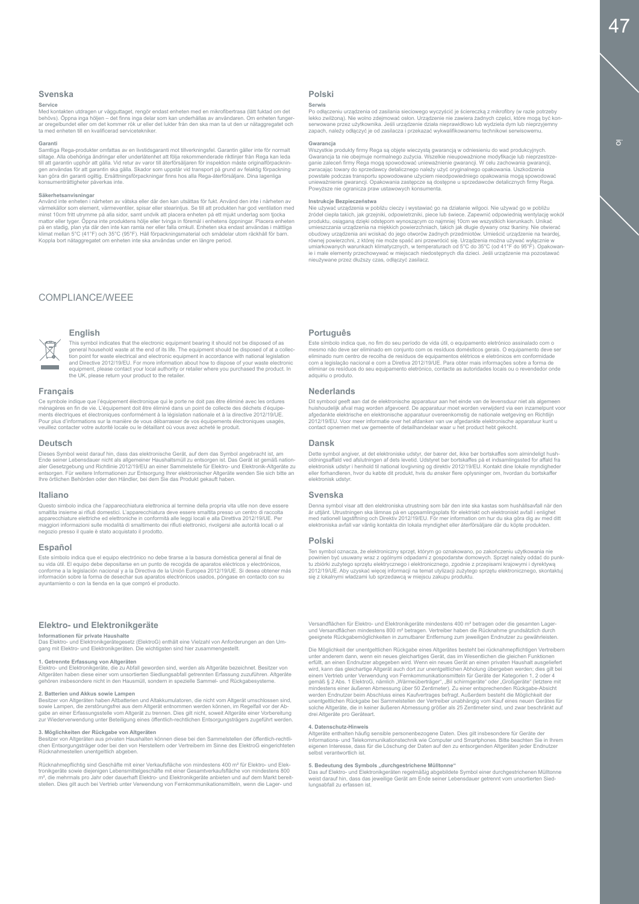## Svenska

**Service**
Med kontakten utdragen ur vägguttaget, rengör endast enheten med en mikrofibertrasa (lätt fuktad om det behövs). Öppna inga höljen – det finns inga delar som kan underhållas av användaren. Om enheten fungerar oregelbundet eller om det kommer rök ur eller det lukter från den ska man ta ut den ur nätaggregatet och ta med enheten till en kvalificerad servicetekniker.

**Garanti**
Samtliga Rega-produkter omfattas av en livstidsgaranti mot tillverkningsfel. Garantin gäller inte för normalt slitage. Alla obehöriga ändringar eller underlåtenhet att följa rekommenderade riktlinjer från Rega kan leda till att garantin upphör att gälla. Vid retur av varor till återförsäljaren för inspektion måste originalförpackningen användas för att garantin ska gälla. Skador som uppstår vid transport på grund av felaktig förpackning kan göra din garanti ogiltig. Ersättningsförpackningar finns hos alla Rega-återförsäljare. Dina lagenliga konsumenträttigheter påverkas inte.

**Säkerhetsanvisningar**
Använd inte enheten i närheten av vätska eller där den kan utsättas för fukt. Använd den inte i närheten av värmekällor som element, värmeventiler, spisar eller stearinljus. Se till att produkten har god ventilation med minst 10cm fritt utrymme på alla sidor, samt undvik att placera enheten på ett mjukt underlag som tjocka mattor eller tyger. Öppna inte produktens hölje eller tvinga in föremål i enhetens öppningar. Placera enheten på en stadig, plan yta där den inte kan ramla ner eller falla omkull. Enheten ska endast användas i måttliga klimat mellan 5°C (41°F) och 35°C (95°F). Håll förpackningsmaterial och smådelar utom räckhåll för barn. Koppla bort nätaggregatet om enheten inte ska användas under en längre period.

## Polski

**Serwis**
Po odłączeniu urządzenia od zasilania sieciowego wyczyścić je ściereczką z mikrofibry (w razie potrzeby lekko zwilżoną). Nie wolno zdejmować osłon. Urządzenie nie zawiera żadnych części, które mogą być konserwowane przez użytkownika. Jeśli urządzenie działa nieprawidłowo lub wydziela dym lub nieprzyjemny zapach, należy odłączyć je od zasilacza i przekazać wykwalifikowanemu technikowi serwisowemu.

**Gwarancja**
Wszystkie produkty firmy Rega są objęte wieczystą gwarancją w odniesieniu do wad produkcyjnych. Gwarancja ta nie obejmuje normalnego zużycia. Wszelkie nieupoważnione modyfikacje lub nieprzestrzeganie zaleceń firmy Rega mogą spowodować unieważnienie gwarancji. W celu zachowania gwarancji, zwracając towary do sprzedawcy detalicznego należy użyć oryginalnego opakowania. Uszkodzenia powstałe podczas transportu spowodowane użyciem nieodpowiedniego opakowania mogą spowodować unieważnienie gwarancji. Opakowania zastępcze są dostępne u sprzedawców detalicznych firmy Rega. Powyższe nie ogranicza praw ustawowych konsumenta.

**Instrukcje Bezpieczeństwa**
Nie używać urządzenia w pobliżu cieczy i wystawiać go na działanie wilgoci. Nie używać go w pobliżu źródeł ciepła takich, jak grzejniki, odpowietrzniki, piece lub świece. Zapewnić odpowiednią wentylację wokół produktu, osiąganą dzięki odstępom wynoszącym co najmniej 10cm we wszystkich kierunkach. Unikać umieszczania urządzenia na miękkich powierzchniach, takich jak długie dywany oraz tkaniny. Nie otwierać obudowy urządzenia ani wciskać do jego otworów żadnych przedmiotów. Umieścić urządzenie na twardej, równej powierzchni, z której nie może spaść ani przewrócić się. Urządzenia można używać wyłącznie w umiarkowanych warunkach klimatycznych, w temperaturach od 5°C do 35°C (od 41°F do 95°F). Opakowanie i małe elementy przechowywać w miejscach niedostępnych dla dzieci. Jeśli urządzenie ma pozostawać nieużywane przez dłuższy czas, odłączyć zasilacz.

# COMPLIANCE/WEEE

## English

This symbol indicates that the electronic equipment bearing it should not be disposed of as general household waste at the end of its life. The equipment should be disposed of at a collection point for waste electrical and electronic equipment in accordance with national legislation and Directive 2012/19/EU. For more information about how to dispose of your waste electronic equipment, please contact your local authority or retailer where you purchased the product. In the UK, please return your product to the retailer.

## Français

Ce symbole indique que l'équipement électronique qui le porte ne doit pas être éliminé avec les ordures ménagères en fin de vie. L'équipement doit être éliminé dans un point de collecte des déchets d'équipements électriques et électroniques conformément à la législation nationale et à la directive 2012/19/UE. Pour plus d'informations sur la manière de vous débarrasser de vos équipements électroniques usagés, veuillez contacter votre autorité locale ou le détaillant auprès de qui vous avez acheté le produit.

## Deutsch

Dieses Symbol weist darauf hin, dass das elektronische Gerät, auf dem das Symbol angebracht ist, am Ende seiner Lebensdauer nicht als allgemeiner Haushaltsmüll zu entsorgen ist. Das Gerät ist gemäß nationaler Gesetzgebung und Richtlinie 2012/19/EU an einer Sammelstelle für Elektro- und Elektronik-Altgeräte zu entsorgen. Für weitere Informationen zur Entsorgung Ihrer elektronischen Altgeräte wenden Sie sich bitte an Ihre örtlichen Behörden oder den Händler, bei dem Sie das Produkt gekauft haben.

## Italiano

Questo simbolo indica che l'apparecchiatura elettronica al termine della propria vita utile non deve essere smaltita insieme ai rifiuti domestici. L'apparecchiatura deve essere smaltita presso un centro di raccolta apparecchiature elettriche ed elettroniche in conformità alle leggi locali e alla Direttiva 2012/19/UE. Per maggiori informazioni sulle modalità di smaltimento dei rifiuti elettronici, rivolgersi alle autorità locali o al negozio presso il quale è stato acquistato il prodotto.

## Español

Este símbolo indica que el equipo electrónico no debe tirarse a la basura doméstica general al final de su vida útil. El equipo debe depositarse en un punto de recogida de aparatos eléctricos y electrónicos, conforme a la legislación nacional y a la Directiva de la Unión Europea 2012/19/UE. Si desea obtener más información sobre la forma de desechar sus aparatos electrónicos usados, póngase en contacto con su ayuntamiento o con la tienda en la que compró el producto.

## Português

Este símbolo indica que, no fim do seu período de vida útil, o equipamento eletrónico assinalado com o mesmo não deve ser eliminado em conjunto com os resíduos domésticos gerais. O equipamento deve ser eliminado num centro de recolha de resíduos de equipamentos elétricos e eletrónicos em conformidade com a legislação nacional e com a Diretiva 2012/19/UE. Para obter mais informações sobre a forma de eliminar os resíduos do seu equipamento eletrónico, contacte as autoridades locais ou o revendedor onde adquiriu o produto.

## Nederlands

Dit symbool geeft aan dat de elektronische apparatuur aan het einde van de levensduur niet als algemeen huishoudelijk afval mag worden afgevoerd. De apparatuur moet worden verwijderd via een inzamelpunt voor afgedankte elektrische en elektronische apparatuur overeenkomstig de nationale wetgeving en Richtlijn 2012/19/EU. Voor meer informatie over het afdanken van uw afgedankte elektronische apparatuur kunt u contact opnemen met uw gemeente of detailhandelaar waar u het product hebt gekocht.

## Dansk

Dette symbol angiver, at det elektroniske udstyr, der bærer det, ikke bør bortskaffes som almindeligt husholdningsaffald ved afslutningen af dets levetid. Udstyret bør bortskaffes på et indsamlingssted for affald fra elektronisk udstyr i henhold til national lovgivning og direktiv 2012/19/EU. Kontakt dine lokale myndigheder eller forhandleren, hvor du købte dit produkt, hvis du ønsker flere oplysninger om, hvordan du bortskaffer elektronisk udstyr.

## Svenska

Denna symbol visar att den elektroniska utrustning som bär den inte ska kastas som hushållsavfall när den är uttjänt. Utrustningen ska lämnas på en uppsamlingsplats för elektriskt och elektroniskt avfall i enlighet med nationell lagstiftning och Direktiv 2012/19/EU. För mer information om hur du ska göra dig av med ditt elektroniska avfall var vänlig kontakta din lokala myndighet eller återförsäljare där du köpte produkten.

## Polski

Ten symbol oznacza, że elektroniczny sprzęt, którym go oznakowano, po zakończeniu użytkowania nie powinien być usuwany wraz z ogólnymi odpadami z gospodarstw domowych. Sprzęt należy oddać do punktu zbiórki zużytego sprzętu elektrycznego i elektronicznego, zgodnie z przepisami krajowymi i dyrektywą 2012/19/UE. Aby uzyskać więcej informacji na temat utylizacji zużytego sprzętu elektronicznego, skontaktuj się z lokalnymi władzami lub sprzedawcą w miejscu zakupu produktu.

## Elektro- und Elektronikgeräte

**Informationen für private Haushalte**
Das Elektro- und Elektronikgerätegesetz (ElektroG) enthält eine Vielzahl von Anforderungen an den Umgang mit Elektro- und Elektronikgeräten. Die wichtigsten sind hier zusammengestellt.

**1. Getrennte Erfassung von Altgeräten**
Elektro- und Elektronikgeräte, die zu Abfall geworden sind, werden als Altgeräte bezeichnet. Besitzer von Altgeräten haben diese einer vom unsortierten Siedlungsabfall getrennten Erfassung zuzuführen. Altgeräte gehören insbesondere nicht in den Hausmüll, sondern in spezielle Sammel- und Rückgabesysteme.

**2. Batterien und Akkus sowie Lampen**
Besitzer von Altgeräten haben Altbatterien und Altakkumulatoren, die nicht vom Altgerät umschlossen sind, sowie Lampen, die zerstörungsfrei aus dem Altgerät entnommen werden können, im Regelfall vor der Abgabe an einer Erfassungsstelle vom Altgerät zu trennen. Dies gilt nicht, soweit Altgeräte einer Vorbereitung zur Wiederverwendung unter Beteiligung eines öffentlich-rechtlichen Entsorgungsträgers zugeführt werden.

**3. Möglichkeiten der Rückgabe von Altgeräten**
Besitzer von Altgeräten aus privaten Haushalten können diese bei den Sammelstellen der öffentlich-rechtlichen Entsorgungsträger oder bei den von Herstellern oder Vertreibern im Sinne des ElektroG eingerichteten Rücknahmestellen unentgeltlich abgeben.

Rücknahmepflichtig sind Geschäfte mit einer Verkaufsfläche von mindestens 400 m² für Elektro- und Elektronikgeräte sowie diejenigen Lebensmittelgeschäfte mit einer Gesamtverkaufsfläche von mindestens 800 m², die mehrmals pro Jahr oder dauerhaft Elektro- und Elektronikgeräte anbieten und auf dem Markt bereitstellen. Dies gilt auch bei Vertrieb unter Verwendung von Fernkommunikationsmitteln, wenn die Lager- und Versandflächen für Elektro- und Elektronikgeräte mindestens 400 m² betragen oder die gesamten Lager- und Versandflächen mindestens 800 m² betragen. Vertreiber haben die Rücknahme grundsätzlich durch geeignete Rückgabemöglichkeiten in zumutbarer Entfernung zum jeweiligen Endnutzer zu gewährleisten.

Die Möglichkeit der unentgeltlichen Rückgabe eines Altgerätes besteht bei rücknahmepflichtigen Vertreibern unter anderem dann, wenn ein neues gleichartiges Gerät, das im Wesentlichen die gleichen Funktionen erfüllt, an einen Endnutzer abgegeben wird. Wenn ein neues Gerät an einen privaten Haushalt ausgeliefert wird, kann das gleichartige Altgerät auch dort zur unentgeltlichen Abholung übergeben werden; dies gilt bei einem Vertrieb unter Verwendung von Fernkommunikationsmitteln für Geräte der Kategorien 1, 2 oder 4 gemäß § 2 Abs. 1 ElektroG, nämlich „Wärmeüberträger", „Bil schirmgeräte" oder „Großgeräte" (letztere mit mindestens einer äußeren Abmessung über 50 Zentimeter). Zu einer entsprechenden Rückgabe-Absicht werden Endnutzer beim Abschluss eines Kaufvertrages befragt. Außerdem besteht die Möglichkeit der unentgeltlichen Rückgabe bei Sammelstellen der Vertreiber unabhängig vom Kauf eines neuen Gerätes für solche Altgeräte, die in keiner äußeren Abmessung größer als 25 Zentimeter sind, und zwar beschränkt auf drei Altgeräte pro Geräteart.

**4. Datenschutz-Hinweis**
Altgeräte enthalten häufig sensible personenbezogene Daten. Dies gilt insbesondere für Geräte der Informations- und Telekommunikationstechnik wie Computer und Smartphones. Bitte beachten Sie in Ihrem eigenen Interesse, dass für die Löschung der Daten auf den zu entsorgenden Altgeräten jeder Endnutzer selbst verantwortlich ist.

**5. Bedeutung des Symbols „durchgestrichene Mülltonne"**
Das auf Elektro- und Elektronikgeräten regelmäßig abgebildete Symbol einer durchgestrichenen Mülltonne weist darauf hin, dass das jeweilige Gerät am Ende seiner Lebensdauer getrennt vom unsortierten Siedlungsabfall zu erfassen ist.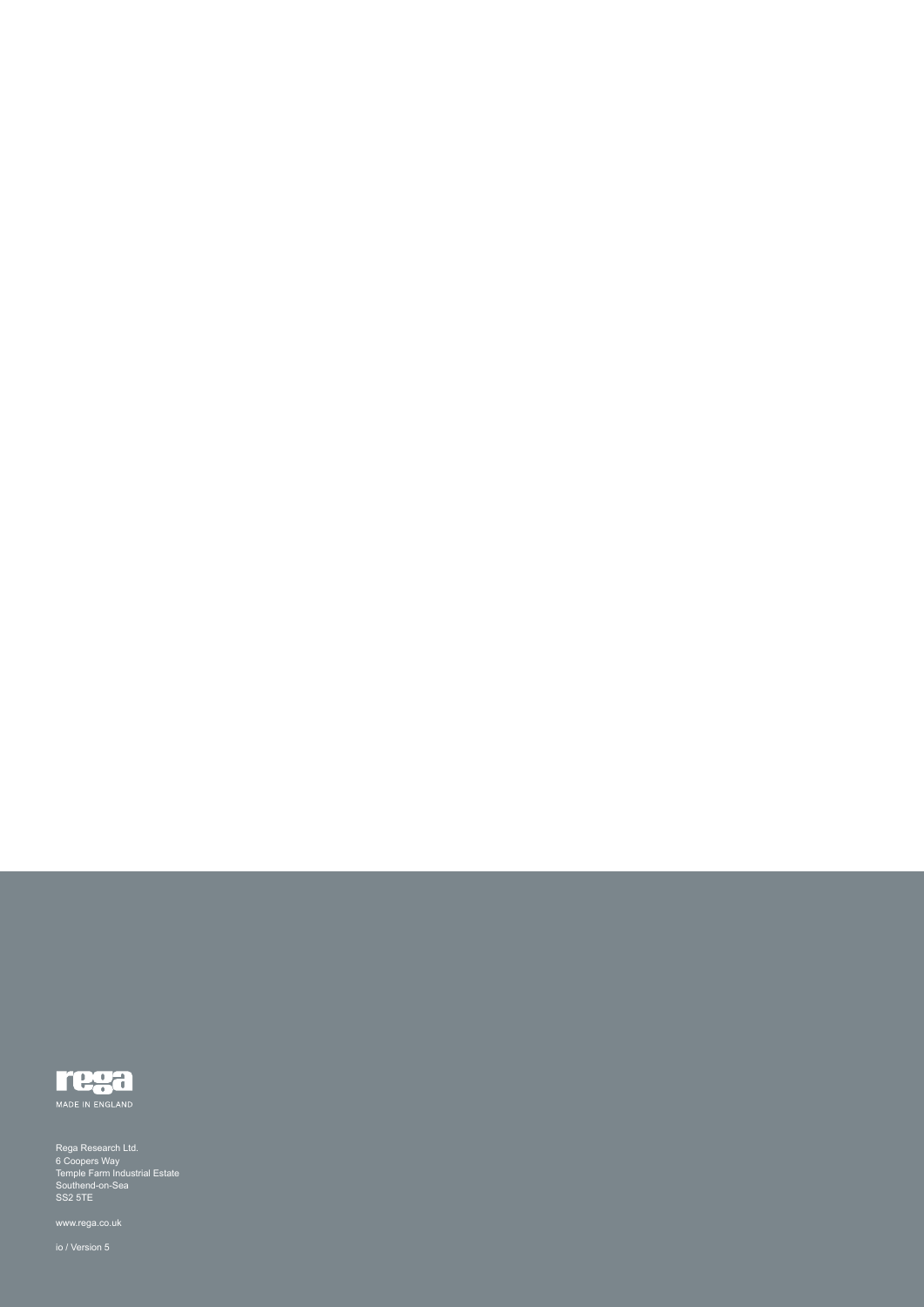rega

MADE IN ENGLAND

Rega Research Ltd.
6 Coopers Way
Temple Farm Industrial Estate
Southend-on-Sea
SS2 5TE

www.rega.co.uk

io / Version 5